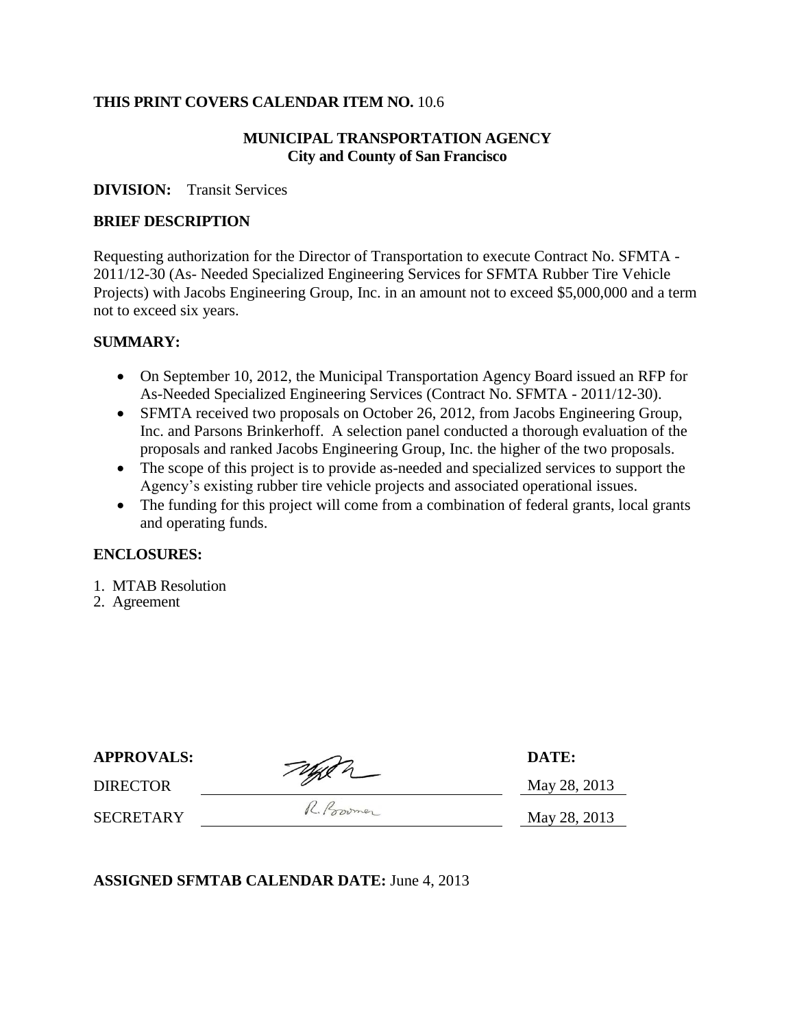**THIS PRINT COVERS CALENDAR ITEM NO.** 10.6

**MUNICIPAL TRANSPORTATION AGENCY**
**City and County of San Francisco**

**DIVISION:** Transit Services

**BRIEF DESCRIPTION**

Requesting authorization for the Director of Transportation to execute Contract No. SFMTA - 2011/12-30 (As- Needed Specialized Engineering Services for SFMTA Rubber Tire Vehicle Projects) with Jacobs Engineering Group, Inc. in an amount not to exceed $5,000,000 and a term not to exceed six years.

**SUMMARY:**

- On September 10, 2012, the Municipal Transportation Agency Board issued an RFP for As-Needed Specialized Engineering Services (Contract No. SFMTA - 2011/12-30).
- SFMTA received two proposals on October 26, 2012, from Jacobs Engineering Group, Inc. and Parsons Brinkerhoff. A selection panel conducted a thorough evaluation of the proposals and ranked Jacobs Engineering Group, Inc. the higher of the two proposals.
- The scope of this project is to provide as-needed and specialized services to support the Agency's existing rubber tire vehicle projects and associated operational issues.
- The funding for this project will come from a combination of federal grants, local grants and operating funds.

**ENCLOSURES:**

1. MTAB Resolution
2. Agreement

| **APPROVALS:** | | **DATE:** |
|---|---|---|
| DIRECTOR | [signature] | May 28, 2013 |
| SECRETARY | R. Boomer | May 28, 2013 |

**ASSIGNED SFMTAB CALENDAR DATE:** June 4, 2013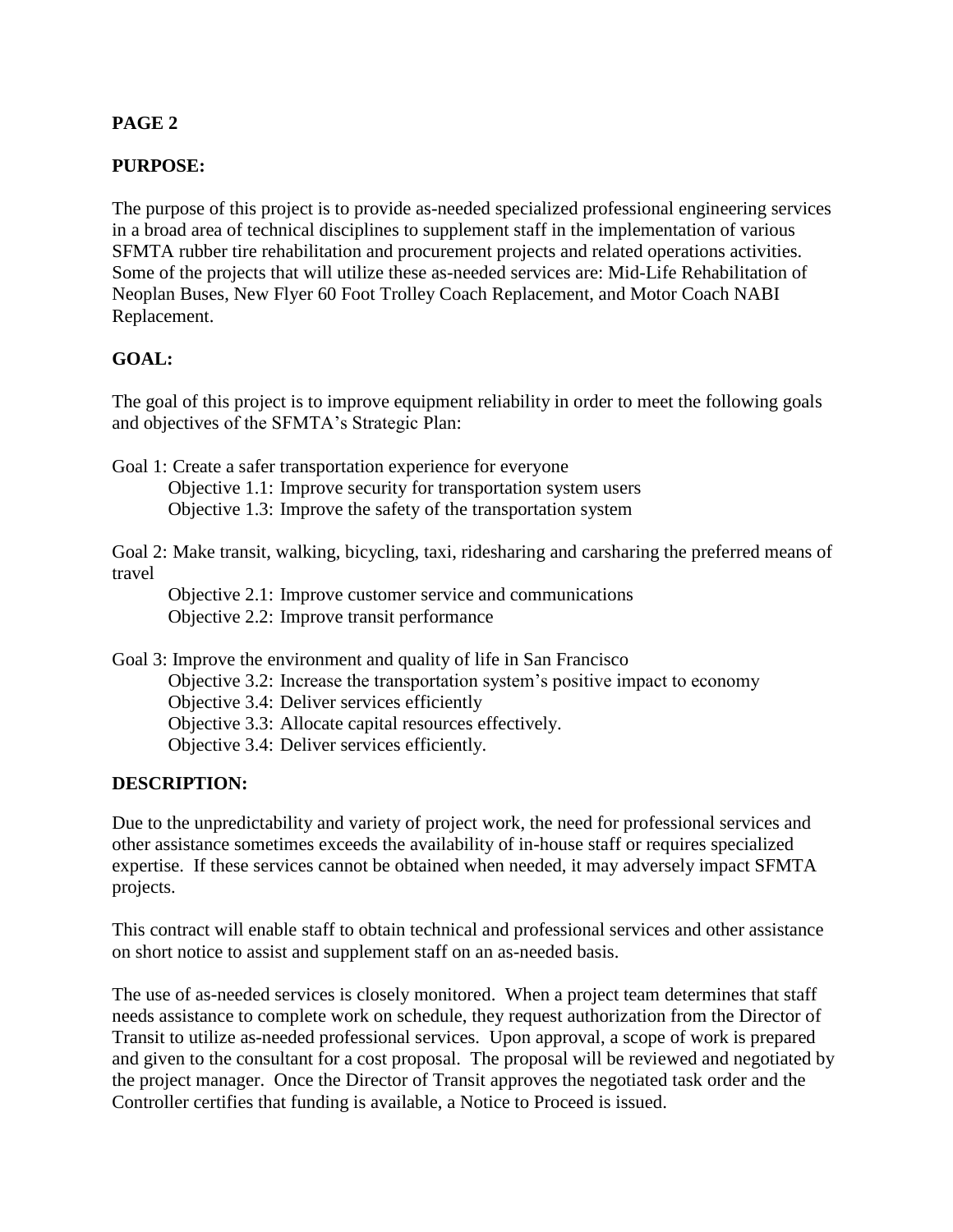**PAGE 2**

**PURPOSE:**

The purpose of this project is to provide as-needed specialized professional engineering services in a broad area of technical disciplines to supplement staff in the implementation of various SFMTA rubber tire rehabilitation and procurement projects and related operations activities. Some of the projects that will utilize these as-needed services are: Mid-Life Rehabilitation of Neoplan Buses, New Flyer 60 Foot Trolley Coach Replacement, and Motor Coach NABI Replacement.

**GOAL:**

The goal of this project is to improve equipment reliability in order to meet the following goals and objectives of the SFMTA's Strategic Plan:

Goal 1: Create a safer transportation experience for everyone
- Objective 1.1: Improve security for transportation system users
- Objective 1.3: Improve the safety of the transportation system

Goal 2: Make transit, walking, bicycling, taxi, ridesharing and carsharing the preferred means of travel
- Objective 2.1: Improve customer service and communications
- Objective 2.2: Improve transit performance

Goal 3: Improve the environment and quality of life in San Francisco
- Objective 3.2: Increase the transportation system's positive impact to economy
- Objective 3.4: Deliver services efficiently
- Objective 3.3: Allocate capital resources effectively.
- Objective 3.4: Deliver services efficiently.

**DESCRIPTION:**

Due to the unpredictability and variety of project work, the need for professional services and other assistance sometimes exceeds the availability of in-house staff or requires specialized expertise. If these services cannot be obtained when needed, it may adversely impact SFMTA projects.

This contract will enable staff to obtain technical and professional services and other assistance on short notice to assist and supplement staff on an as-needed basis.

The use of as-needed services is closely monitored. When a project team determines that staff needs assistance to complete work on schedule, they request authorization from the Director of Transit to utilize as-needed professional services. Upon approval, a scope of work is prepared and given to the consultant for a cost proposal. The proposal will be reviewed and negotiated by the project manager. Once the Director of Transit approves the negotiated task order and the Controller certifies that funding is available, a Notice to Proceed is issued.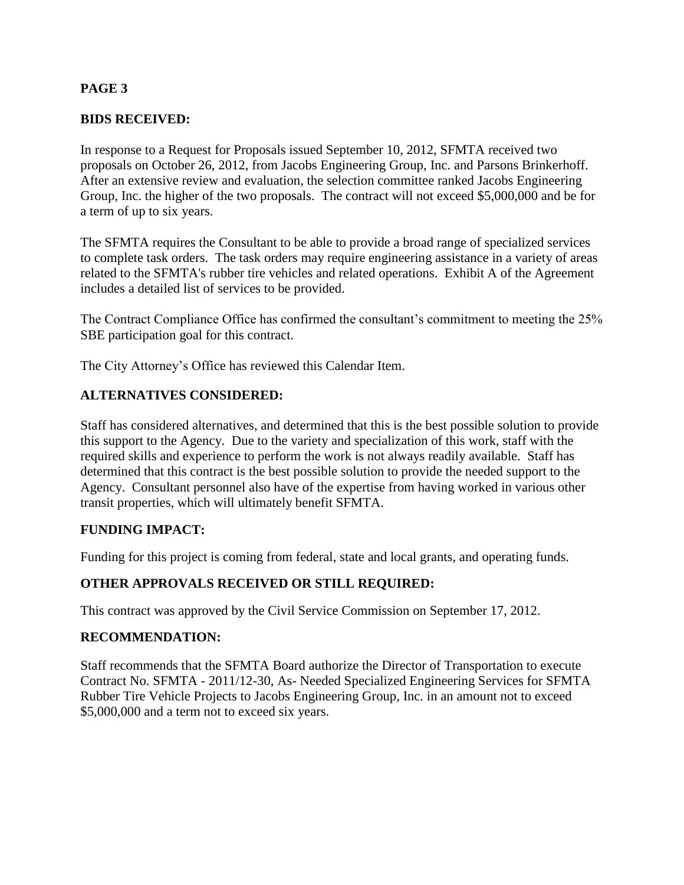**PAGE 3**

**BIDS RECEIVED:**

In response to a Request for Proposals issued September 10, 2012, SFMTA received two proposals on October 26, 2012, from Jacobs Engineering Group, Inc. and Parsons Brinkerhoff. After an extensive review and evaluation, the selection committee ranked Jacobs Engineering Group, Inc. the higher of the two proposals. The contract will not exceed $5,000,000 and be for a term of up to six years.

The SFMTA requires the Consultant to be able to provide a broad range of specialized services to complete task orders. The task orders may require engineering assistance in a variety of areas related to the SFMTA's rubber tire vehicles and related operations. Exhibit A of the Agreement includes a detailed list of services to be provided.

The Contract Compliance Office has confirmed the consultant's commitment to meeting the 25% SBE participation goal for this contract.

The City Attorney's Office has reviewed this Calendar Item.

**ALTERNATIVES CONSIDERED:**

Staff has considered alternatives, and determined that this is the best possible solution to provide this support to the Agency. Due to the variety and specialization of this work, staff with the required skills and experience to perform the work is not always readily available. Staff has determined that this contract is the best possible solution to provide the needed support to the Agency. Consultant personnel also have of the expertise from having worked in various other transit properties, which will ultimately benefit SFMTA.

**FUNDING IMPACT:**

Funding for this project is coming from federal, state and local grants, and operating funds.

**OTHER APPROVALS RECEIVED OR STILL REQUIRED:**

This contract was approved by the Civil Service Commission on September 17, 2012.

**RECOMMENDATION:**

Staff recommends that the SFMTA Board authorize the Director of Transportation to execute Contract No. SFMTA - 2011/12-30, As- Needed Specialized Engineering Services for SFMTA Rubber Tire Vehicle Projects to Jacobs Engineering Group, Inc. in an amount not to exceed $5,000,000 and a term not to exceed six years.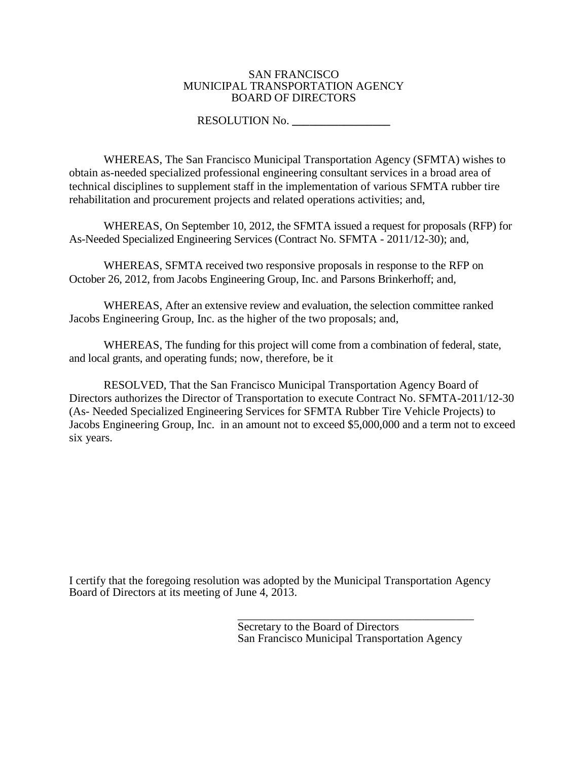SAN FRANCISCO
MUNICIPAL TRANSPORTATION AGENCY
BOARD OF DIRECTORS

RESOLUTION No. _________________

WHEREAS, The San Francisco Municipal Transportation Agency (SFMTA) wishes to obtain as-needed specialized professional engineering consultant services in a broad area of technical disciplines to supplement staff in the implementation of various SFMTA rubber tire rehabilitation and procurement projects and related operations activities; and,

WHEREAS, On September 10, 2012, the SFMTA issued a request for proposals (RFP) for As-Needed Specialized Engineering Services (Contract No. SFMTA - 2011/12-30); and,

WHEREAS, SFMTA received two responsive proposals in response to the RFP on October 26, 2012, from Jacobs Engineering Group, Inc. and Parsons Brinkerhoff; and,

WHEREAS, After an extensive review and evaluation, the selection committee ranked Jacobs Engineering Group, Inc. as the higher of the two proposals; and,

WHEREAS, The funding for this project will come from a combination of federal, state, and local grants, and operating funds; now, therefore, be it

RESOLVED, That the San Francisco Municipal Transportation Agency Board of Directors authorizes the Director of Transportation to execute Contract No. SFMTA-2011/12-30 (As- Needed Specialized Engineering Services for SFMTA Rubber Tire Vehicle Projects) to Jacobs Engineering Group, Inc. in an amount not to exceed $5,000,000 and a term not to exceed six years.

I certify that the foregoing resolution was adopted by the Municipal Transportation Agency Board of Directors at its meeting of June 4, 2013.

_____________________________________________
Secretary to the Board of Directors
San Francisco Municipal Transportation Agency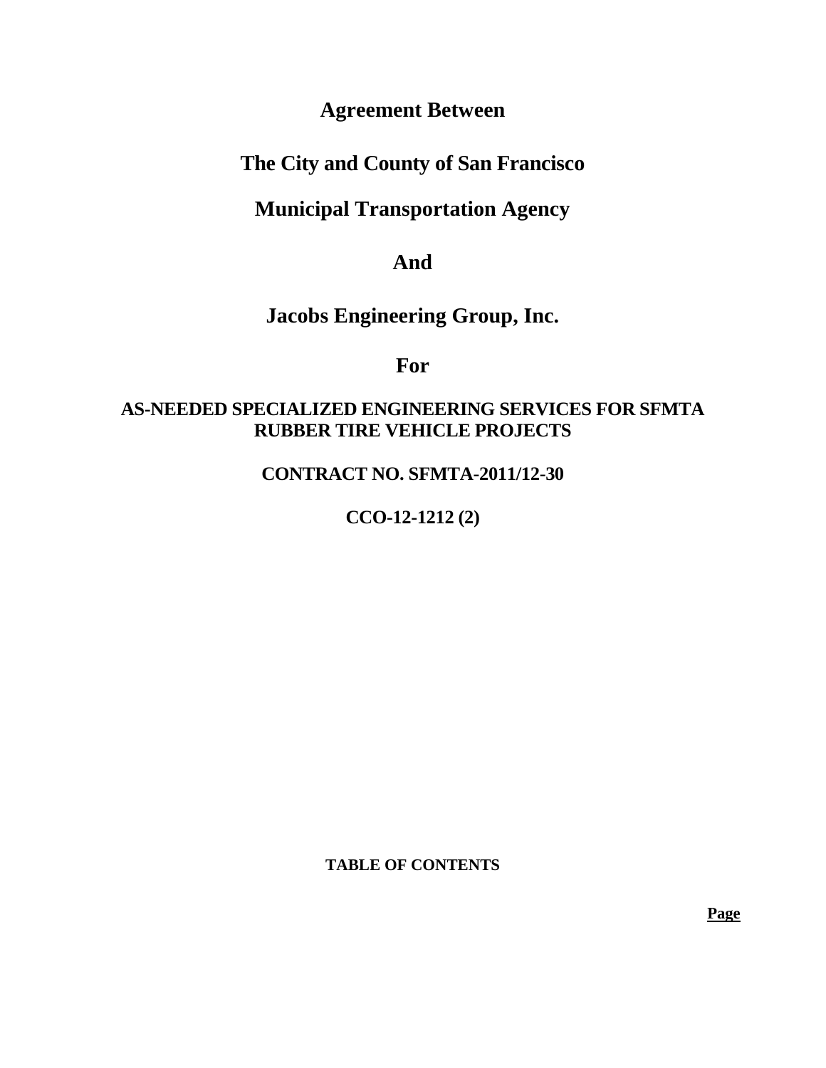# Agreement Between

# The City and County of San Francisco

# Municipal Transportation Agency

# And

# Jacobs Engineering Group, Inc.

# For

## AS-NEEDED SPECIALIZED ENGINEERING SERVICES FOR SFMTA RUBBER TIRE VEHICLE PROJECTS

## CONTRACT NO. SFMTA-2011/12-30

## CCO-12-1212 (2)

**TABLE OF CONTENTS**

**Page**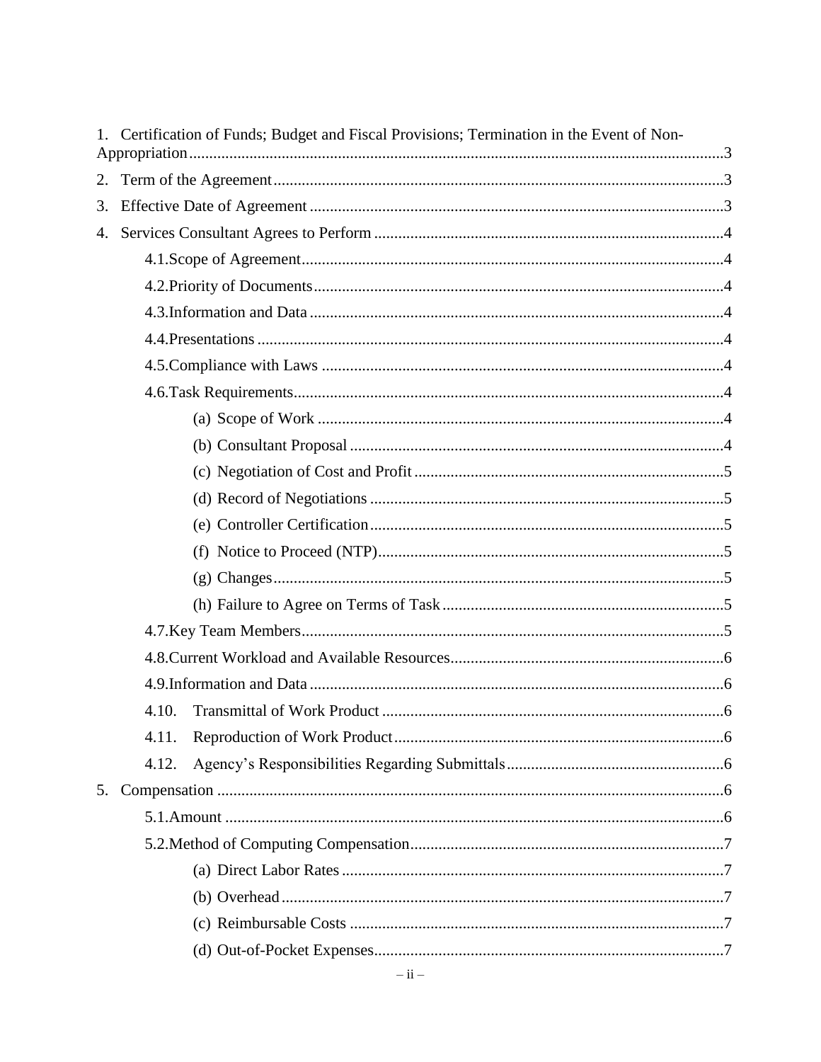1. Certification of Funds; Budget and Fiscal Provisions; Termination in the Event of Non-Appropriation ... 3

2. Term of the Agreement ... 3

3. Effective Date of Agreement ... 3

4. Services Consultant Agrees to Perform ... 4

    - 4.1. Scope of Agreement ... 4
    - 4.2. Priority of Documents ... 4
    - 4.3. Information and Data ... 4
    - 4.4. Presentations ... 4
    - 4.5. Compliance with Laws ... 4
    - 4.6. Task Requirements ... 4
        - (a) Scope of Work ... 4
        - (b) Consultant Proposal ... 4
        - (c) Negotiation of Cost and Profit ... 5
        - (d) Record of Negotiations ... 5
        - (e) Controller Certification ... 5
        - (f) Notice to Proceed (NTP) ... 5
        - (g) Changes ... 5
        - (h) Failure to Agree on Terms of Task ... 5
    - 4.7. Key Team Members ... 5
    - 4.8. Current Workload and Available Resources ... 6
    - 4.9. Information and Data ... 6
    - 4.10. Transmittal of Work Product ... 6
    - 4.11. Reproduction of Work Product ... 6
    - 4.12. Agency's Responsibilities Regarding Submittals ... 6

5. Compensation ... 6

    - 5.1. Amount ... 6
    - 5.2. Method of Computing Compensation ... 7
        - (a) Direct Labor Rates ... 7
        - (b) Overhead ... 7
        - (c) Reimbursable Costs ... 7
        - (d) Out-of-Pocket Expenses ... 7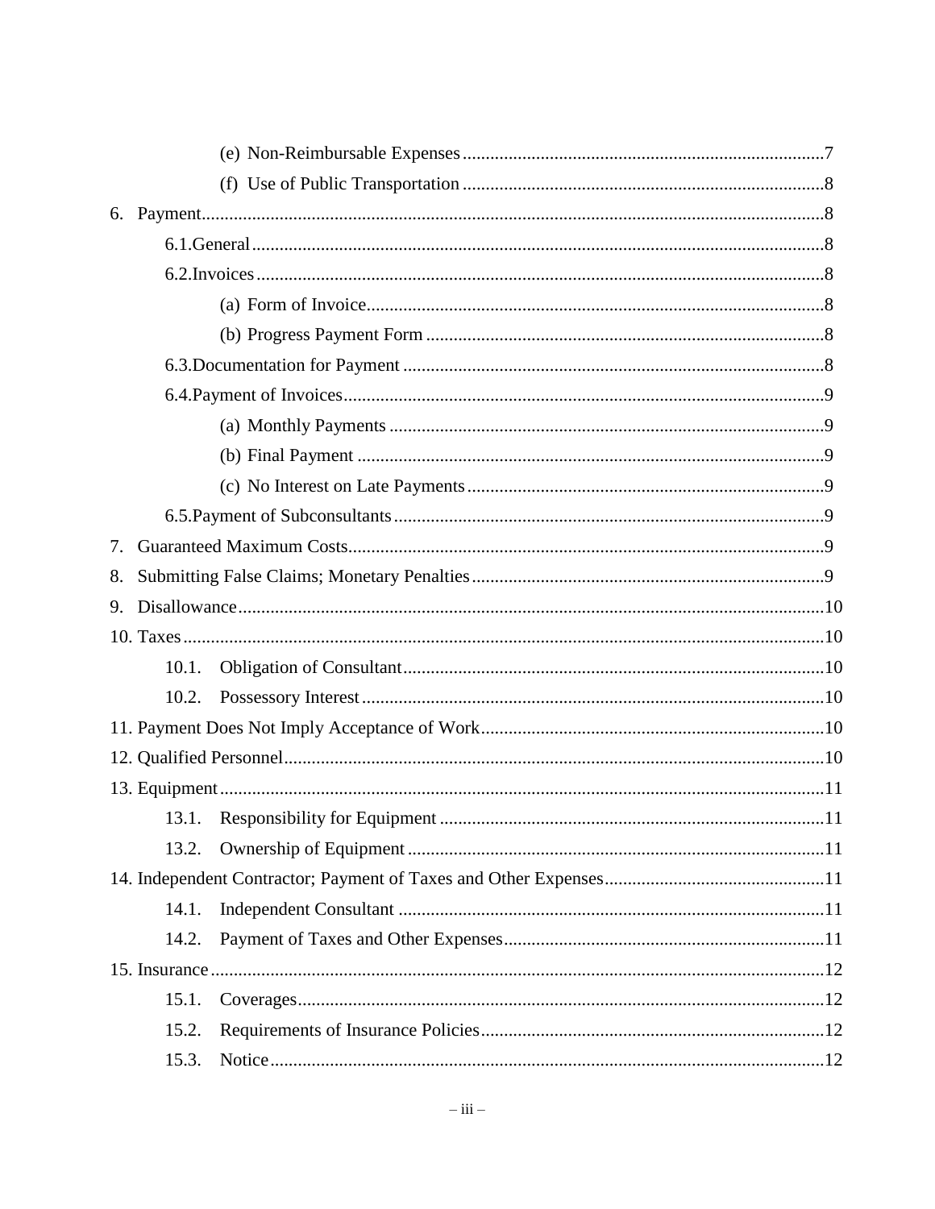(e) Non-Reimbursable Expenses ... 7

(f) Use of Public Transportation ... 8

6. Payment ... 8

6.1. General ... 8

6.2. Invoices ... 8

(a) Form of Invoice ... 8

(b) Progress Payment Form ... 8

6.3. Documentation for Payment ... 8

6.4. Payment of Invoices ... 9

(a) Monthly Payments ... 9

(b) Final Payment ... 9

(c) No Interest on Late Payments ... 9

6.5. Payment of Subconsultants ... 9

7. Guaranteed Maximum Costs ... 9

8. Submitting False Claims; Monetary Penalties ... 9

9. Disallowance ... 10

10. Taxes ... 10

10.1. Obligation of Consultant ... 10

10.2. Possessory Interest ... 10

11. Payment Does Not Imply Acceptance of Work ... 10

12. Qualified Personnel ... 10

13. Equipment ... 11

13.1. Responsibility for Equipment ... 11

13.2. Ownership of Equipment ... 11

14. Independent Contractor; Payment of Taxes and Other Expenses ... 11

14.1. Independent Consultant ... 11

14.2. Payment of Taxes and Other Expenses ... 11

15. Insurance ... 12

15.1. Coverages ... 12

15.2. Requirements of Insurance Policies ... 12

15.3. Notice ... 12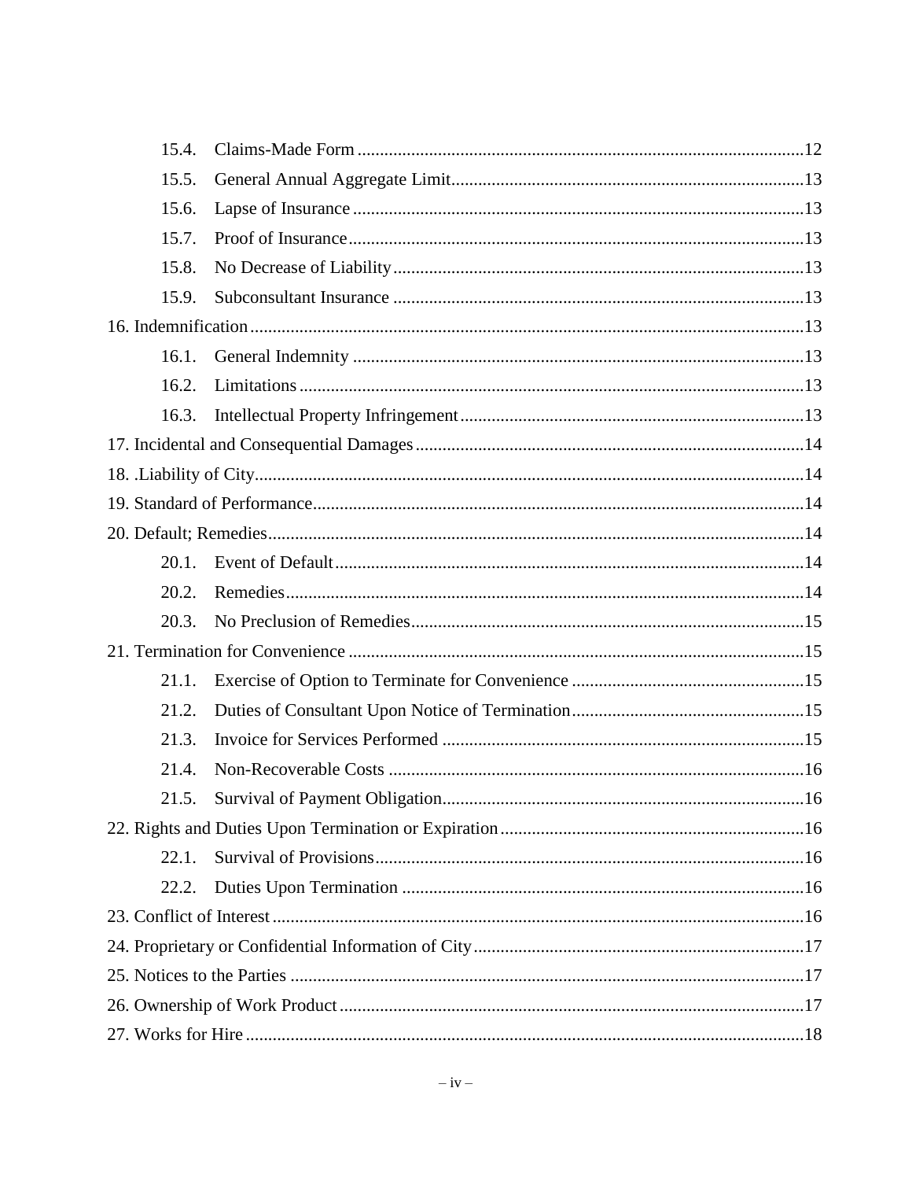15.4. Claims-Made Form ....................................................................................................12

15.5. General Annual Aggregate Limit..............................................................................13

15.6. Lapse of Insurance ....................................................................................................13

15.7. Proof of Insurance.....................................................................................................13

15.8. No Decrease of Liability ...........................................................................................13

15.9. Subconsultant Insurance ...........................................................................................13

16. Indemnification ...........................................................................................................................13

16.1. General Indemnity ....................................................................................................13

16.2. Limitations ................................................................................................................13

16.3. Intellectual Property Infringement ............................................................................13

17. Incidental and Consequential Damages ......................................................................................14

18. .Liability of City..........................................................................................................................14

19. Standard of Performance.............................................................................................................14

20. Default; Remedies.......................................................................................................................14

20.1. Event of Default........................................................................................................14

20.2. Remedies...................................................................................................................14

20.3. No Preclusion of Remedies.......................................................................................15

21. Termination for Convenience .....................................................................................................15

21.1. Exercise of Option to Terminate for Convenience ...................................................15

21.2. Duties of Consultant Upon Notice of Termination....................................................15

21.3. Invoice for Services Performed ................................................................................15

21.4. Non-Recoverable Costs ............................................................................................16

21.5. Survival of Payment Obligation................................................................................16

22. Rights and Duties Upon Termination or Expiration ...................................................................16

22.1. Survival of Provisions...............................................................................................16

22.2. Duties Upon Termination .........................................................................................16

23. Conflict of Interest ......................................................................................................................16

24. Proprietary or Confidential Information of City.........................................................................17

25. Notices to the Parties ..................................................................................................................17

26. Ownership of Work Product .......................................................................................................17

27. Works for Hire ............................................................................................................................18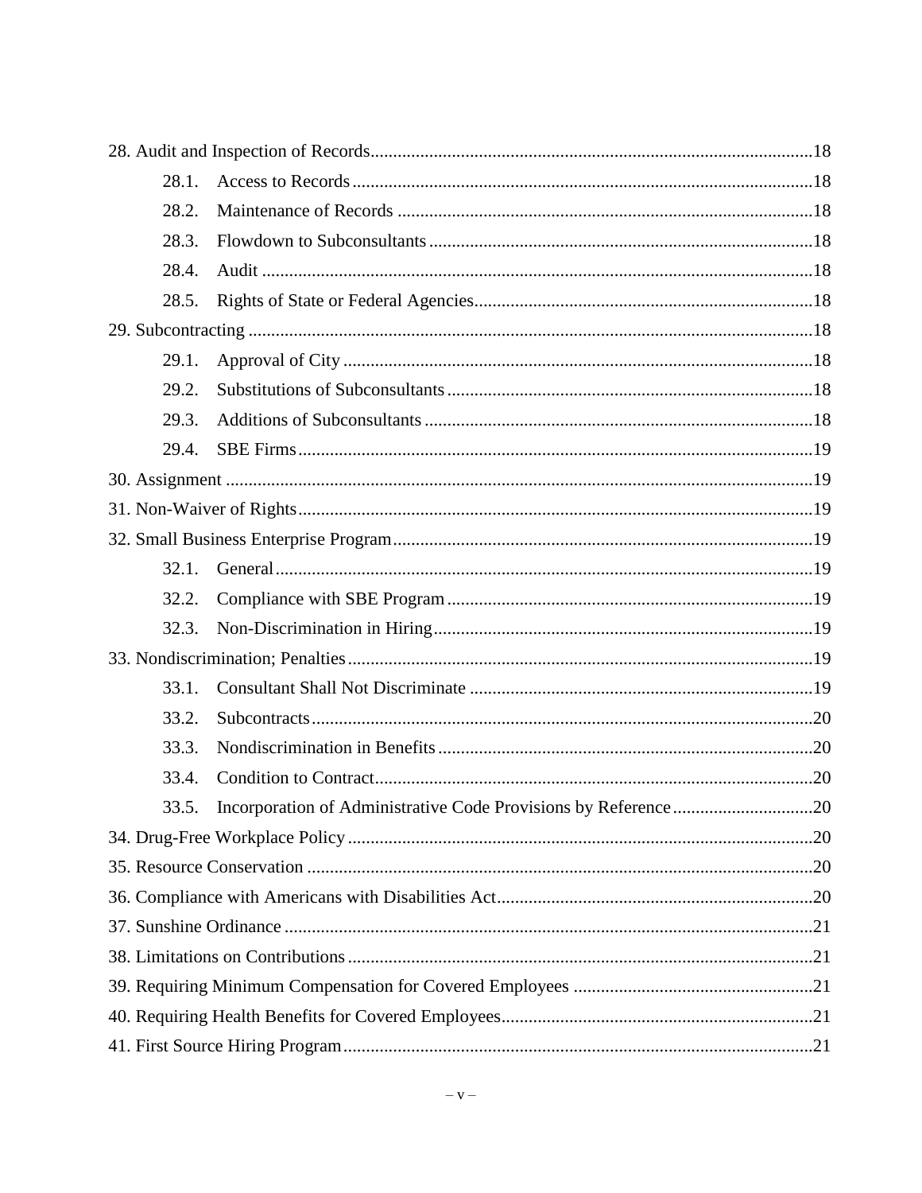28. Audit and Inspection of Records ........................................................................................18
    - 28.1. Access to Records ........................................................................................18
    - 28.2. Maintenance of Records ........................................................................................18
    - 28.3. Flowdown to Subconsultants ........................................................................................18
    - 28.4. Audit ........................................................................................18
    - 28.5. Rights of State or Federal Agencies ........................................................................................18

29. Subcontracting ........................................................................................18
    - 29.1. Approval of City ........................................................................................18
    - 29.2. Substitutions of Subconsultants ........................................................................................18
    - 29.3. Additions of Subconsultants ........................................................................................18
    - 29.4. SBE Firms ........................................................................................19

30. Assignment ........................................................................................19

31. Non-Waiver of Rights ........................................................................................19

32. Small Business Enterprise Program ........................................................................................19
    - 32.1. General ........................................................................................19
    - 32.2. Compliance with SBE Program ........................................................................................19
    - 32.3. Non-Discrimination in Hiring ........................................................................................19

33. Nondiscrimination; Penalties ........................................................................................19
    - 33.1. Consultant Shall Not Discriminate ........................................................................................19
    - 33.2. Subcontracts ........................................................................................20
    - 33.3. Nondiscrimination in Benefits ........................................................................................20
    - 33.4. Condition to Contract ........................................................................................20
    - 33.5. Incorporation of Administrative Code Provisions by Reference ........................................................................................20

34. Drug-Free Workplace Policy ........................................................................................20

35. Resource Conservation ........................................................................................20

36. Compliance with Americans with Disabilities Act ........................................................................................20

37. Sunshine Ordinance ........................................................................................21

38. Limitations on Contributions ........................................................................................21

39. Requiring Minimum Compensation for Covered Employees ........................................................................................21

40. Requiring Health Benefits for Covered Employees ........................................................................................21

41. First Source Hiring Program ........................................................................................21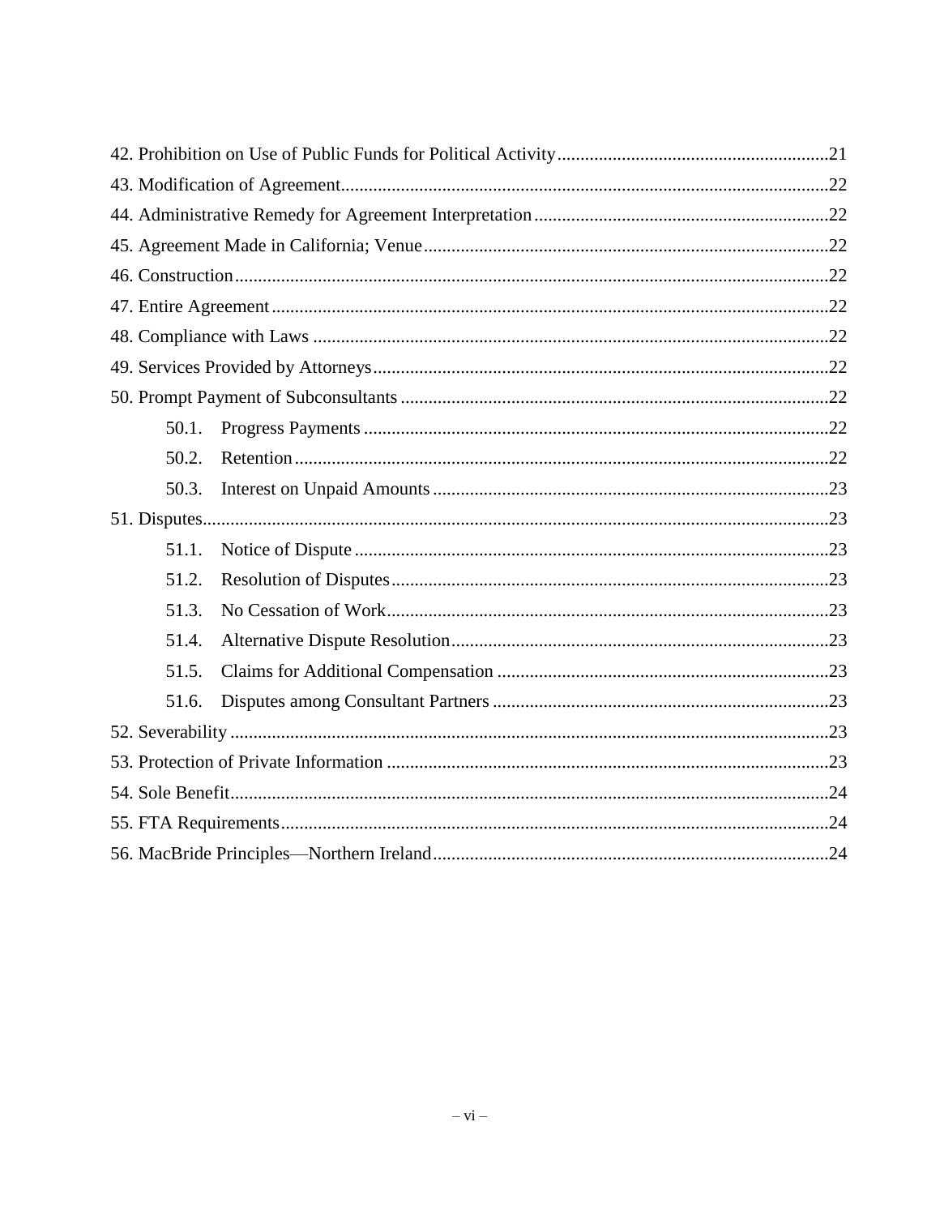42. Prohibition on Use of Public Funds for Political Activity ........................................................ 21
43. Modification of Agreement ........................................................................................................ 22
44. Administrative Remedy for Agreement Interpretation ................................................................ 22
45. Agreement Made in California; Venue ..................................................................................... 22
46. Construction ............................................................................................................................. 22
47. Entire Agreement ..................................................................................................................... 22
48. Compliance with Laws ............................................................................................................. 22
49. Services Provided by Attorneys ................................................................................................ 22
50. Prompt Payment of Subconsultants .......................................................................................... 22
    50.1. Progress Payments ................................................................................................................ 22
    50.2. Retention ............................................................................................................................... 22
    50.3. Interest on Unpaid Amounts ................................................................................................. 23
51. Disputes .................................................................................................................................... 23
    51.1. Notice of Dispute .................................................................................................................. 23
    51.2. Resolution of Disputes .......................................................................................................... 23
    51.3. No Cessation of Work ........................................................................................................... 23
    51.4. Alternative Dispute Resolution ............................................................................................. 23
    51.5. Claims for Additional Compensation ................................................................................... 23
    51.6. Disputes among Consultant Partners .................................................................................... 23
52. Severability .............................................................................................................................. 23
53. Protection of Private Information ............................................................................................. 23
54. Sole Benefit .............................................................................................................................. 24
55. FTA Requirements .................................................................................................................... 24
56. MacBride Principles—Northern Ireland ................................................................................... 24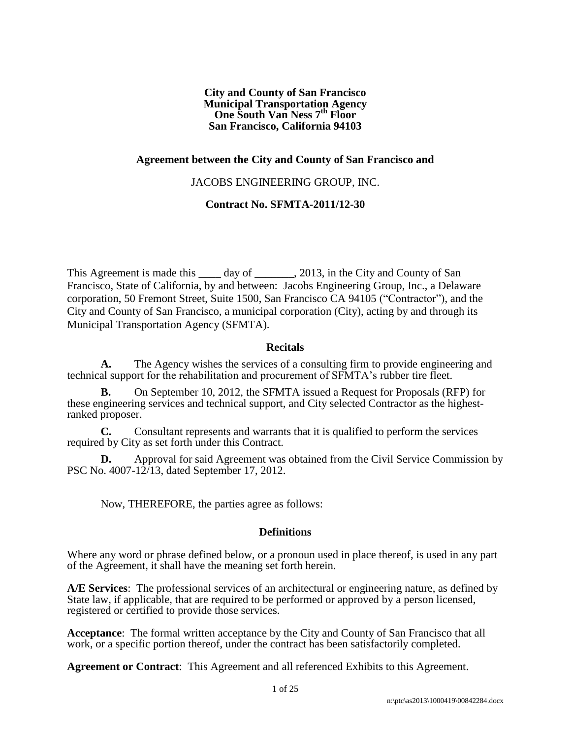**City and County of San Francisco**
**Municipal Transportation Agency**
**One South Van Ness 7th Floor**
**San Francisco, California 94103**

**Agreement between the City and County of San Francisco and**

JACOBS ENGINEERING GROUP, INC.

**Contract No. SFMTA-2011/12-30**

This Agreement is made this ____ day of _______, 2013, in the City and County of San Francisco, State of California, by and between: Jacobs Engineering Group, Inc., a Delaware corporation, 50 Fremont Street, Suite 1500, San Francisco CA 94105 ("Contractor"), and the City and County of San Francisco, a municipal corporation (City), acting by and through its Municipal Transportation Agency (SFMTA).

## Recitals

**A.** The Agency wishes the services of a consulting firm to provide engineering and technical support for the rehabilitation and procurement of SFMTA's rubber tire fleet.

**B.** On September 10, 2012, the SFMTA issued a Request for Proposals (RFP) for these engineering services and technical support, and City selected Contractor as the highest-ranked proposer.

**C.** Consultant represents and warrants that it is qualified to perform the services required by City as set forth under this Contract.

**D.** Approval for said Agreement was obtained from the Civil Service Commission by PSC No. 4007-12/13, dated September 17, 2012.

Now, THEREFORE, the parties agree as follows:

## Definitions

Where any word or phrase defined below, or a pronoun used in place thereof, is used in any part of the Agreement, it shall have the meaning set forth herein.

**A/E Services**: The professional services of an architectural or engineering nature, as defined by State law, if applicable, that are required to be performed or approved by a person licensed, registered or certified to provide those services.

**Acceptance**: The formal written acceptance by the City and County of San Francisco that all work, or a specific portion thereof, under the contract has been satisfactorily completed.

**Agreement or Contract**: This Agreement and all referenced Exhibits to this Agreement.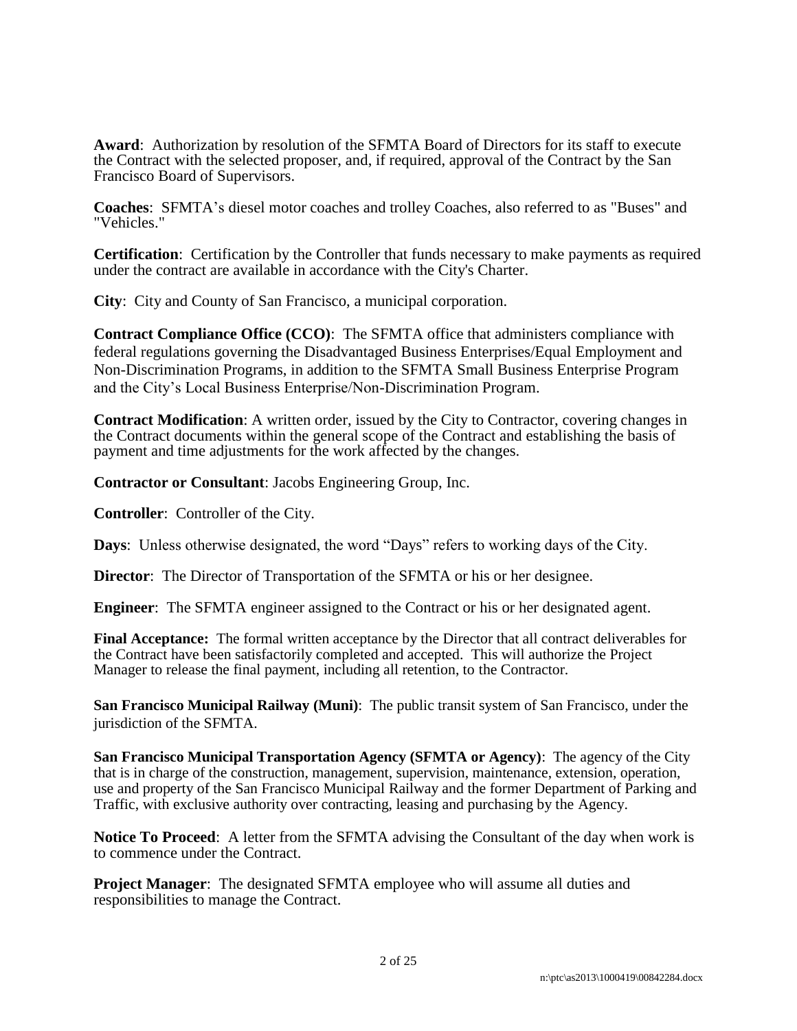**Award**: Authorization by resolution of the SFMTA Board of Directors for its staff to execute the Contract with the selected proposer, and, if required, approval of the Contract by the San Francisco Board of Supervisors.

**Coaches**: SFMTA's diesel motor coaches and trolley Coaches, also referred to as "Buses" and "Vehicles."

**Certification**: Certification by the Controller that funds necessary to make payments as required under the contract are available in accordance with the City's Charter.

**City**: City and County of San Francisco, a municipal corporation.

**Contract Compliance Office (CCO)**: The SFMTA office that administers compliance with federal regulations governing the Disadvantaged Business Enterprises/Equal Employment and Non-Discrimination Programs, in addition to the SFMTA Small Business Enterprise Program and the City's Local Business Enterprise/Non-Discrimination Program.

**Contract Modification**: A written order, issued by the City to Contractor, covering changes in the Contract documents within the general scope of the Contract and establishing the basis of payment and time adjustments for the work affected by the changes.

**Contractor or Consultant**: Jacobs Engineering Group, Inc.

**Controller**: Controller of the City.

**Days**: Unless otherwise designated, the word "Days" refers to working days of the City.

**Director**: The Director of Transportation of the SFMTA or his or her designee.

**Engineer**: The SFMTA engineer assigned to the Contract or his or her designated agent.

**Final Acceptance:** The formal written acceptance by the Director that all contract deliverables for the Contract have been satisfactorily completed and accepted. This will authorize the Project Manager to release the final payment, including all retention, to the Contractor.

**San Francisco Municipal Railway (Muni)**: The public transit system of San Francisco, under the jurisdiction of the SFMTA.

**San Francisco Municipal Transportation Agency (SFMTA or Agency)**: The agency of the City that is in charge of the construction, management, supervision, maintenance, extension, operation, use and property of the San Francisco Municipal Railway and the former Department of Parking and Traffic, with exclusive authority over contracting, leasing and purchasing by the Agency.

**Notice To Proceed**: A letter from the SFMTA advising the Consultant of the day when work is to commence under the Contract.

**Project Manager**: The designated SFMTA employee who will assume all duties and responsibilities to manage the Contract.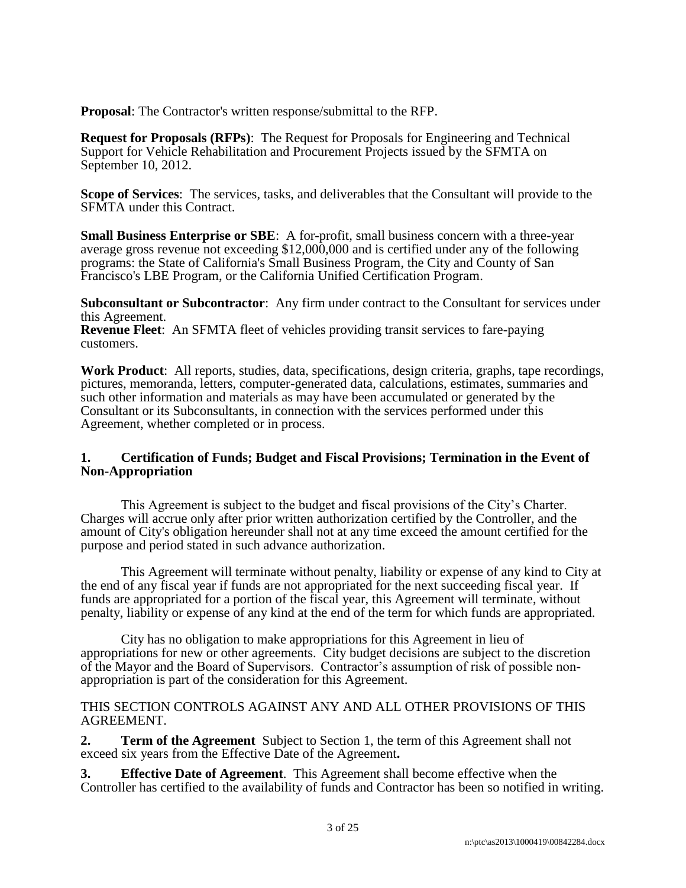**Proposal**: The Contractor's written response/submittal to the RFP.

**Request for Proposals (RFPs)**: The Request for Proposals for Engineering and Technical Support for Vehicle Rehabilitation and Procurement Projects issued by the SFMTA on September 10, 2012.

**Scope of Services**: The services, tasks, and deliverables that the Consultant will provide to the SFMTA under this Contract.

**Small Business Enterprise or SBE**: A for-profit, small business concern with a three-year average gross revenue not exceeding $12,000,000 and is certified under any of the following programs: the State of California's Small Business Program, the City and County of San Francisco's LBE Program, or the California Unified Certification Program.

**Subconsultant or Subcontractor**: Any firm under contract to the Consultant for services under this Agreement.
**Revenue Fleet**: An SFMTA fleet of vehicles providing transit services to fare-paying customers.

**Work Product**: All reports, studies, data, specifications, design criteria, graphs, tape recordings, pictures, memoranda, letters, computer-generated data, calculations, estimates, summaries and such other information and materials as may have been accumulated or generated by the Consultant or its Subconsultants, in connection with the services performed under this Agreement, whether completed or in process.

**1. Certification of Funds; Budget and Fiscal Provisions; Termination in the Event of Non-Appropriation**

This Agreement is subject to the budget and fiscal provisions of the City's Charter. Charges will accrue only after prior written authorization certified by the Controller, and the amount of City's obligation hereunder shall not at any time exceed the amount certified for the purpose and period stated in such advance authorization.

This Agreement will terminate without penalty, liability or expense of any kind to City at the end of any fiscal year if funds are not appropriated for the next succeeding fiscal year. If funds are appropriated for a portion of the fiscal year, this Agreement will terminate, without penalty, liability or expense of any kind at the end of the term for which funds are appropriated.

City has no obligation to make appropriations for this Agreement in lieu of appropriations for new or other agreements. City budget decisions are subject to the discretion of the Mayor and the Board of Supervisors. Contractor's assumption of risk of possible non-appropriation is part of the consideration for this Agreement.

THIS SECTION CONTROLS AGAINST ANY AND ALL OTHER PROVISIONS OF THIS AGREEMENT.

**2. Term of the Agreement** Subject to Section 1, the term of this Agreement shall not exceed six years from the Effective Date of the Agreement**.**

**3. Effective Date of Agreement**. This Agreement shall become effective when the Controller has certified to the availability of funds and Contractor has been so notified in writing.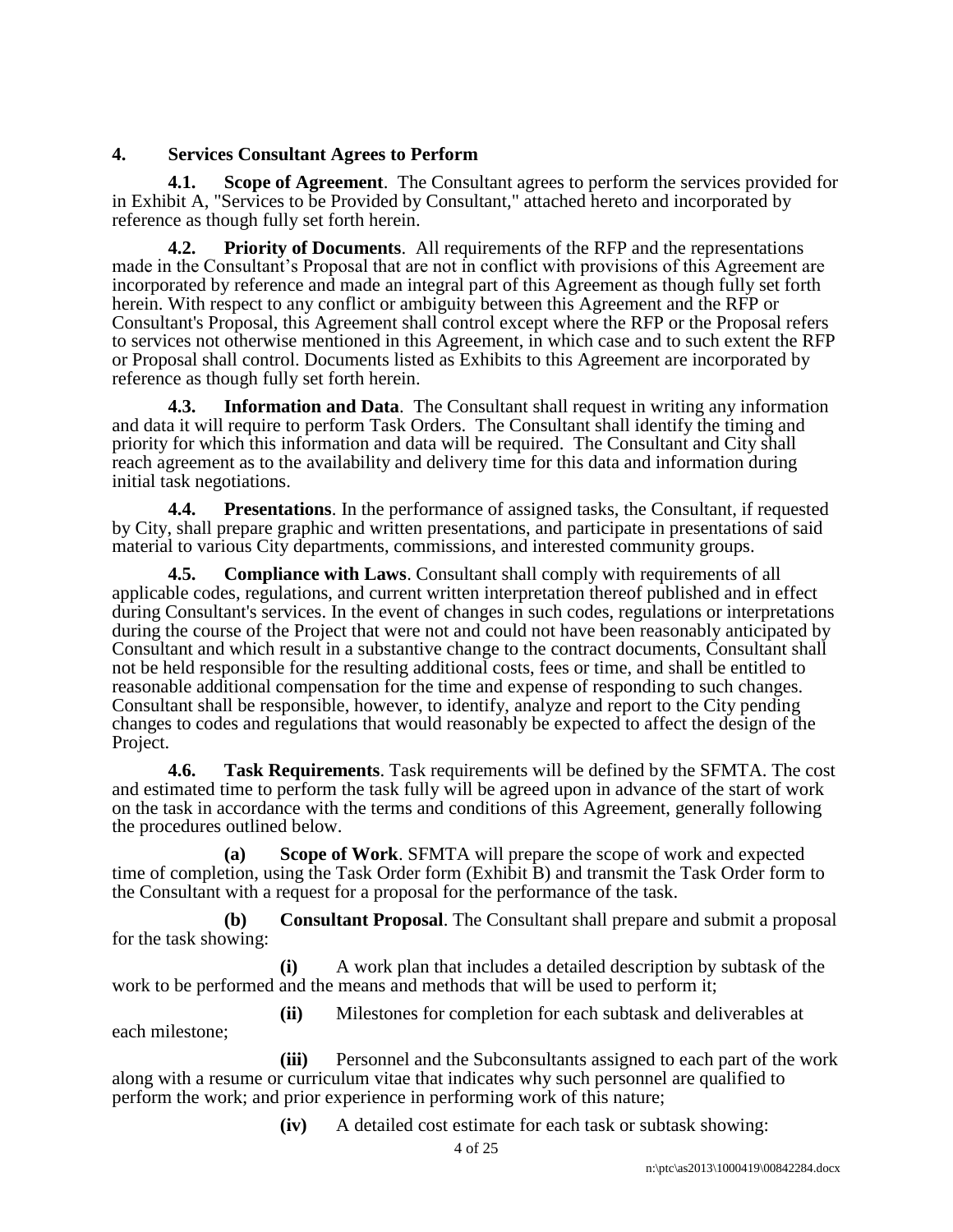## 4. Services Consultant Agrees to Perform

**4.1. Scope of Agreement**. The Consultant agrees to perform the services provided for in Exhibit A, "Services to be Provided by Consultant," attached hereto and incorporated by reference as though fully set forth herein.

**4.2. Priority of Documents**. All requirements of the RFP and the representations made in the Consultant's Proposal that are not in conflict with provisions of this Agreement are incorporated by reference and made an integral part of this Agreement as though fully set forth herein. With respect to any conflict or ambiguity between this Agreement and the RFP or Consultant's Proposal, this Agreement shall control except where the RFP or the Proposal refers to services not otherwise mentioned in this Agreement, in which case and to such extent the RFP or Proposal shall control. Documents listed as Exhibits to this Agreement are incorporated by reference as though fully set forth herein.

**4.3. Information and Data**. The Consultant shall request in writing any information and data it will require to perform Task Orders. The Consultant shall identify the timing and priority for which this information and data will be required. The Consultant and City shall reach agreement as to the availability and delivery time for this data and information during initial task negotiations.

**4.4. Presentations**. In the performance of assigned tasks, the Consultant, if requested by City, shall prepare graphic and written presentations, and participate in presentations of said material to various City departments, commissions, and interested community groups.

**4.5. Compliance with Laws**. Consultant shall comply with requirements of all applicable codes, regulations, and current written interpretation thereof published and in effect during Consultant's services. In the event of changes in such codes, regulations or interpretations during the course of the Project that were not and could not have been reasonably anticipated by Consultant and which result in a substantive change to the contract documents, Consultant shall not be held responsible for the resulting additional costs, fees or time, and shall be entitled to reasonable additional compensation for the time and expense of responding to such changes. Consultant shall be responsible, however, to identify, analyze and report to the City pending changes to codes and regulations that would reasonably be expected to affect the design of the Project.

**4.6. Task Requirements**. Task requirements will be defined by the SFMTA. The cost and estimated time to perform the task fully will be agreed upon in advance of the start of work on the task in accordance with the terms and conditions of this Agreement, generally following the procedures outlined below.

**(a) Scope of Work**. SFMTA will prepare the scope of work and expected time of completion, using the Task Order form (Exhibit B) and transmit the Task Order form to the Consultant with a request for a proposal for the performance of the task.

**(b) Consultant Proposal**. The Consultant shall prepare and submit a proposal for the task showing:

**(i)** A work plan that includes a detailed description by subtask of the work to be performed and the means and methods that will be used to perform it;

**(ii)** Milestones for completion for each subtask and deliverables at each milestone;

**(iii)** Personnel and the Subconsultants assigned to each part of the work along with a resume or curriculum vitae that indicates why such personnel are qualified to perform the work; and prior experience in performing work of this nature;

**(iv)** A detailed cost estimate for each task or subtask showing: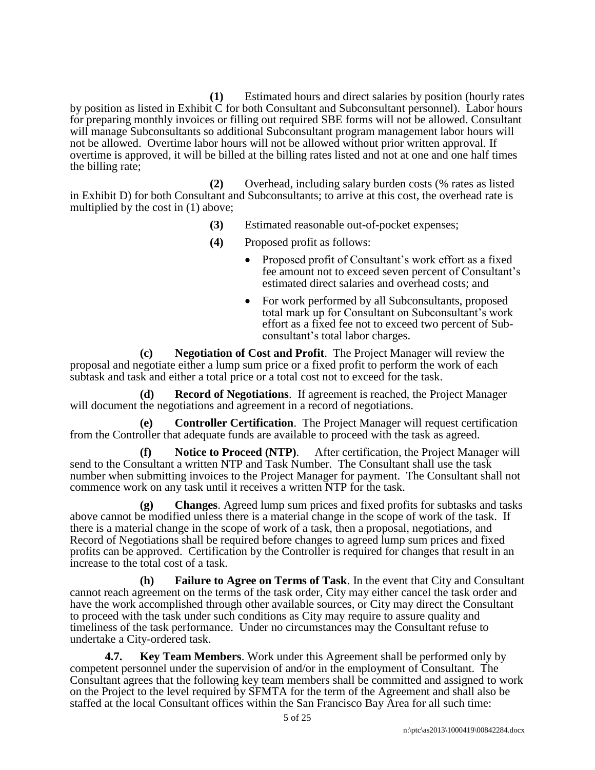**(1)** Estimated hours and direct salaries by position (hourly rates by position as listed in Exhibit C for both Consultant and Subconsultant personnel). Labor hours for preparing monthly invoices or filling out required SBE forms will not be allowed. Consultant will manage Subconsultants so additional Subconsultant program management labor hours will not be allowed. Overtime labor hours will not be allowed without prior written approval. If overtime is approved, it will be billed at the billing rates listed and not at one and one half times the billing rate;

**(2)** Overhead, including salary burden costs (% rates as listed in Exhibit D) for both Consultant and Subconsultants; to arrive at this cost, the overhead rate is multiplied by the cost in (1) above;

**(3)** Estimated reasonable out-of-pocket expenses;

**(4)** Proposed profit as follows:

- Proposed profit of Consultant's work effort as a fixed fee amount not to exceed seven percent of Consultant's estimated direct salaries and overhead costs; and
- For work performed by all Subconsultants, proposed total mark up for Consultant on Subconsultant's work effort as a fixed fee not to exceed two percent of Sub-consultant's total labor charges.

**(c) Negotiation of Cost and Profit**. The Project Manager will review the proposal and negotiate either a lump sum price or a fixed profit to perform the work of each subtask and task and either a total price or a total cost not to exceed for the task.

**(d) Record of Negotiations**. If agreement is reached, the Project Manager will document the negotiations and agreement in a record of negotiations.

**(e) Controller Certification**. The Project Manager will request certification from the Controller that adequate funds are available to proceed with the task as agreed.

**(f) Notice to Proceed (NTP)**. After certification, the Project Manager will send to the Consultant a written NTP and Task Number. The Consultant shall use the task number when submitting invoices to the Project Manager for payment. The Consultant shall not commence work on any task until it receives a written NTP for the task.

**(g) Changes**. Agreed lump sum prices and fixed profits for subtasks and tasks above cannot be modified unless there is a material change in the scope of work of the task. If there is a material change in the scope of work of a task, then a proposal, negotiations, and Record of Negotiations shall be required before changes to agreed lump sum prices and fixed profits can be approved. Certification by the Controller is required for changes that result in an increase to the total cost of a task.

**(h) Failure to Agree on Terms of Task**. In the event that City and Consultant cannot reach agreement on the terms of the task order, City may either cancel the task order and have the work accomplished through other available sources, or City may direct the Consultant to proceed with the task under such conditions as City may require to assure quality and timeliness of the task performance. Under no circumstances may the Consultant refuse to undertake a City-ordered task.

**4.7. Key Team Members**. Work under this Agreement shall be performed only by competent personnel under the supervision of and/or in the employment of Consultant. The Consultant agrees that the following key team members shall be committed and assigned to work on the Project to the level required by SFMTA for the term of the Agreement and shall also be staffed at the local Consultant offices within the San Francisco Bay Area for all such time: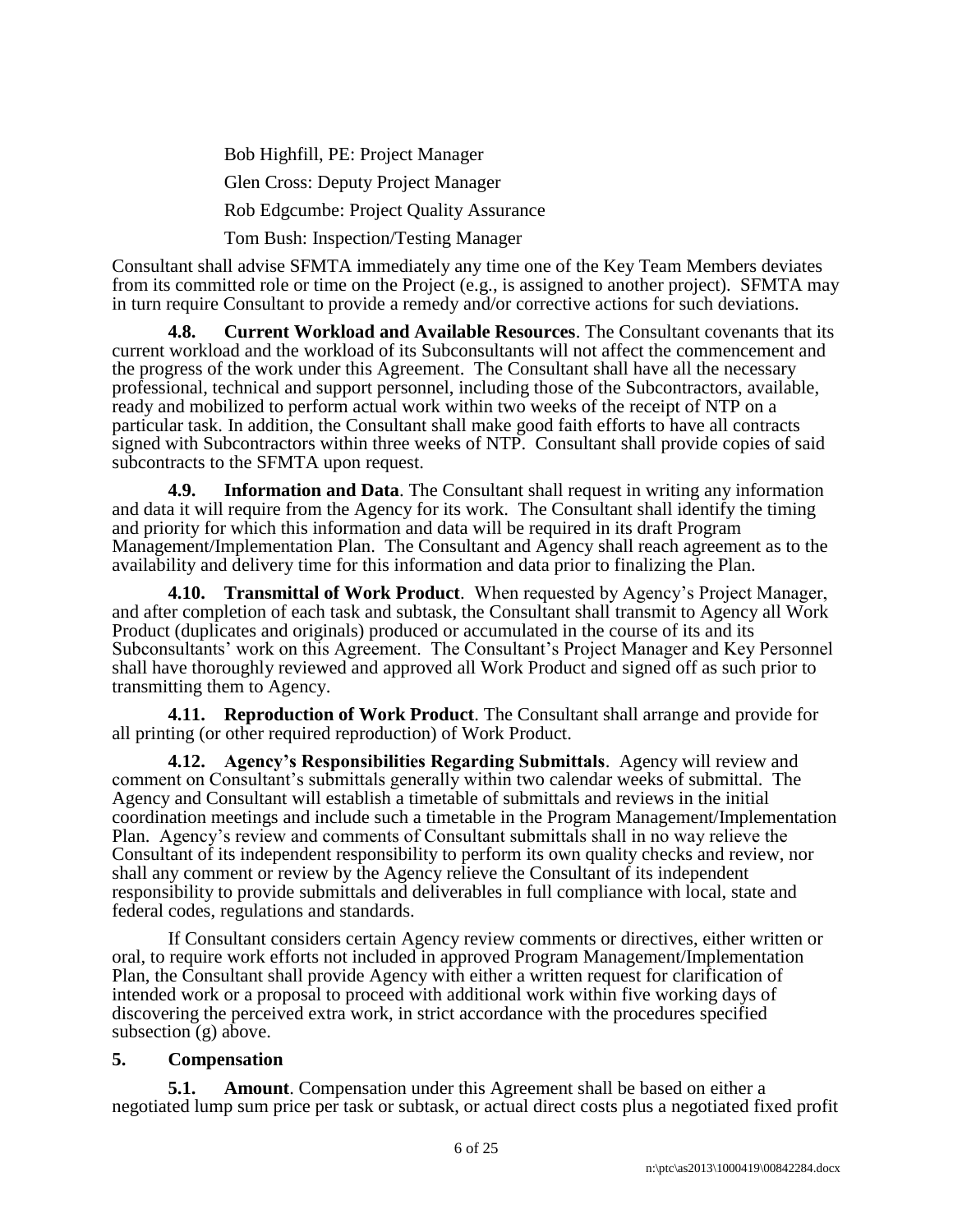Bob Highfill, PE: Project Manager

Glen Cross: Deputy Project Manager

Rob Edgcumbe: Project Quality Assurance

Tom Bush: Inspection/Testing Manager

Consultant shall advise SFMTA immediately any time one of the Key Team Members deviates from its committed role or time on the Project (e.g., is assigned to another project). SFMTA may in turn require Consultant to provide a remedy and/or corrective actions for such deviations.

**4.8. Current Workload and Available Resources**. The Consultant covenants that its current workload and the workload of its Subconsultants will not affect the commencement and the progress of the work under this Agreement. The Consultant shall have all the necessary professional, technical and support personnel, including those of the Subcontractors, available, ready and mobilized to perform actual work within two weeks of the receipt of NTP on a particular task. In addition, the Consultant shall make good faith efforts to have all contracts signed with Subcontractors within three weeks of NTP. Consultant shall provide copies of said subcontracts to the SFMTA upon request.

**4.9. Information and Data**. The Consultant shall request in writing any information and data it will require from the Agency for its work. The Consultant shall identify the timing and priority for which this information and data will be required in its draft Program Management/Implementation Plan. The Consultant and Agency shall reach agreement as to the availability and delivery time for this information and data prior to finalizing the Plan.

**4.10. Transmittal of Work Product**. When requested by Agency's Project Manager, and after completion of each task and subtask, the Consultant shall transmit to Agency all Work Product (duplicates and originals) produced or accumulated in the course of its and its Subconsultants' work on this Agreement. The Consultant's Project Manager and Key Personnel shall have thoroughly reviewed and approved all Work Product and signed off as such prior to transmitting them to Agency.

**4.11. Reproduction of Work Product**. The Consultant shall arrange and provide for all printing (or other required reproduction) of Work Product.

**4.12. Agency's Responsibilities Regarding Submittals**. Agency will review and comment on Consultant's submittals generally within two calendar weeks of submittal. The Agency and Consultant will establish a timetable of submittals and reviews in the initial coordination meetings and include such a timetable in the Program Management/Implementation Plan. Agency's review and comments of Consultant submittals shall in no way relieve the Consultant of its independent responsibility to perform its own quality checks and review, nor shall any comment or review by the Agency relieve the Consultant of its independent responsibility to provide submittals and deliverables in full compliance with local, state and federal codes, regulations and standards.

If Consultant considers certain Agency review comments or directives, either written or oral, to require work efforts not included in approved Program Management/Implementation Plan, the Consultant shall provide Agency with either a written request for clarification of intended work or a proposal to proceed with additional work within five working days of discovering the perceived extra work, in strict accordance with the procedures specified subsection (g) above.

## 5. Compensation

**5.1. Amount**. Compensation under this Agreement shall be based on either a negotiated lump sum price per task or subtask, or actual direct costs plus a negotiated fixed profit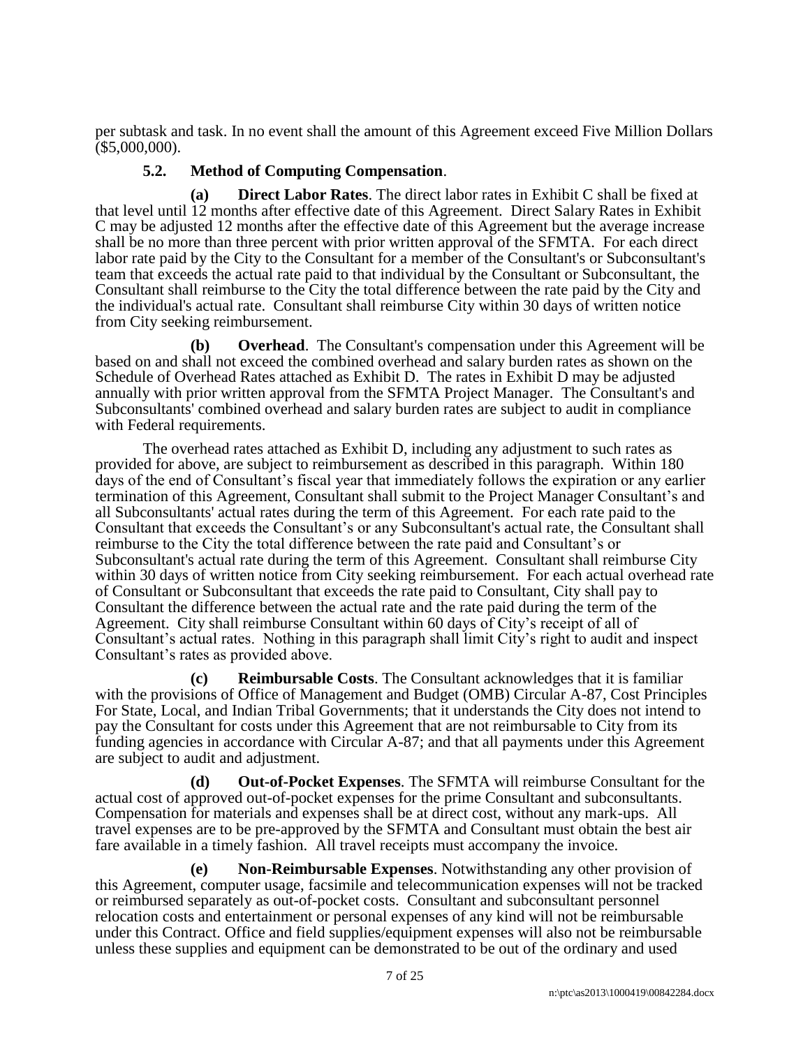per subtask and task. In no event shall the amount of this Agreement exceed Five Million Dollars ($5,000,000).

**5.2. Method of Computing Compensation**.

**(a) Direct Labor Rates**. The direct labor rates in Exhibit C shall be fixed at that level until 12 months after effective date of this Agreement. Direct Salary Rates in Exhibit C may be adjusted 12 months after the effective date of this Agreement but the average increase shall be no more than three percent with prior written approval of the SFMTA. For each direct labor rate paid by the City to the Consultant for a member of the Consultant's or Subconsultant's team that exceeds the actual rate paid to that individual by the Consultant or Subconsultant, the Consultant shall reimburse to the City the total difference between the rate paid by the City and the individual's actual rate. Consultant shall reimburse City within 30 days of written notice from City seeking reimbursement.

**(b) Overhead**. The Consultant's compensation under this Agreement will be based on and shall not exceed the combined overhead and salary burden rates as shown on the Schedule of Overhead Rates attached as Exhibit D. The rates in Exhibit D may be adjusted annually with prior written approval from the SFMTA Project Manager. The Consultant's and Subconsultants' combined overhead and salary burden rates are subject to audit in compliance with Federal requirements.

The overhead rates attached as Exhibit D, including any adjustment to such rates as provided for above, are subject to reimbursement as described in this paragraph. Within 180 days of the end of Consultant's fiscal year that immediately follows the expiration or any earlier termination of this Agreement, Consultant shall submit to the Project Manager Consultant's and all Subconsultants' actual rates during the term of this Agreement. For each rate paid to the Consultant that exceeds the Consultant's or any Subconsultant's actual rate, the Consultant shall reimburse to the City the total difference between the rate paid and Consultant's or Subconsultant's actual rate during the term of this Agreement. Consultant shall reimburse City within 30 days of written notice from City seeking reimbursement. For each actual overhead rate of Consultant or Subconsultant that exceeds the rate paid to Consultant, City shall pay to Consultant the difference between the actual rate and the rate paid during the term of the Agreement. City shall reimburse Consultant within 60 days of City's receipt of all of Consultant's actual rates. Nothing in this paragraph shall limit City's right to audit and inspect Consultant's rates as provided above.

**(c) Reimbursable Costs**. The Consultant acknowledges that it is familiar with the provisions of Office of Management and Budget (OMB) Circular A-87, Cost Principles For State, Local, and Indian Tribal Governments; that it understands the City does not intend to pay the Consultant for costs under this Agreement that are not reimbursable to City from its funding agencies in accordance with Circular A-87; and that all payments under this Agreement are subject to audit and adjustment.

**(d) Out-of-Pocket Expenses**. The SFMTA will reimburse Consultant for the actual cost of approved out-of-pocket expenses for the prime Consultant and subconsultants. Compensation for materials and expenses shall be at direct cost, without any mark-ups. All travel expenses are to be pre-approved by the SFMTA and Consultant must obtain the best air fare available in a timely fashion. All travel receipts must accompany the invoice.

**(e) Non-Reimbursable Expenses**. Notwithstanding any other provision of this Agreement, computer usage, facsimile and telecommunication expenses will not be tracked or reimbursed separately as out-of-pocket costs. Consultant and subconsultant personnel relocation costs and entertainment or personal expenses of any kind will not be reimbursable under this Contract. Office and field supplies/equipment expenses will also not be reimbursable unless these supplies and equipment can be demonstrated to be out of the ordinary and used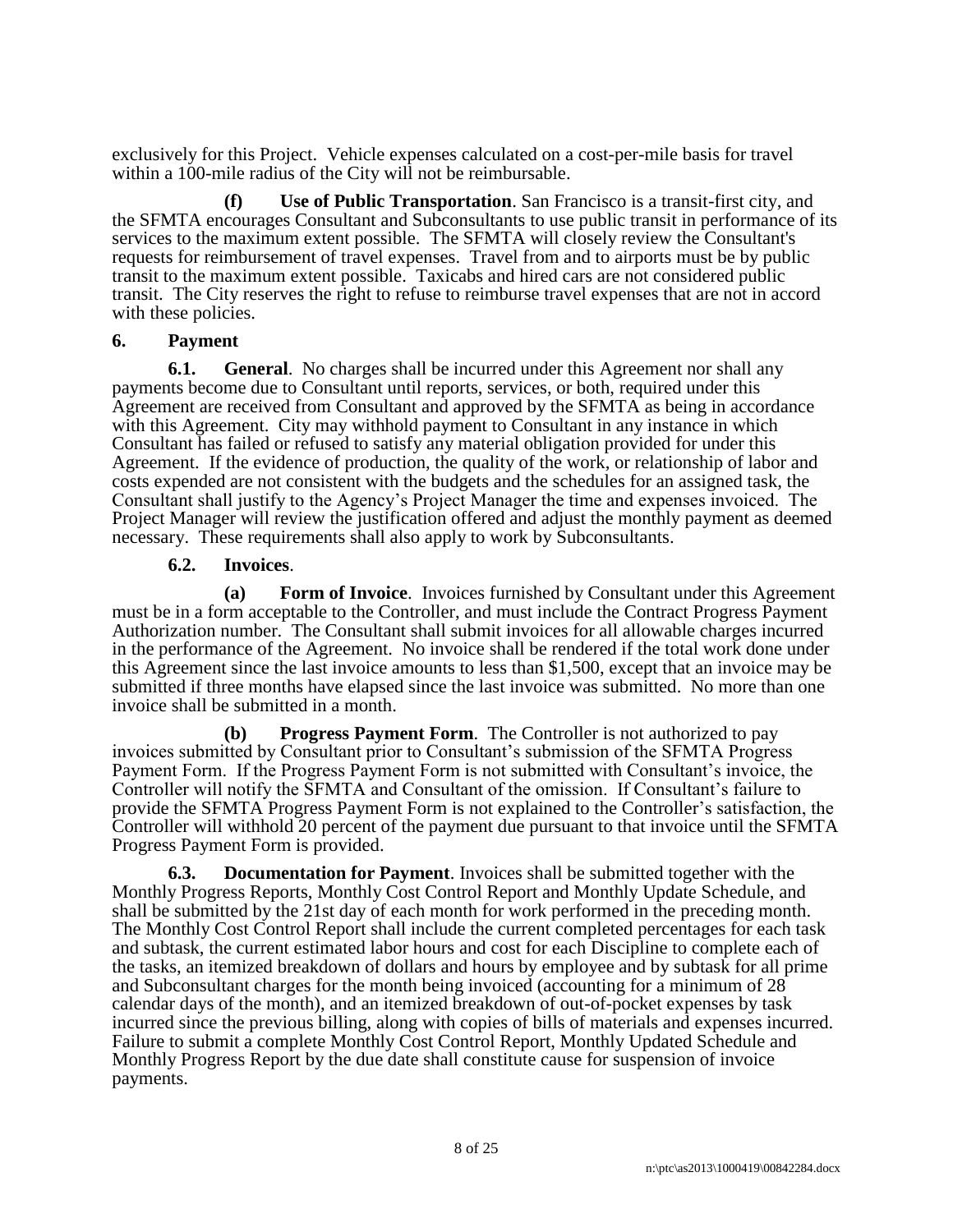exclusively for this Project. Vehicle expenses calculated on a cost-per-mile basis for travel within a 100-mile radius of the City will not be reimbursable.

**(f) Use of Public Transportation**. San Francisco is a transit-first city, and the SFMTA encourages Consultant and Subconsultants to use public transit in performance of its services to the maximum extent possible. The SFMTA will closely review the Consultant's requests for reimbursement of travel expenses. Travel from and to airports must be by public transit to the maximum extent possible. Taxicabs and hired cars are not considered public transit. The City reserves the right to refuse to reimburse travel expenses that are not in accord with these policies.

**6. Payment**

**6.1. General**. No charges shall be incurred under this Agreement nor shall any payments become due to Consultant until reports, services, or both, required under this Agreement are received from Consultant and approved by the SFMTA as being in accordance with this Agreement. City may withhold payment to Consultant in any instance in which Consultant has failed or refused to satisfy any material obligation provided for under this Agreement. If the evidence of production, the quality of the work, or relationship of labor and costs expended are not consistent with the budgets and the schedules for an assigned task, the Consultant shall justify to the Agency's Project Manager the time and expenses invoiced. The Project Manager will review the justification offered and adjust the monthly payment as deemed necessary. These requirements shall also apply to work by Subconsultants.

**6.2. Invoices**.

**(a) Form of Invoice**. Invoices furnished by Consultant under this Agreement must be in a form acceptable to the Controller, and must include the Contract Progress Payment Authorization number. The Consultant shall submit invoices for all allowable charges incurred in the performance of the Agreement. No invoice shall be rendered if the total work done under this Agreement since the last invoice amounts to less than $1,500, except that an invoice may be submitted if three months have elapsed since the last invoice was submitted. No more than one invoice shall be submitted in a month.

**(b) Progress Payment Form**. The Controller is not authorized to pay invoices submitted by Consultant prior to Consultant's submission of the SFMTA Progress Payment Form. If the Progress Payment Form is not submitted with Consultant's invoice, the Controller will notify the SFMTA and Consultant of the omission. If Consultant's failure to provide the SFMTA Progress Payment Form is not explained to the Controller's satisfaction, the Controller will withhold 20 percent of the payment due pursuant to that invoice until the SFMTA Progress Payment Form is provided.

**6.3. Documentation for Payment**. Invoices shall be submitted together with the Monthly Progress Reports, Monthly Cost Control Report and Monthly Update Schedule, and shall be submitted by the 21st day of each month for work performed in the preceding month. The Monthly Cost Control Report shall include the current completed percentages for each task and subtask, the current estimated labor hours and cost for each Discipline to complete each of the tasks, an itemized breakdown of dollars and hours by employee and by subtask for all prime and Subconsultant charges for the month being invoiced (accounting for a minimum of 28 calendar days of the month), and an itemized breakdown of out-of-pocket expenses by task incurred since the previous billing, along with copies of bills of materials and expenses incurred. Failure to submit a complete Monthly Cost Control Report, Monthly Updated Schedule and Monthly Progress Report by the due date shall constitute cause for suspension of invoice payments.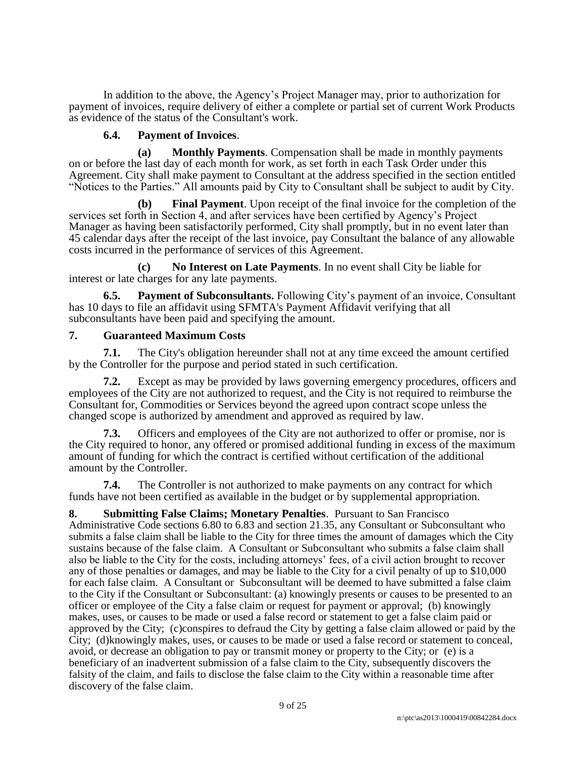In addition to the above, the Agency's Project Manager may, prior to authorization for payment of invoices, require delivery of either a complete or partial set of current Work Products as evidence of the status of the Consultant's work.

**6.4. Payment of Invoices**.

**(a) Monthly Payments**. Compensation shall be made in monthly payments on or before the last day of each month for work, as set forth in each Task Order under this Agreement. City shall make payment to Consultant at the address specified in the section entitled "Notices to the Parties." All amounts paid by City to Consultant shall be subject to audit by City.

**(b) Final Payment**. Upon receipt of the final invoice for the completion of the services set forth in Section 4, and after services have been certified by Agency's Project Manager as having been satisfactorily performed, City shall promptly, but in no event later than 45 calendar days after the receipt of the last invoice, pay Consultant the balance of any allowable costs incurred in the performance of services of this Agreement.

**(c) No Interest on Late Payments**. In no event shall City be liable for interest or late charges for any late payments.

**6.5. Payment of Subconsultants.** Following City's payment of an invoice, Consultant has 10 days to file an affidavit using SFMTA's Payment Affidavit verifying that all subconsultants have been paid and specifying the amount.

**7. Guaranteed Maximum Costs**

**7.1.** The City's obligation hereunder shall not at any time exceed the amount certified by the Controller for the purpose and period stated in such certification.

**7.2.** Except as may be provided by laws governing emergency procedures, officers and employees of the City are not authorized to request, and the City is not required to reimburse the Consultant for, Commodities or Services beyond the agreed upon contract scope unless the changed scope is authorized by amendment and approved as required by law.

**7.3.** Officers and employees of the City are not authorized to offer or promise, nor is the City required to honor, any offered or promised additional funding in excess of the maximum amount of funding for which the contract is certified without certification of the additional amount by the Controller.

**7.4.** The Controller is not authorized to make payments on any contract for which funds have not been certified as available in the budget or by supplemental appropriation.

**8. Submitting False Claims; Monetary Penalties**. Pursuant to San Francisco Administrative Code sections 6.80 to 6.83 and section 21.35, any Consultant or Subconsultant who submits a false claim shall be liable to the City for three times the amount of damages which the City sustains because of the false claim. A Consultant or Subconsultant who submits a false claim shall also be liable to the City for the costs, including attorneys' fees, of a civil action brought to recover any of those penalties or damages, and may be liable to the City for a civil penalty of up to $10,000 for each false claim. A Consultant or Subconsultant will be deemed to have submitted a false claim to the City if the Consultant or Subconsultant: (a) knowingly presents or causes to be presented to an officer or employee of the City a false claim or request for payment or approval; (b) knowingly makes, uses, or causes to be made or used a false record or statement to get a false claim paid or approved by the City; (c)conspires to defraud the City by getting a false claim allowed or paid by the City; (d)knowingly makes, uses, or causes to be made or used a false record or statement to conceal, avoid, or decrease an obligation to pay or transmit money or property to the City; or (e) is a beneficiary of an inadvertent submission of a false claim to the City, subsequently discovers the falsity of the claim, and fails to disclose the false claim to the City within a reasonable time after discovery of the false claim.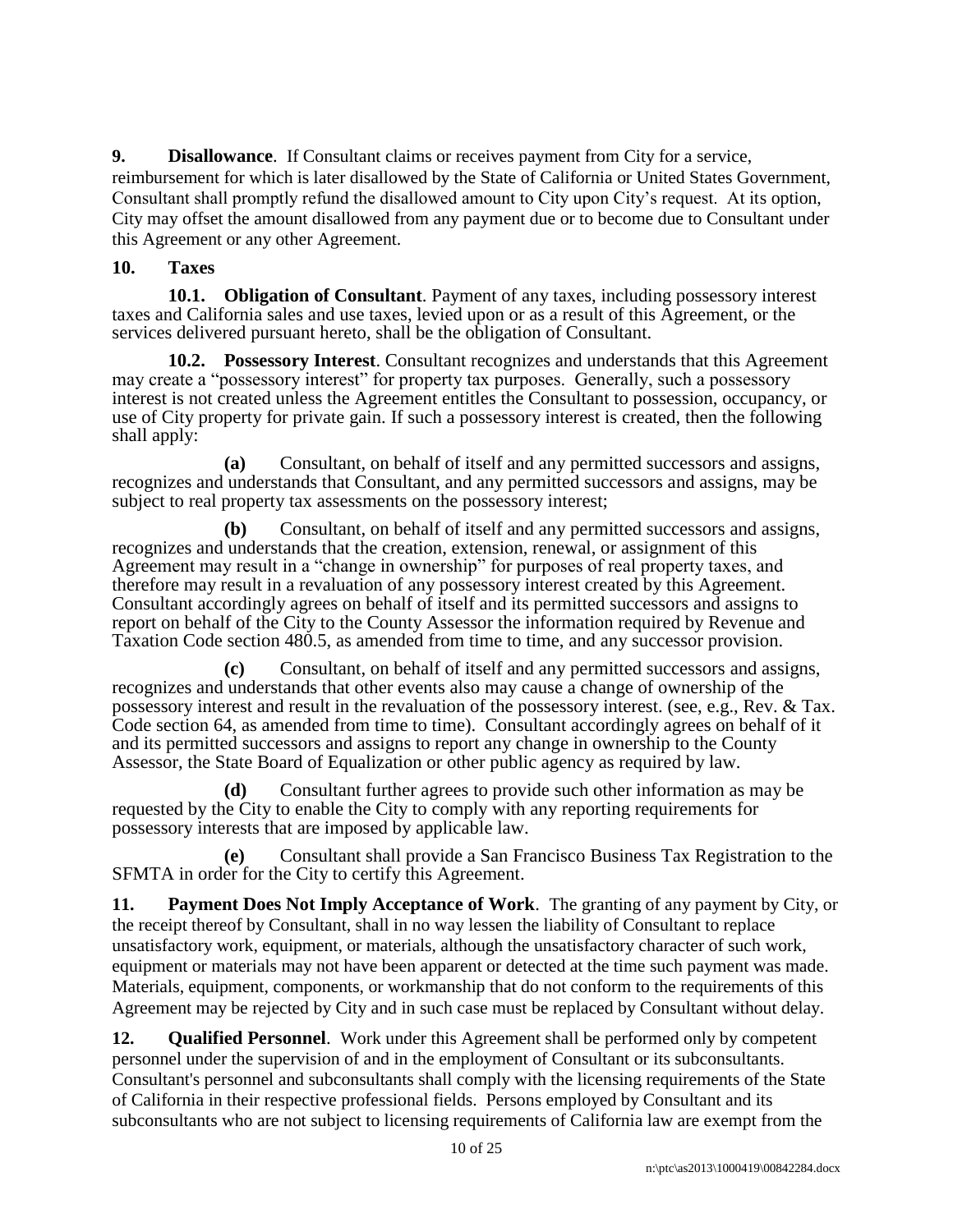**9. Disallowance**. If Consultant claims or receives payment from City for a service, reimbursement for which is later disallowed by the State of California or United States Government, Consultant shall promptly refund the disallowed amount to City upon City's request. At its option, City may offset the amount disallowed from any payment due or to become due to Consultant under this Agreement or any other Agreement.

**10. Taxes**

**10.1. Obligation of Consultant**. Payment of any taxes, including possessory interest taxes and California sales and use taxes, levied upon or as a result of this Agreement, or the services delivered pursuant hereto, shall be the obligation of Consultant.

**10.2. Possessory Interest**. Consultant recognizes and understands that this Agreement may create a "possessory interest" for property tax purposes. Generally, such a possessory interest is not created unless the Agreement entitles the Consultant to possession, occupancy, or use of City property for private gain. If such a possessory interest is created, then the following shall apply:

**(a)** Consultant, on behalf of itself and any permitted successors and assigns, recognizes and understands that Consultant, and any permitted successors and assigns, may be subject to real property tax assessments on the possessory interest;

**(b)** Consultant, on behalf of itself and any permitted successors and assigns, recognizes and understands that the creation, extension, renewal, or assignment of this Agreement may result in a "change in ownership" for purposes of real property taxes, and therefore may result in a revaluation of any possessory interest created by this Agreement. Consultant accordingly agrees on behalf of itself and its permitted successors and assigns to report on behalf of the City to the County Assessor the information required by Revenue and Taxation Code section 480.5, as amended from time to time, and any successor provision.

**(c)** Consultant, on behalf of itself and any permitted successors and assigns, recognizes and understands that other events also may cause a change of ownership of the possessory interest and result in the revaluation of the possessory interest. (see, e.g., Rev. & Tax. Code section 64, as amended from time to time). Consultant accordingly agrees on behalf of it and its permitted successors and assigns to report any change in ownership to the County Assessor, the State Board of Equalization or other public agency as required by law.

**(d)** Consultant further agrees to provide such other information as may be requested by the City to enable the City to comply with any reporting requirements for possessory interests that are imposed by applicable law.

**(e)** Consultant shall provide a San Francisco Business Tax Registration to the SFMTA in order for the City to certify this Agreement.

**11. Payment Does Not Imply Acceptance of Work**. The granting of any payment by City, or the receipt thereof by Consultant, shall in no way lessen the liability of Consultant to replace unsatisfactory work, equipment, or materials, although the unsatisfactory character of such work, equipment or materials may not have been apparent or detected at the time such payment was made. Materials, equipment, components, or workmanship that do not conform to the requirements of this Agreement may be rejected by City and in such case must be replaced by Consultant without delay.

**12. Qualified Personnel**. Work under this Agreement shall be performed only by competent personnel under the supervision of and in the employment of Consultant or its subconsultants. Consultant's personnel and subconsultants shall comply with the licensing requirements of the State of California in their respective professional fields. Persons employed by Consultant and its subconsultants who are not subject to licensing requirements of California law are exempt from the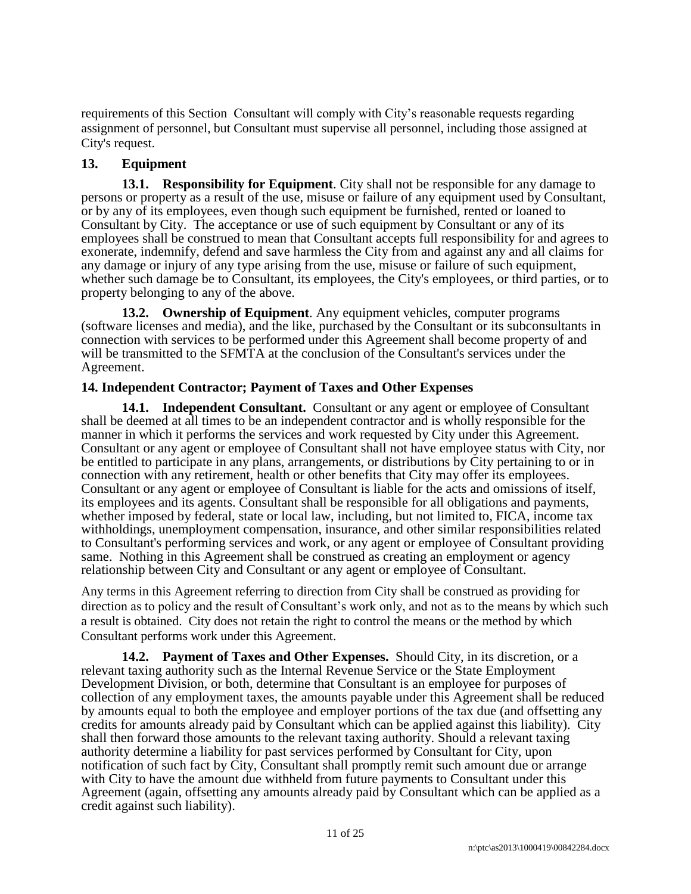requirements of this Section Consultant will comply with City's reasonable requests regarding assignment of personnel, but Consultant must supervise all personnel, including those assigned at City's request.

## 13. Equipment

**13.1. Responsibility for Equipment**. City shall not be responsible for any damage to persons or property as a result of the use, misuse or failure of any equipment used by Consultant, or by any of its employees, even though such equipment be furnished, rented or loaned to Consultant by City. The acceptance or use of such equipment by Consultant or any of its employees shall be construed to mean that Consultant accepts full responsibility for and agrees to exonerate, indemnify, defend and save harmless the City from and against any and all claims for any damage or injury of any type arising from the use, misuse or failure of such equipment, whether such damage be to Consultant, its employees, the City's employees, or third parties, or to property belonging to any of the above.

**13.2. Ownership of Equipment**. Any equipment vehicles, computer programs (software licenses and media), and the like, purchased by the Consultant or its subconsultants in connection with services to be performed under this Agreement shall become property of and will be transmitted to the SFMTA at the conclusion of the Consultant's services under the Agreement.

## 14. Independent Contractor; Payment of Taxes and Other Expenses

**14.1. Independent Consultant.** Consultant or any agent or employee of Consultant shall be deemed at all times to be an independent contractor and is wholly responsible for the manner in which it performs the services and work requested by City under this Agreement. Consultant or any agent or employee of Consultant shall not have employee status with City, nor be entitled to participate in any plans, arrangements, or distributions by City pertaining to or in connection with any retirement, health or other benefits that City may offer its employees. Consultant or any agent or employee of Consultant is liable for the acts and omissions of itself, its employees and its agents. Consultant shall be responsible for all obligations and payments, whether imposed by federal, state or local law, including, but not limited to, FICA, income tax withholdings, unemployment compensation, insurance, and other similar responsibilities related to Consultant's performing services and work, or any agent or employee of Consultant providing same. Nothing in this Agreement shall be construed as creating an employment or agency relationship between City and Consultant or any agent or employee of Consultant.

Any terms in this Agreement referring to direction from City shall be construed as providing for direction as to policy and the result of Consultant's work only, and not as to the means by which such a result is obtained. City does not retain the right to control the means or the method by which Consultant performs work under this Agreement.

**14.2. Payment of Taxes and Other Expenses.** Should City, in its discretion, or a relevant taxing authority such as the Internal Revenue Service or the State Employment Development Division, or both, determine that Consultant is an employee for purposes of collection of any employment taxes, the amounts payable under this Agreement shall be reduced by amounts equal to both the employee and employer portions of the tax due (and offsetting any credits for amounts already paid by Consultant which can be applied against this liability). City shall then forward those amounts to the relevant taxing authority. Should a relevant taxing authority determine a liability for past services performed by Consultant for City, upon notification of such fact by City, Consultant shall promptly remit such amount due or arrange with City to have the amount due withheld from future payments to Consultant under this Agreement (again, offsetting any amounts already paid by Consultant which can be applied as a credit against such liability).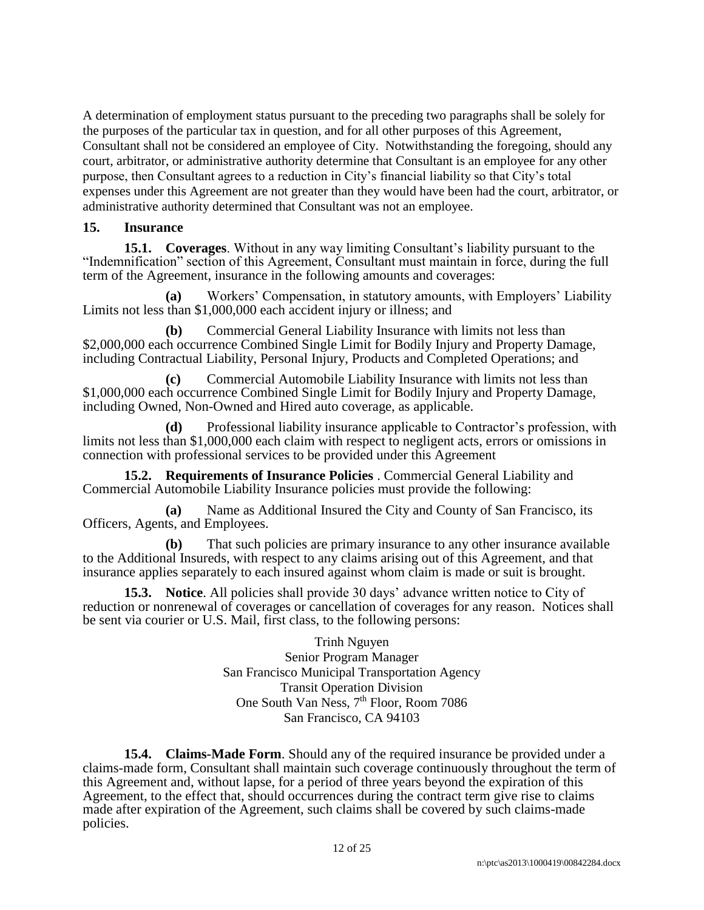A determination of employment status pursuant to the preceding two paragraphs shall be solely for the purposes of the particular tax in question, and for all other purposes of this Agreement, Consultant shall not be considered an employee of City. Notwithstanding the foregoing, should any court, arbitrator, or administrative authority determine that Consultant is an employee for any other purpose, then Consultant agrees to a reduction in City's financial liability so that City's total expenses under this Agreement are not greater than they would have been had the court, arbitrator, or administrative authority determined that Consultant was not an employee.

## 15. Insurance

**15.1. Coverages**. Without in any way limiting Consultant's liability pursuant to the "Indemnification" section of this Agreement, Consultant must maintain in force, during the full term of the Agreement, insurance in the following amounts and coverages:

**(a)** Workers' Compensation, in statutory amounts, with Employers' Liability Limits not less than $1,000,000 each accident injury or illness; and

**(b)** Commercial General Liability Insurance with limits not less than $2,000,000 each occurrence Combined Single Limit for Bodily Injury and Property Damage, including Contractual Liability, Personal Injury, Products and Completed Operations; and

**(c)** Commercial Automobile Liability Insurance with limits not less than $1,000,000 each occurrence Combined Single Limit for Bodily Injury and Property Damage, including Owned, Non-Owned and Hired auto coverage, as applicable.

**(d)** Professional liability insurance applicable to Contractor's profession, with limits not less than $1,000,000 each claim with respect to negligent acts, errors or omissions in connection with professional services to be provided under this Agreement

**15.2. Requirements of Insurance Policies** . Commercial General Liability and Commercial Automobile Liability Insurance policies must provide the following:

**(a)** Name as Additional Insured the City and County of San Francisco, its Officers, Agents, and Employees.

**(b)** That such policies are primary insurance to any other insurance available to the Additional Insureds, with respect to any claims arising out of this Agreement, and that insurance applies separately to each insured against whom claim is made or suit is brought.

**15.3. Notice**. All policies shall provide 30 days' advance written notice to City of reduction or nonrenewal of coverages or cancellation of coverages for any reason. Notices shall be sent via courier or U.S. Mail, first class, to the following persons:

Trinh Nguyen
Senior Program Manager
San Francisco Municipal Transportation Agency
Transit Operation Division
One South Van Ness, 7th Floor, Room 7086
San Francisco, CA 94103

**15.4. Claims-Made Form**. Should any of the required insurance be provided under a claims-made form, Consultant shall maintain such coverage continuously throughout the term of this Agreement and, without lapse, for a period of three years beyond the expiration of this Agreement, to the effect that, should occurrences during the contract term give rise to claims made after expiration of the Agreement, such claims shall be covered by such claims-made policies.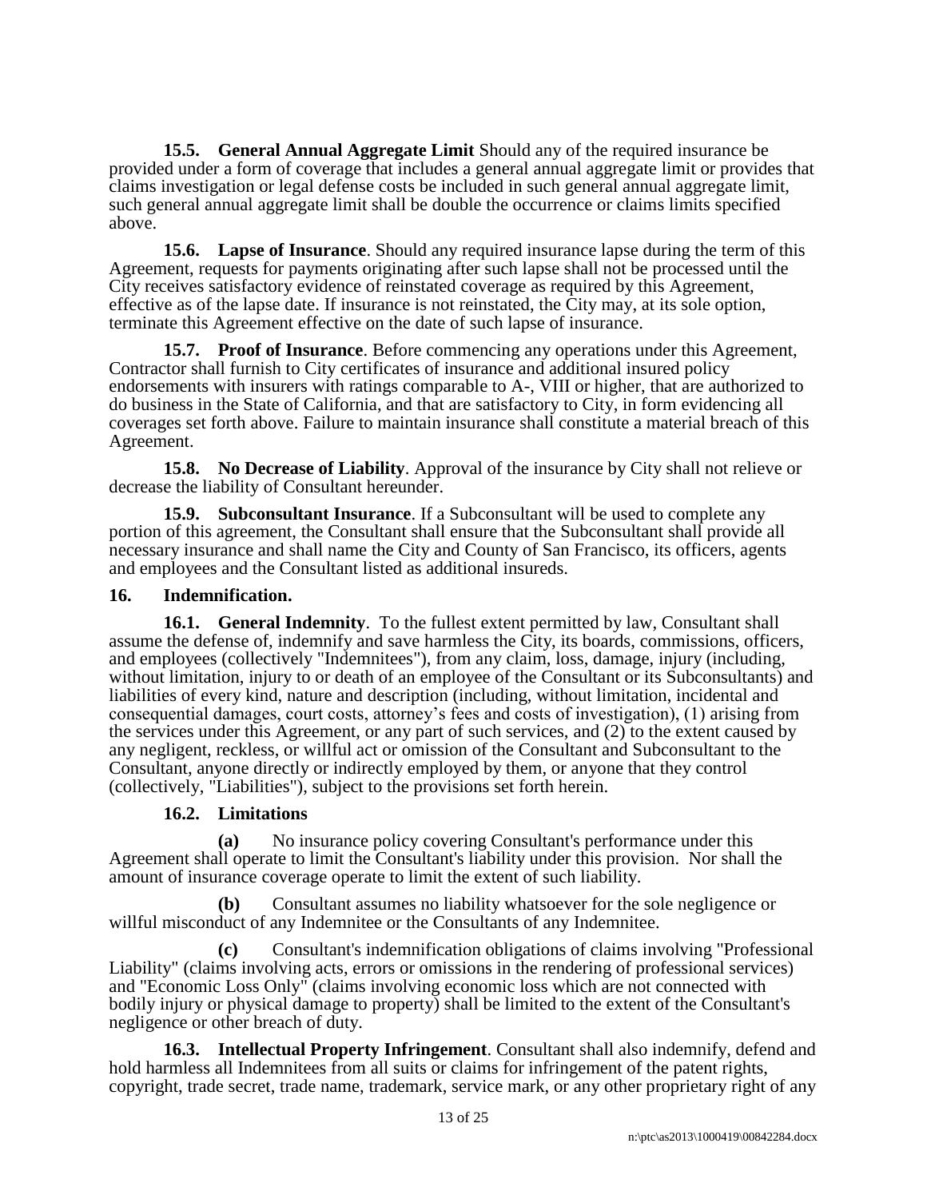**15.5. General Annual Aggregate Limit** Should any of the required insurance be provided under a form of coverage that includes a general annual aggregate limit or provides that claims investigation or legal defense costs be included in such general annual aggregate limit, such general annual aggregate limit shall be double the occurrence or claims limits specified above.

**15.6. Lapse of Insurance**. Should any required insurance lapse during the term of this Agreement, requests for payments originating after such lapse shall not be processed until the City receives satisfactory evidence of reinstated coverage as required by this Agreement, effective as of the lapse date. If insurance is not reinstated, the City may, at its sole option, terminate this Agreement effective on the date of such lapse of insurance.

**15.7. Proof of Insurance**. Before commencing any operations under this Agreement, Contractor shall furnish to City certificates of insurance and additional insured policy endorsements with insurers with ratings comparable to A-, VIII or higher, that are authorized to do business in the State of California, and that are satisfactory to City, in form evidencing all coverages set forth above. Failure to maintain insurance shall constitute a material breach of this Agreement.

**15.8. No Decrease of Liability**. Approval of the insurance by City shall not relieve or decrease the liability of Consultant hereunder.

**15.9. Subconsultant Insurance**. If a Subconsultant will be used to complete any portion of this agreement, the Consultant shall ensure that the Subconsultant shall provide all necessary insurance and shall name the City and County of San Francisco, its officers, agents and employees and the Consultant listed as additional insureds.

## 16. Indemnification.

**16.1. General Indemnity**. To the fullest extent permitted by law, Consultant shall assume the defense of, indemnify and save harmless the City, its boards, commissions, officers, and employees (collectively "Indemnitees"), from any claim, loss, damage, injury (including, without limitation, injury to or death of an employee of the Consultant or its Subconsultants) and liabilities of every kind, nature and description (including, without limitation, incidental and consequential damages, court costs, attorney's fees and costs of investigation), (1) arising from the services under this Agreement, or any part of such services, and (2) to the extent caused by any negligent, reckless, or willful act or omission of the Consultant and Subconsultant to the Consultant, anyone directly or indirectly employed by them, or anyone that they control (collectively, "Liabilities"), subject to the provisions set forth herein.

**16.2. Limitations**

**(a)** No insurance policy covering Consultant's performance under this Agreement shall operate to limit the Consultant's liability under this provision. Nor shall the amount of insurance coverage operate to limit the extent of such liability.

**(b)** Consultant assumes no liability whatsoever for the sole negligence or willful misconduct of any Indemnitee or the Consultants of any Indemnitee.

**(c)** Consultant's indemnification obligations of claims involving "Professional Liability" (claims involving acts, errors or omissions in the rendering of professional services) and "Economic Loss Only" (claims involving economic loss which are not connected with bodily injury or physical damage to property) shall be limited to the extent of the Consultant's negligence or other breach of duty.

**16.3. Intellectual Property Infringement**. Consultant shall also indemnify, defend and hold harmless all Indemnitees from all suits or claims for infringement of the patent rights, copyright, trade secret, trade name, trademark, service mark, or any other proprietary right of any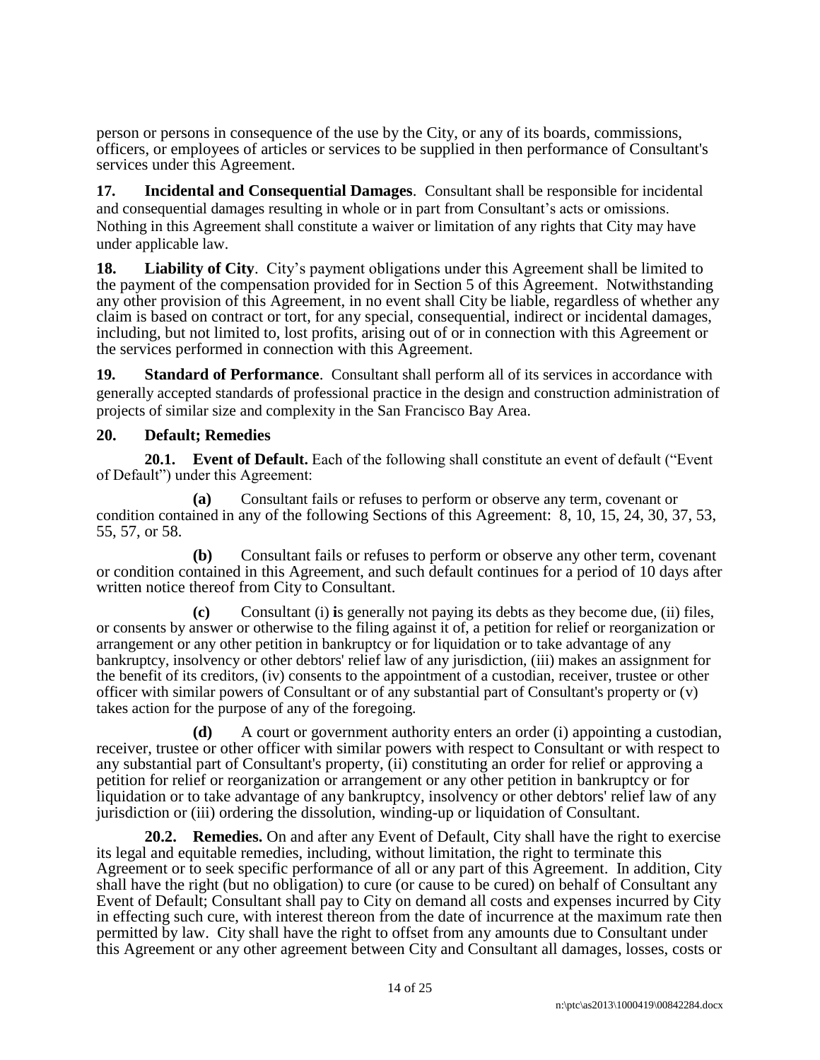person or persons in consequence of the use by the City, or any of its boards, commissions, officers, or employees of articles or services to be supplied in then performance of Consultant's services under this Agreement.

**17. Incidental and Consequential Damages**. Consultant shall be responsible for incidental and consequential damages resulting in whole or in part from Consultant's acts or omissions. Nothing in this Agreement shall constitute a waiver or limitation of any rights that City may have under applicable law.

**18. Liability of City**. City's payment obligations under this Agreement shall be limited to the payment of the compensation provided for in Section 5 of this Agreement. Notwithstanding any other provision of this Agreement, in no event shall City be liable, regardless of whether any claim is based on contract or tort, for any special, consequential, indirect or incidental damages, including, but not limited to, lost profits, arising out of or in connection with this Agreement or the services performed in connection with this Agreement.

**19. Standard of Performance**. Consultant shall perform all of its services in accordance with generally accepted standards of professional practice in the design and construction administration of projects of similar size and complexity in the San Francisco Bay Area.

**20. Default; Remedies**

**20.1. Event of Default.** Each of the following shall constitute an event of default ("Event of Default") under this Agreement:

**(a)** Consultant fails or refuses to perform or observe any term, covenant or condition contained in any of the following Sections of this Agreement: 8, 10, 15, 24, 30, 37, 53, 55, 57, or 58.

**(b)** Consultant fails or refuses to perform or observe any other term, covenant or condition contained in this Agreement, and such default continues for a period of 10 days after written notice thereof from City to Consultant.

**(c)** Consultant (i) **i**s generally not paying its debts as they become due, (ii) files, or consents by answer or otherwise to the filing against it of, a petition for relief or reorganization or arrangement or any other petition in bankruptcy or for liquidation or to take advantage of any bankruptcy, insolvency or other debtors' relief law of any jurisdiction, (iii) makes an assignment for the benefit of its creditors, (iv) consents to the appointment of a custodian, receiver, trustee or other officer with similar powers of Consultant or of any substantial part of Consultant's property or (v) takes action for the purpose of any of the foregoing.

**(d)** A court or government authority enters an order (i) appointing a custodian, receiver, trustee or other officer with similar powers with respect to Consultant or with respect to any substantial part of Consultant's property, (ii) constituting an order for relief or approving a petition for relief or reorganization or arrangement or any other petition in bankruptcy or for liquidation or to take advantage of any bankruptcy, insolvency or other debtors' relief law of any jurisdiction or (iii) ordering the dissolution, winding-up or liquidation of Consultant.

**20.2. Remedies.** On and after any Event of Default, City shall have the right to exercise its legal and equitable remedies, including, without limitation, the right to terminate this Agreement or to seek specific performance of all or any part of this Agreement. In addition, City shall have the right (but no obligation) to cure (or cause to be cured) on behalf of Consultant any Event of Default; Consultant shall pay to City on demand all costs and expenses incurred by City in effecting such cure, with interest thereon from the date of incurrence at the maximum rate then permitted by law. City shall have the right to offset from any amounts due to Consultant under this Agreement or any other agreement between City and Consultant all damages, losses, costs or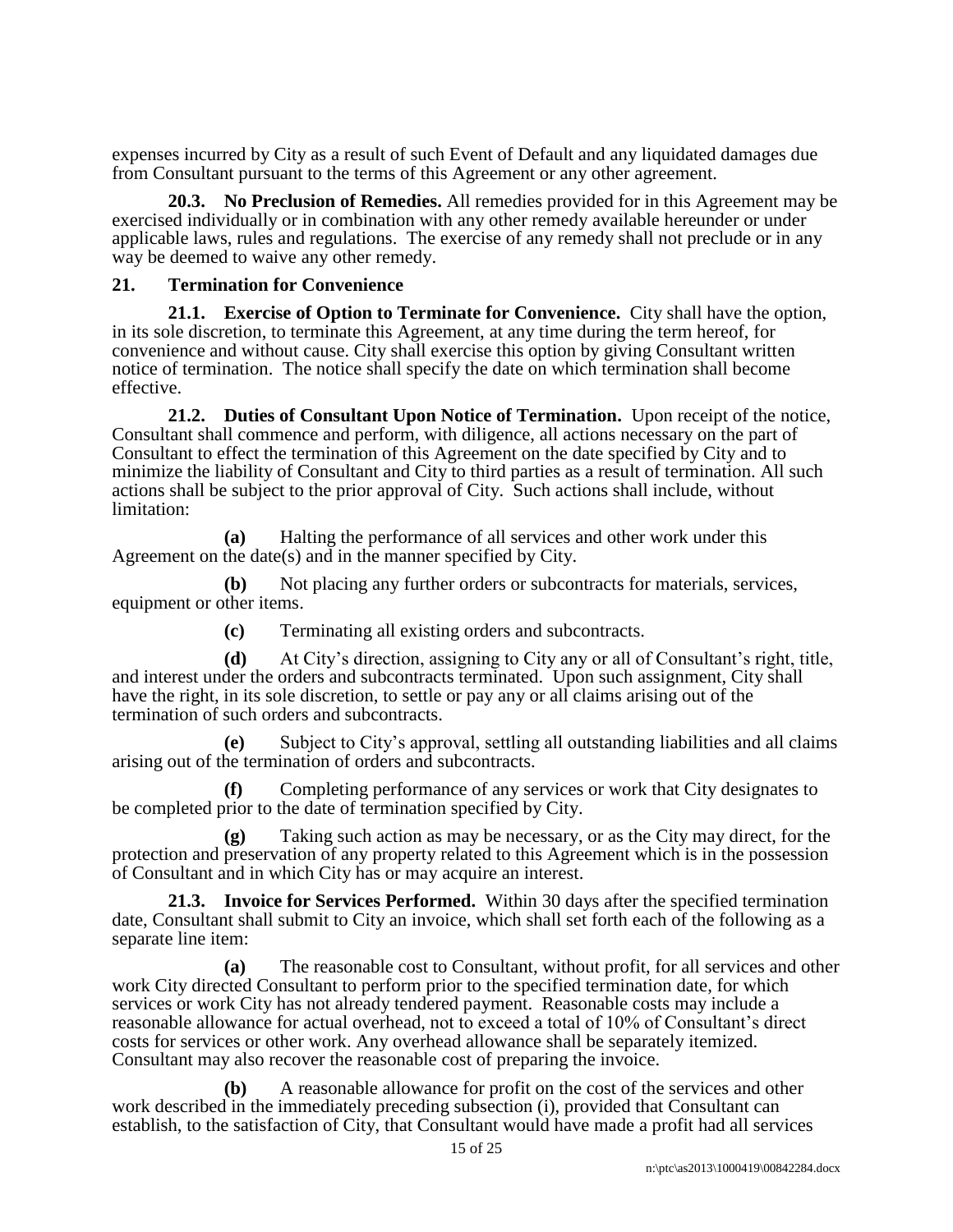expenses incurred by City as a result of such Event of Default and any liquidated damages due from Consultant pursuant to the terms of this Agreement or any other agreement.

**20.3. No Preclusion of Remedies.** All remedies provided for in this Agreement may be exercised individually or in combination with any other remedy available hereunder or under applicable laws, rules and regulations. The exercise of any remedy shall not preclude or in any way be deemed to waive any other remedy.

## 21. Termination for Convenience

**21.1. Exercise of Option to Terminate for Convenience.** City shall have the option, in its sole discretion, to terminate this Agreement, at any time during the term hereof, for convenience and without cause. City shall exercise this option by giving Consultant written notice of termination. The notice shall specify the date on which termination shall become effective.

**21.2. Duties of Consultant Upon Notice of Termination.** Upon receipt of the notice, Consultant shall commence and perform, with diligence, all actions necessary on the part of Consultant to effect the termination of this Agreement on the date specified by City and to minimize the liability of Consultant and City to third parties as a result of termination. All such actions shall be subject to the prior approval of City. Such actions shall include, without limitation:

**(a)** Halting the performance of all services and other work under this Agreement on the date(s) and in the manner specified by City.

**(b)** Not placing any further orders or subcontracts for materials, services, equipment or other items.

**(c)** Terminating all existing orders and subcontracts.

**(d)** At City's direction, assigning to City any or all of Consultant's right, title, and interest under the orders and subcontracts terminated. Upon such assignment, City shall have the right, in its sole discretion, to settle or pay any or all claims arising out of the termination of such orders and subcontracts.

**(e)** Subject to City's approval, settling all outstanding liabilities and all claims arising out of the termination of orders and subcontracts.

**(f)** Completing performance of any services or work that City designates to be completed prior to the date of termination specified by City.

**(g)** Taking such action as may be necessary, or as the City may direct, for the protection and preservation of any property related to this Agreement which is in the possession of Consultant and in which City has or may acquire an interest.

**21.3. Invoice for Services Performed.** Within 30 days after the specified termination date, Consultant shall submit to City an invoice, which shall set forth each of the following as a separate line item:

**(a)** The reasonable cost to Consultant, without profit, for all services and other work City directed Consultant to perform prior to the specified termination date, for which services or work City has not already tendered payment. Reasonable costs may include a reasonable allowance for actual overhead, not to exceed a total of 10% of Consultant's direct costs for services or other work. Any overhead allowance shall be separately itemized. Consultant may also recover the reasonable cost of preparing the invoice.

**(b)** A reasonable allowance for profit on the cost of the services and other work described in the immediately preceding subsection (i), provided that Consultant can establish, to the satisfaction of City, that Consultant would have made a profit had all services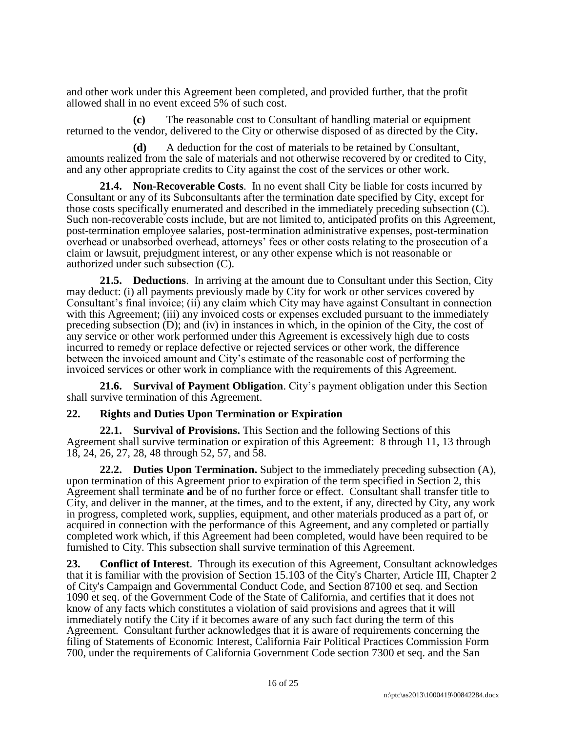and other work under this Agreement been completed, and provided further, that the profit allowed shall in no event exceed 5% of such cost.

**(c)** The reasonable cost to Consultant of handling material or equipment returned to the vendor, delivered to the City or otherwise disposed of as directed by the City.

**(d)** A deduction for the cost of materials to be retained by Consultant, amounts realized from the sale of materials and not otherwise recovered by or credited to City, and any other appropriate credits to City against the cost of the services or other work.

**21.4. Non-Recoverable Costs**. In no event shall City be liable for costs incurred by Consultant or any of its Subconsultants after the termination date specified by City, except for those costs specifically enumerated and described in the immediately preceding subsection (C). Such non-recoverable costs include, but are not limited to, anticipated profits on this Agreement, post-termination employee salaries, post-termination administrative expenses, post-termination overhead or unabsorbed overhead, attorneys' fees or other costs relating to the prosecution of a claim or lawsuit, prejudgment interest, or any other expense which is not reasonable or authorized under such subsection (C).

**21.5. Deductions**. In arriving at the amount due to Consultant under this Section, City may deduct: (i) all payments previously made by City for work or other services covered by Consultant's final invoice; (ii) any claim which City may have against Consultant in connection with this Agreement; (iii) any invoiced costs or expenses excluded pursuant to the immediately preceding subsection (D); and (iv) in instances in which, in the opinion of the City, the cost of any service or other work performed under this Agreement is excessively high due to costs incurred to remedy or replace defective or rejected services or other work, the difference between the invoiced amount and City's estimate of the reasonable cost of performing the invoiced services or other work in compliance with the requirements of this Agreement.

**21.6. Survival of Payment Obligation**. City's payment obligation under this Section shall survive termination of this Agreement.

## 22. Rights and Duties Upon Termination or Expiration

**22.1. Survival of Provisions.** This Section and the following Sections of this Agreement shall survive termination or expiration of this Agreement: 8 through 11, 13 through 18, 24, 26, 27, 28, 48 through 52, 57, and 58.

**22.2. Duties Upon Termination.** Subject to the immediately preceding subsection (A), upon termination of this Agreement prior to expiration of the term specified in Section 2, this Agreement shall terminate and be of no further force or effect. Consultant shall transfer title to City, and deliver in the manner, at the times, and to the extent, if any, directed by City, any work in progress, completed work, supplies, equipment, and other materials produced as a part of, or acquired in connection with the performance of this Agreement, and any completed or partially completed work which, if this Agreement had been completed, would have been required to be furnished to City. This subsection shall survive termination of this Agreement.

**23. Conflict of Interest**. Through its execution of this Agreement, Consultant acknowledges that it is familiar with the provision of Section 15.103 of the City's Charter, Article III, Chapter 2 of City's Campaign and Governmental Conduct Code, and Section 87100 et seq. and Section 1090 et seq. of the Government Code of the State of California, and certifies that it does not know of any facts which constitutes a violation of said provisions and agrees that it will immediately notify the City if it becomes aware of any such fact during the term of this Agreement. Consultant further acknowledges that it is aware of requirements concerning the filing of Statements of Economic Interest, California Fair Political Practices Commission Form 700, under the requirements of California Government Code section 7300 et seq. and the San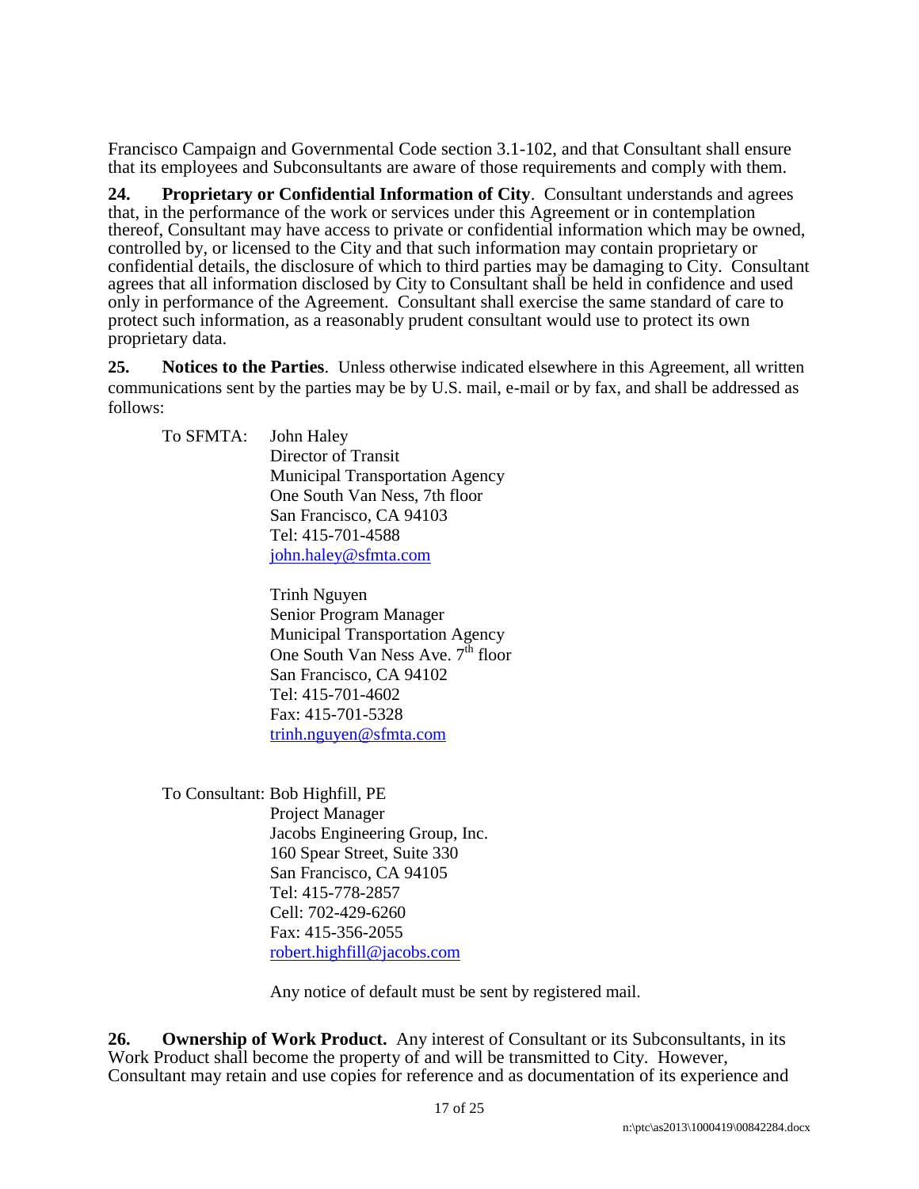Francisco Campaign and Governmental Code section 3.1-102, and that Consultant shall ensure that its employees and Subconsultants are aware of those requirements and comply with them.

**24. Proprietary or Confidential Information of City**. Consultant understands and agrees that, in the performance of the work or services under this Agreement or in contemplation thereof, Consultant may have access to private or confidential information which may be owned, controlled by, or licensed to the City and that such information may contain proprietary or confidential details, the disclosure of which to third parties may be damaging to City. Consultant agrees that all information disclosed by City to Consultant shall be held in confidence and used only in performance of the Agreement. Consultant shall exercise the same standard of care to protect such information, as a reasonably prudent consultant would use to protect its own proprietary data.

**25. Notices to the Parties**. Unless otherwise indicated elsewhere in this Agreement, all written communications sent by the parties may be by U.S. mail, e-mail or by fax, and shall be addressed as follows:

To SFMTA:

John Haley
Director of Transit
Municipal Transportation Agency
One South Van Ness, 7th floor
San Francisco, CA 94103
Tel: 415-701-4588
john.haley@sfmta.com

Trinh Nguyen
Senior Program Manager
Municipal Transportation Agency
One South Van Ness Ave. 7th floor
San Francisco, CA 94102
Tel: 415-701-4602
Fax: 415-701-5328
trinh.nguyen@sfmta.com

To Consultant:

Bob Highfill, PE
Project Manager
Jacobs Engineering Group, Inc.
160 Spear Street, Suite 330
San Francisco, CA 94105
Tel: 415-778-2857
Cell: 702-429-6260
Fax: 415-356-2055
robert.highfill@jacobs.com

Any notice of default must be sent by registered mail.

**26. Ownership of Work Product.** Any interest of Consultant or its Subconsultants, in its Work Product shall become the property of and will be transmitted to City. However, Consultant may retain and use copies for reference and as documentation of its experience and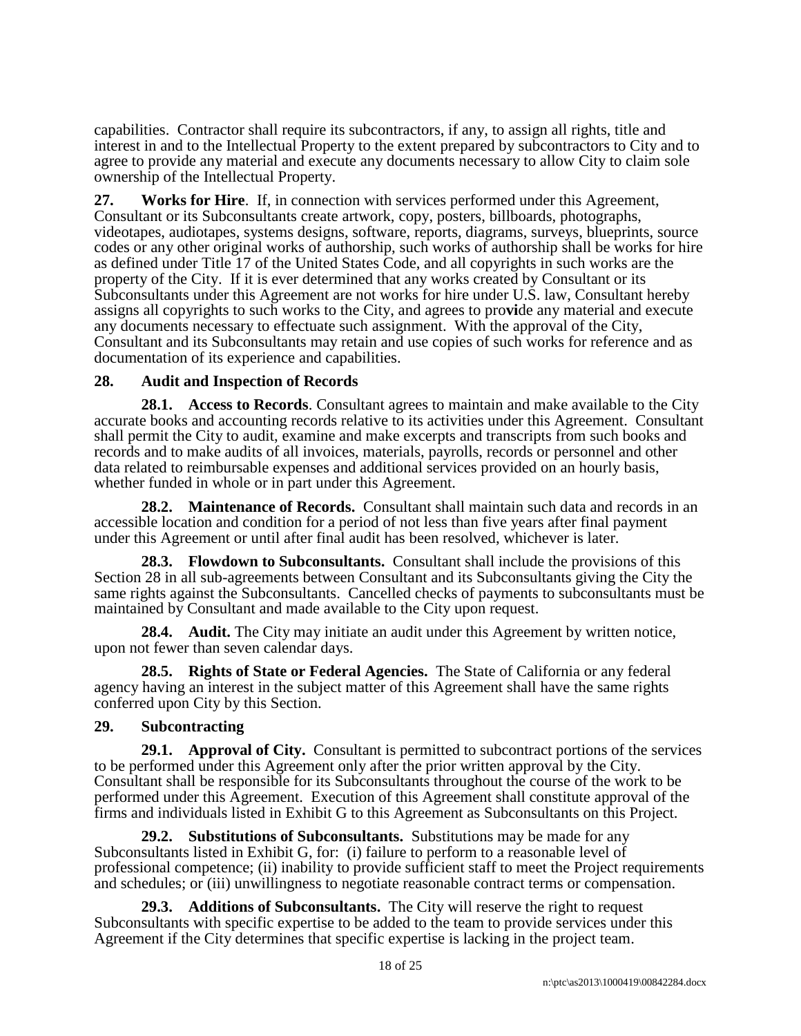capabilities. Contractor shall require its subcontractors, if any, to assign all rights, title and interest in and to the Intellectual Property to the extent prepared by subcontractors to City and to agree to provide any material and execute any documents necessary to allow City to claim sole ownership of the Intellectual Property.

**27. Works for Hire**. If, in connection with services performed under this Agreement, Consultant or its Subconsultants create artwork, copy, posters, billboards, photographs, videotapes, audiotapes, systems designs, software, reports, diagrams, surveys, blueprints, source codes or any other original works of authorship, such works of authorship shall be works for hire as defined under Title 17 of the United States Code, and all copyrights in such works are the property of the City. If it is ever determined that any works created by Consultant or its Subconsultants under this Agreement are not works for hire under U.S. law, Consultant hereby assigns all copyrights to such works to the City, and agrees to pro**vi**de any material and execute any documents necessary to effectuate such assignment. With the approval of the City, Consultant and its Subconsultants may retain and use copies of such works for reference and as documentation of its experience and capabilities.

**28. Audit and Inspection of Records**

**28.1. Access to Records**. Consultant agrees to maintain and make available to the City accurate books and accounting records relative to its activities under this Agreement. Consultant shall permit the City to audit, examine and make excerpts and transcripts from such books and records and to make audits of all invoices, materials, payrolls, records or personnel and other data related to reimbursable expenses and additional services provided on an hourly basis, whether funded in whole or in part under this Agreement.

**28.2. Maintenance of Records.** Consultant shall maintain such data and records in an accessible location and condition for a period of not less than five years after final payment under this Agreement or until after final audit has been resolved, whichever is later.

**28.3. Flowdown to Subconsultants.** Consultant shall include the provisions of this Section 28 in all sub-agreements between Consultant and its Subconsultants giving the City the same rights against the Subconsultants. Cancelled checks of payments to subconsultants must be maintained by Consultant and made available to the City upon request.

**28.4. Audit.** The City may initiate an audit under this Agreement by written notice, upon not fewer than seven calendar days.

**28.5. Rights of State or Federal Agencies.** The State of California or any federal agency having an interest in the subject matter of this Agreement shall have the same rights conferred upon City by this Section.

**29. Subcontracting**

**29.1. Approval of City.** Consultant is permitted to subcontract portions of the services to be performed under this Agreement only after the prior written approval by the City. Consultant shall be responsible for its Subconsultants throughout the course of the work to be performed under this Agreement. Execution of this Agreement shall constitute approval of the firms and individuals listed in Exhibit G to this Agreement as Subconsultants on this Project.

**29.2. Substitutions of Subconsultants.** Substitutions may be made for any Subconsultants listed in Exhibit G, for: (i) failure to perform to a reasonable level of professional competence; (ii) inability to provide sufficient staff to meet the Project requirements and schedules; or (iii) unwillingness to negotiate reasonable contract terms or compensation.

**29.3. Additions of Subconsultants.** The City will reserve the right to request Subconsultants with specific expertise to be added to the team to provide services under this Agreement if the City determines that specific expertise is lacking in the project team.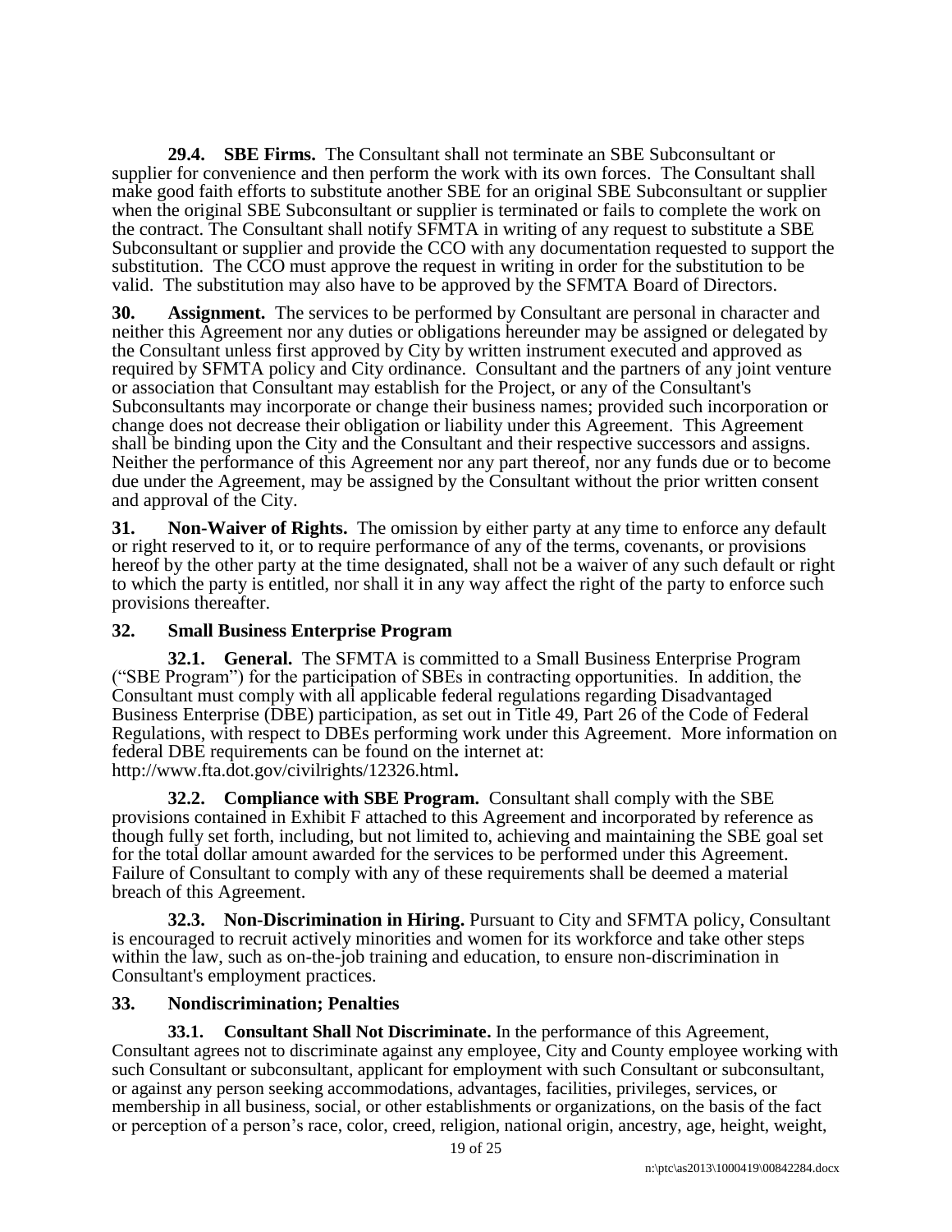**29.4. SBE Firms.** The Consultant shall not terminate an SBE Subconsultant or supplier for convenience and then perform the work with its own forces. The Consultant shall make good faith efforts to substitute another SBE for an original SBE Subconsultant or supplier when the original SBE Subconsultant or supplier is terminated or fails to complete the work on the contract. The Consultant shall notify SFMTA in writing of any request to substitute a SBE Subconsultant or supplier and provide the CCO with any documentation requested to support the substitution. The CCO must approve the request in writing in order for the substitution to be valid. The substitution may also have to be approved by the SFMTA Board of Directors.

**30. Assignment.** The services to be performed by Consultant are personal in character and neither this Agreement nor any duties or obligations hereunder may be assigned or delegated by the Consultant unless first approved by City by written instrument executed and approved as required by SFMTA policy and City ordinance. Consultant and the partners of any joint venture or association that Consultant may establish for the Project, or any of the Consultant's Subconsultants may incorporate or change their business names; provided such incorporation or change does not decrease their obligation or liability under this Agreement. This Agreement shall be binding upon the City and the Consultant and their respective successors and assigns. Neither the performance of this Agreement nor any part thereof, nor any funds due or to become due under the Agreement, may be assigned by the Consultant without the prior written consent and approval of the City.

**31. Non-Waiver of Rights.** The omission by either party at any time to enforce any default or right reserved to it, or to require performance of any of the terms, covenants, or provisions hereof by the other party at the time designated, shall not be a waiver of any such default or right to which the party is entitled, nor shall it in any way affect the right of the party to enforce such provisions thereafter.

**32. Small Business Enterprise Program**

**32.1. General.** The SFMTA is committed to a Small Business Enterprise Program ("SBE Program") for the participation of SBEs in contracting opportunities. In addition, the Consultant must comply with all applicable federal regulations regarding Disadvantaged Business Enterprise (DBE) participation, as set out in Title 49, Part 26 of the Code of Federal Regulations, with respect to DBEs performing work under this Agreement. More information on federal DBE requirements can be found on the internet at: http://www.fta.dot.gov/civilrights/12326.html**.**

**32.2. Compliance with SBE Program.** Consultant shall comply with the SBE provisions contained in Exhibit F attached to this Agreement and incorporated by reference as though fully set forth, including, but not limited to, achieving and maintaining the SBE goal set for the total dollar amount awarded for the services to be performed under this Agreement. Failure of Consultant to comply with any of these requirements shall be deemed a material breach of this Agreement.

**32.3. Non-Discrimination in Hiring.** Pursuant to City and SFMTA policy, Consultant is encouraged to recruit actively minorities and women for its workforce and take other steps within the law, such as on-the-job training and education, to ensure non-discrimination in Consultant's employment practices.

**33. Nondiscrimination; Penalties**

**33.1. Consultant Shall Not Discriminate.** In the performance of this Agreement, Consultant agrees not to discriminate against any employee, City and County employee working with such Consultant or subconsultant, applicant for employment with such Consultant or subconsultant, or against any person seeking accommodations, advantages, facilities, privileges, services, or membership in all business, social, or other establishments or organizations, on the basis of the fact or perception of a person's race, color, creed, religion, national origin, ancestry, age, height, weight,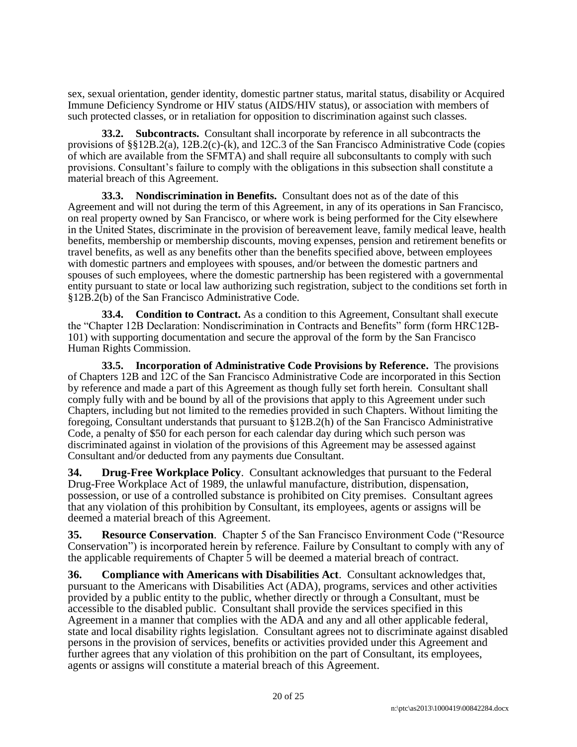sex, sexual orientation, gender identity, domestic partner status, marital status, disability or Acquired Immune Deficiency Syndrome or HIV status (AIDS/HIV status), or association with members of such protected classes, or in retaliation for opposition to discrimination against such classes.

**33.2. Subcontracts.** Consultant shall incorporate by reference in all subcontracts the provisions of §§12B.2(a), 12B.2(c)-(k), and 12C.3 of the San Francisco Administrative Code (copies of which are available from the SFMTA) and shall require all subconsultants to comply with such provisions. Consultant's failure to comply with the obligations in this subsection shall constitute a material breach of this Agreement.

**33.3. Nondiscrimination in Benefits.** Consultant does not as of the date of this Agreement and will not during the term of this Agreement, in any of its operations in San Francisco, on real property owned by San Francisco, or where work is being performed for the City elsewhere in the United States, discriminate in the provision of bereavement leave, family medical leave, health benefits, membership or membership discounts, moving expenses, pension and retirement benefits or travel benefits, as well as any benefits other than the benefits specified above, between employees with domestic partners and employees with spouses, and/or between the domestic partners and spouses of such employees, where the domestic partnership has been registered with a governmental entity pursuant to state or local law authorizing such registration, subject to the conditions set forth in §12B.2(b) of the San Francisco Administrative Code.

**33.4. Condition to Contract.** As a condition to this Agreement, Consultant shall execute the "Chapter 12B Declaration: Nondiscrimination in Contracts and Benefits" form (form HRC12B-101) with supporting documentation and secure the approval of the form by the San Francisco Human Rights Commission.

**33.5. Incorporation of Administrative Code Provisions by Reference.** The provisions of Chapters 12B and 12C of the San Francisco Administrative Code are incorporated in this Section by reference and made a part of this Agreement as though fully set forth herein. Consultant shall comply fully with and be bound by all of the provisions that apply to this Agreement under such Chapters, including but not limited to the remedies provided in such Chapters. Without limiting the foregoing, Consultant understands that pursuant to §12B.2(h) of the San Francisco Administrative Code, a penalty of $50 for each person for each calendar day during which such person was discriminated against in violation of the provisions of this Agreement may be assessed against Consultant and/or deducted from any payments due Consultant.

**34. Drug-Free Workplace Policy**. Consultant acknowledges that pursuant to the Federal Drug-Free Workplace Act of 1989, the unlawful manufacture, distribution, dispensation, possession, or use of a controlled substance is prohibited on City premises. Consultant agrees that any violation of this prohibition by Consultant, its employees, agents or assigns will be deemed a material breach of this Agreement.

**35. Resource Conservation**. Chapter 5 of the San Francisco Environment Code ("Resource Conservation") is incorporated herein by reference. Failure by Consultant to comply with any of the applicable requirements of Chapter 5 will be deemed a material breach of contract.

**36. Compliance with Americans with Disabilities Act**. Consultant acknowledges that, pursuant to the Americans with Disabilities Act (ADA), programs, services and other activities provided by a public entity to the public, whether directly or through a Consultant, must be accessible to the disabled public. Consultant shall provide the services specified in this Agreement in a manner that complies with the ADA and any and all other applicable federal, state and local disability rights legislation. Consultant agrees not to discriminate against disabled persons in the provision of services, benefits or activities provided under this Agreement and further agrees that any violation of this prohibition on the part of Consultant, its employees, agents or assigns will constitute a material breach of this Agreement.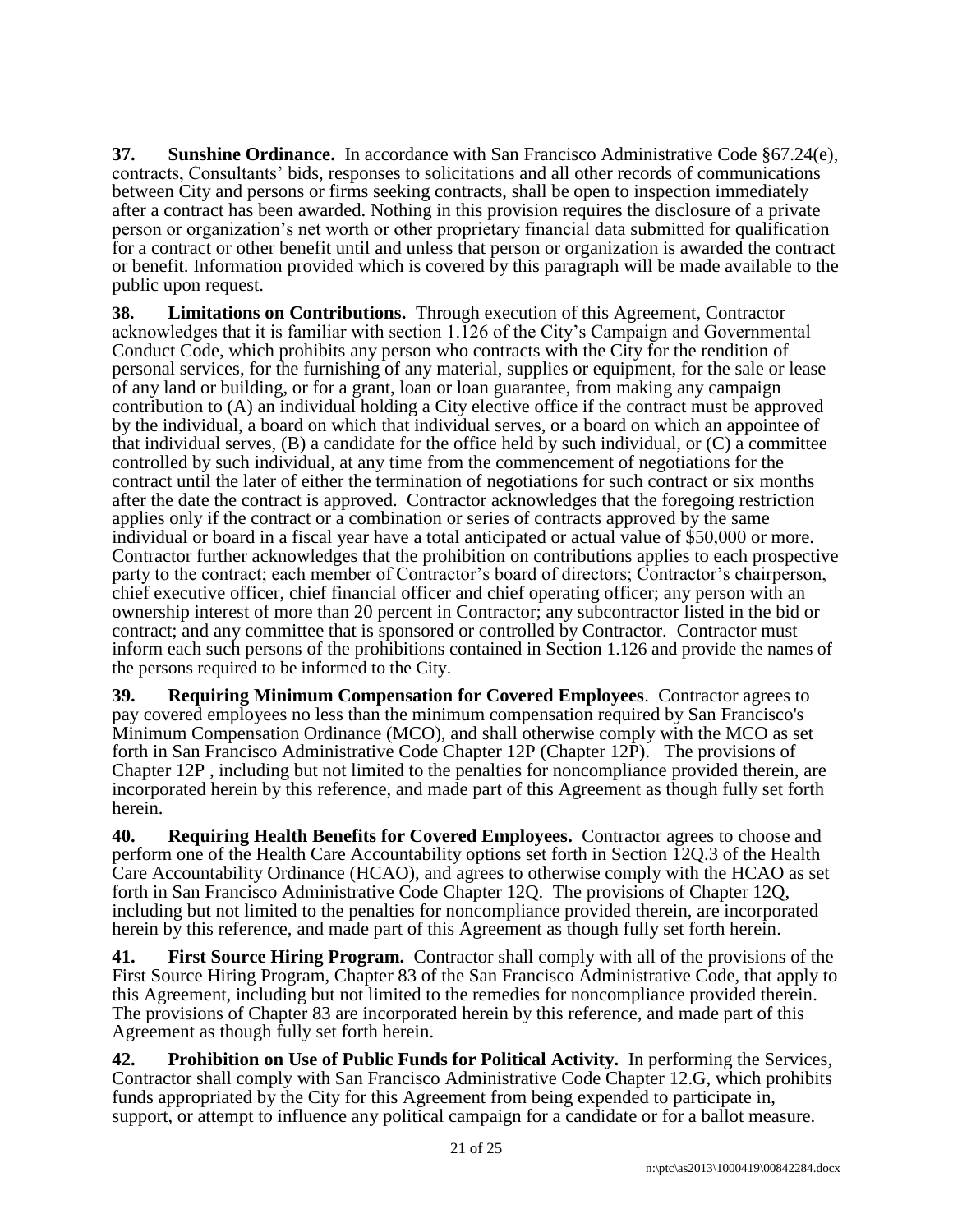**37. Sunshine Ordinance.** In accordance with San Francisco Administrative Code §67.24(e), contracts, Consultants' bids, responses to solicitations and all other records of communications between City and persons or firms seeking contracts, shall be open to inspection immediately after a contract has been awarded. Nothing in this provision requires the disclosure of a private person or organization's net worth or other proprietary financial data submitted for qualification for a contract or other benefit until and unless that person or organization is awarded the contract or benefit. Information provided which is covered by this paragraph will be made available to the public upon request.

**38. Limitations on Contributions.** Through execution of this Agreement, Contractor acknowledges that it is familiar with section 1.126 of the City's Campaign and Governmental Conduct Code, which prohibits any person who contracts with the City for the rendition of personal services, for the furnishing of any material, supplies or equipment, for the sale or lease of any land or building, or for a grant, loan or loan guarantee, from making any campaign contribution to (A) an individual holding a City elective office if the contract must be approved by the individual, a board on which that individual serves, or a board on which an appointee of that individual serves, (B) a candidate for the office held by such individual, or (C) a committee controlled by such individual, at any time from the commencement of negotiations for the contract until the later of either the termination of negotiations for such contract or six months after the date the contract is approved. Contractor acknowledges that the foregoing restriction applies only if the contract or a combination or series of contracts approved by the same individual or board in a fiscal year have a total anticipated or actual value of $50,000 or more. Contractor further acknowledges that the prohibition on contributions applies to each prospective party to the contract; each member of Contractor's board of directors; Contractor's chairperson, chief executive officer, chief financial officer and chief operating officer; any person with an ownership interest of more than 20 percent in Contractor; any subcontractor listed in the bid or contract; and any committee that is sponsored or controlled by Contractor. Contractor must inform each such persons of the prohibitions contained in Section 1.126 and provide the names of the persons required to be informed to the City.

**39. Requiring Minimum Compensation for Covered Employees**. Contractor agrees to pay covered employees no less than the minimum compensation required by San Francisco's Minimum Compensation Ordinance (MCO), and shall otherwise comply with the MCO as set forth in San Francisco Administrative Code Chapter 12P (Chapter 12P). The provisions of Chapter 12P , including but not limited to the penalties for noncompliance provided therein, are incorporated herein by this reference, and made part of this Agreement as though fully set forth herein.

**40. Requiring Health Benefits for Covered Employees.** Contractor agrees to choose and perform one of the Health Care Accountability options set forth in Section 12Q.3 of the Health Care Accountability Ordinance (HCAO), and agrees to otherwise comply with the HCAO as set forth in San Francisco Administrative Code Chapter 12Q. The provisions of Chapter 12Q, including but not limited to the penalties for noncompliance provided therein, are incorporated herein by this reference, and made part of this Agreement as though fully set forth herein.

**41. First Source Hiring Program.** Contractor shall comply with all of the provisions of the First Source Hiring Program, Chapter 83 of the San Francisco Administrative Code, that apply to this Agreement, including but not limited to the remedies for noncompliance provided therein. The provisions of Chapter 83 are incorporated herein by this reference, and made part of this Agreement as though fully set forth herein.

**42. Prohibition on Use of Public Funds for Political Activity.** In performing the Services, Contractor shall comply with San Francisco Administrative Code Chapter 12.G, which prohibits funds appropriated by the City for this Agreement from being expended to participate in, support, or attempt to influence any political campaign for a candidate or for a ballot measure.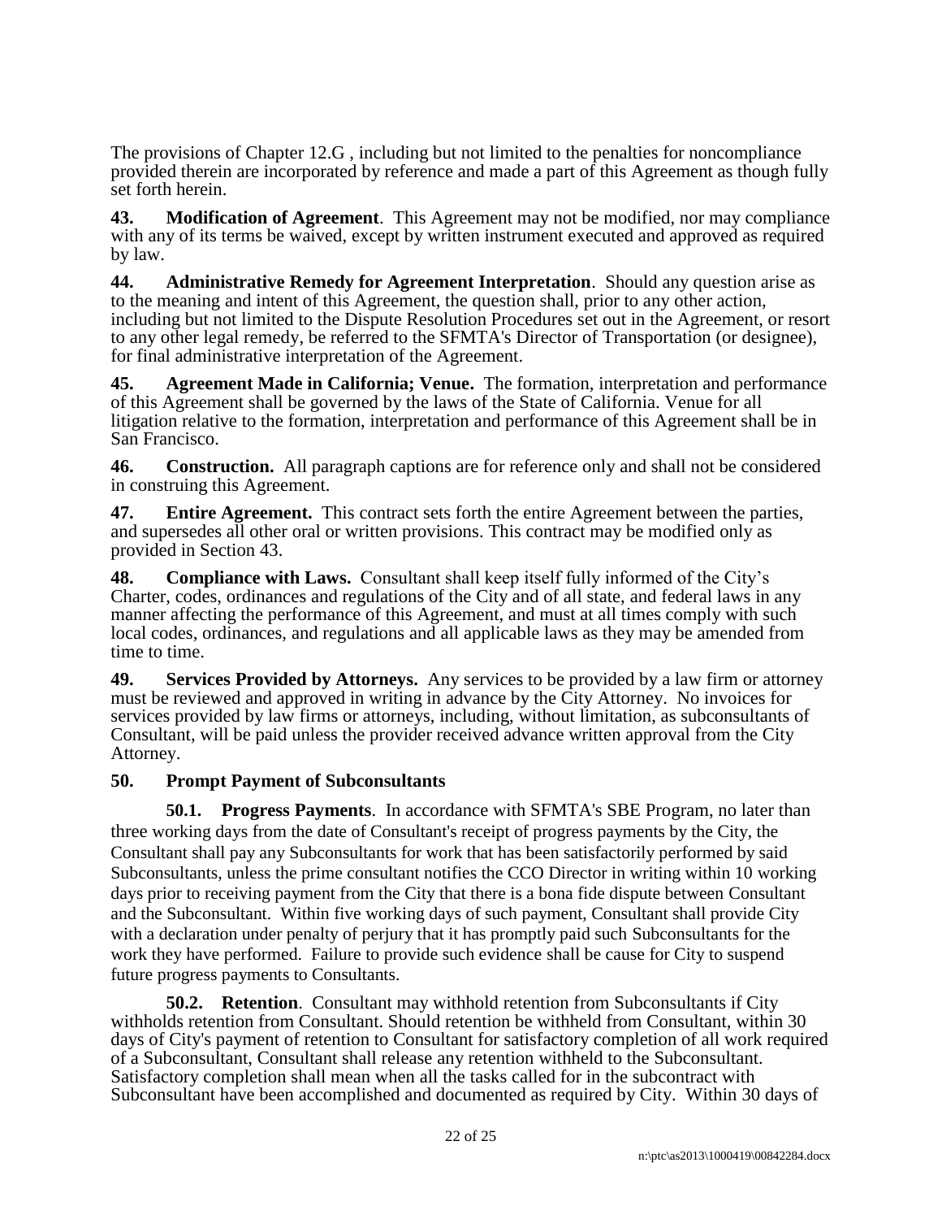The provisions of Chapter 12.G , including but not limited to the penalties for noncompliance provided therein are incorporated by reference and made a part of this Agreement as though fully set forth herein.

**43. Modification of Agreement**. This Agreement may not be modified, nor may compliance with any of its terms be waived, except by written instrument executed and approved as required by law.

**44. Administrative Remedy for Agreement Interpretation**. Should any question arise as to the meaning and intent of this Agreement, the question shall, prior to any other action, including but not limited to the Dispute Resolution Procedures set out in the Agreement, or resort to any other legal remedy, be referred to the SFMTA's Director of Transportation (or designee), for final administrative interpretation of the Agreement.

**45. Agreement Made in California; Venue.** The formation, interpretation and performance of this Agreement shall be governed by the laws of the State of California. Venue for all litigation relative to the formation, interpretation and performance of this Agreement shall be in San Francisco.

**46. Construction.** All paragraph captions are for reference only and shall not be considered in construing this Agreement.

**47. Entire Agreement.** This contract sets forth the entire Agreement between the parties, and supersedes all other oral or written provisions. This contract may be modified only as provided in Section 43.

**48. Compliance with Laws.** Consultant shall keep itself fully informed of the City's Charter, codes, ordinances and regulations of the City and of all state, and federal laws in any manner affecting the performance of this Agreement, and must at all times comply with such local codes, ordinances, and regulations and all applicable laws as they may be amended from time to time.

**49. Services Provided by Attorneys.** Any services to be provided by a law firm or attorney must be reviewed and approved in writing in advance by the City Attorney. No invoices for services provided by law firms or attorneys, including, without limitation, as subconsultants of Consultant, will be paid unless the provider received advance written approval from the City Attorney.

**50. Prompt Payment of Subconsultants**

**50.1. Progress Payments**. In accordance with SFMTA's SBE Program, no later than three working days from the date of Consultant's receipt of progress payments by the City, the Consultant shall pay any Subconsultants for work that has been satisfactorily performed by said Subconsultants, unless the prime consultant notifies the CCO Director in writing within 10 working days prior to receiving payment from the City that there is a bona fide dispute between Consultant and the Subconsultant. Within five working days of such payment, Consultant shall provide City with a declaration under penalty of perjury that it has promptly paid such Subconsultants for the work they have performed. Failure to provide such evidence shall be cause for City to suspend future progress payments to Consultants.

**50.2. Retention**. Consultant may withhold retention from Subconsultants if City withholds retention from Consultant. Should retention be withheld from Consultant, within 30 days of City's payment of retention to Consultant for satisfactory completion of all work required of a Subconsultant, Consultant shall release any retention withheld to the Subconsultant. Satisfactory completion shall mean when all the tasks called for in the subcontract with Subconsultant have been accomplished and documented as required by City. Within 30 days of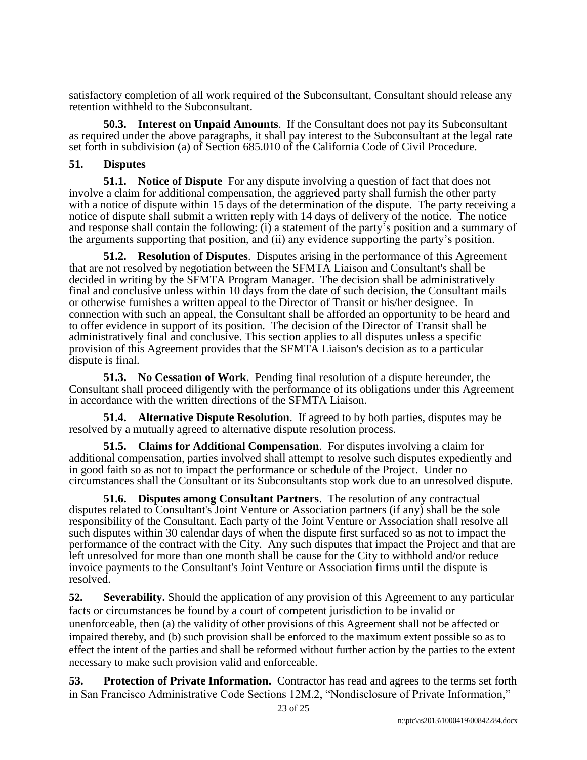satisfactory completion of all work required of the Subconsultant, Consultant should release any retention withheld to the Subconsultant.

**50.3. Interest on Unpaid Amounts**. If the Consultant does not pay its Subconsultant as required under the above paragraphs, it shall pay interest to the Subconsultant at the legal rate set forth in subdivision (a) of Section 685.010 of the California Code of Civil Procedure.

## 51. Disputes

**51.1. Notice of Dispute** For any dispute involving a question of fact that does not involve a claim for additional compensation, the aggrieved party shall furnish the other party with a notice of dispute within 15 days of the determination of the dispute. The party receiving a notice of dispute shall submit a written reply with 14 days of delivery of the notice. The notice and response shall contain the following: (i) a statement of the party's position and a summary of the arguments supporting that position, and (ii) any evidence supporting the party's position.

**51.2. Resolution of Disputes**. Disputes arising in the performance of this Agreement that are not resolved by negotiation between the SFMTA Liaison and Consultant's shall be decided in writing by the SFMTA Program Manager. The decision shall be administratively final and conclusive unless within 10 days from the date of such decision, the Consultant mails or otherwise furnishes a written appeal to the Director of Transit or his/her designee. In connection with such an appeal, the Consultant shall be afforded an opportunity to be heard and to offer evidence in support of its position. The decision of the Director of Transit shall be administratively final and conclusive. This section applies to all disputes unless a specific provision of this Agreement provides that the SFMTA Liaison's decision as to a particular dispute is final.

**51.3. No Cessation of Work**. Pending final resolution of a dispute hereunder, the Consultant shall proceed diligently with the performance of its obligations under this Agreement in accordance with the written directions of the SFMTA Liaison.

**51.4. Alternative Dispute Resolution**. If agreed to by both parties, disputes may be resolved by a mutually agreed to alternative dispute resolution process.

**51.5. Claims for Additional Compensation**. For disputes involving a claim for additional compensation, parties involved shall attempt to resolve such disputes expediently and in good faith so as not to impact the performance or schedule of the Project. Under no circumstances shall the Consultant or its Subconsultants stop work due to an unresolved dispute.

**51.6. Disputes among Consultant Partners**. The resolution of any contractual disputes related to Consultant's Joint Venture or Association partners (if any) shall be the sole responsibility of the Consultant. Each party of the Joint Venture or Association shall resolve all such disputes within 30 calendar days of when the dispute first surfaced so as not to impact the performance of the contract with the City. Any such disputes that impact the Project and that are left unresolved for more than one month shall be cause for the City to withhold and/or reduce invoice payments to the Consultant's Joint Venture or Association firms until the dispute is resolved.

**52. Severability.** Should the application of any provision of this Agreement to any particular facts or circumstances be found by a court of competent jurisdiction to be invalid or unenforceable, then (a) the validity of other provisions of this Agreement shall not be affected or impaired thereby, and (b) such provision shall be enforced to the maximum extent possible so as to effect the intent of the parties and shall be reformed without further action by the parties to the extent necessary to make such provision valid and enforceable.

**53. Protection of Private Information.** Contractor has read and agrees to the terms set forth in San Francisco Administrative Code Sections 12M.2, "Nondisclosure of Private Information,"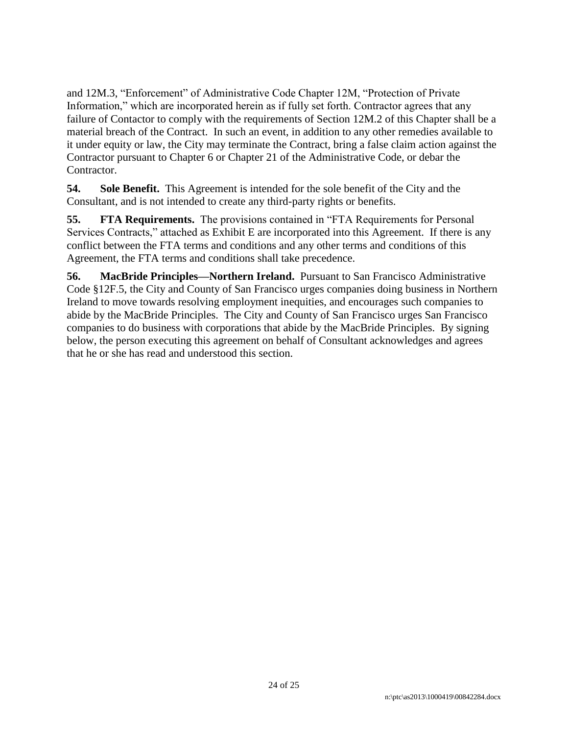and 12M.3, "Enforcement" of Administrative Code Chapter 12M, "Protection of Private Information," which are incorporated herein as if fully set forth. Contractor agrees that any failure of Contactor to comply with the requirements of Section 12M.2 of this Chapter shall be a material breach of the Contract. In such an event, in addition to any other remedies available to it under equity or law, the City may terminate the Contract, bring a false claim action against the Contractor pursuant to Chapter 6 or Chapter 21 of the Administrative Code, or debar the Contractor.

**54. Sole Benefit.** This Agreement is intended for the sole benefit of the City and the Consultant, and is not intended to create any third-party rights or benefits.

**55. FTA Requirements.** The provisions contained in "FTA Requirements for Personal Services Contracts," attached as Exhibit E are incorporated into this Agreement. If there is any conflict between the FTA terms and conditions and any other terms and conditions of this Agreement, the FTA terms and conditions shall take precedence.

**56. MacBride Principles—Northern Ireland.** Pursuant to San Francisco Administrative Code §12F.5, the City and County of San Francisco urges companies doing business in Northern Ireland to move towards resolving employment inequities, and encourages such companies to abide by the MacBride Principles. The City and County of San Francisco urges San Francisco companies to do business with corporations that abide by the MacBride Principles. By signing below, the person executing this agreement on behalf of Consultant acknowledges and agrees that he or she has read and understood this section.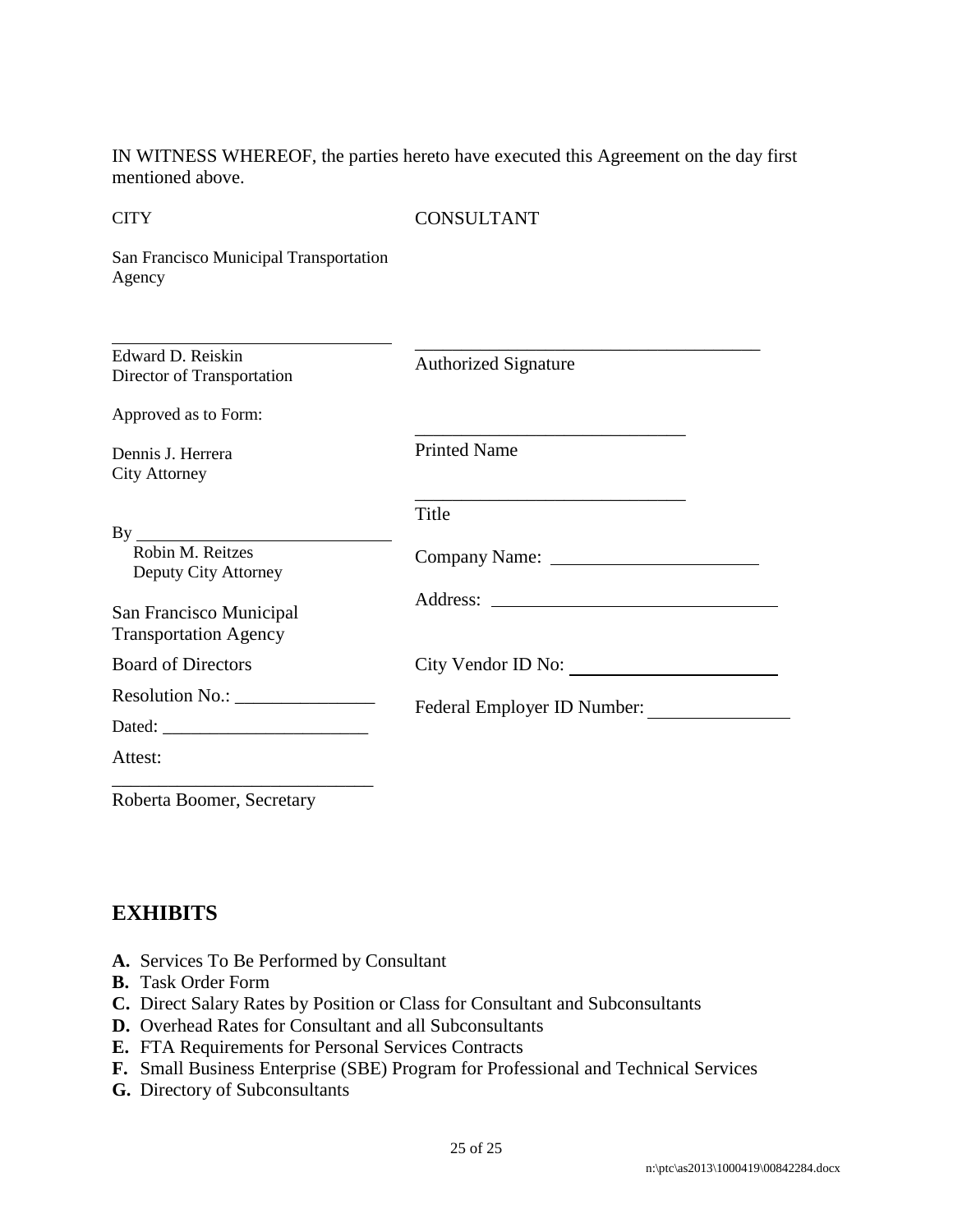IN WITNESS WHEREOF, the parties hereto have executed this Agreement on the day first mentioned above.

| CITY | CONSULTANT |
| --- | --- |
| San Francisco Municipal Transportation Agency | |
| \_\_\_\_\_\_\_\_\_\_\_\_\_\_\_\_\_\_\_\_\_\_\_\_\_\_\_\_\_\_<br>Edward D. Reiskin<br>Director of Transportation | \_\_\_\_\_\_\_\_\_\_\_\_\_\_\_\_\_\_\_\_\_\_\_\_\_\_\_\_\_\_\_\_\_\_\_\_\_\_<br>Authorized Signature |
| Approved as to Form:<br><br>Dennis J. Herrera<br>City Attorney | \_\_\_\_\_\_\_\_\_\_\_\_\_\_\_\_\_\_\_\_\_\_\_\_\_\_\_\_\_\_<br>Printed Name |
| By \_\_\_\_\_\_\_\_\_\_\_\_\_\_\_\_\_\_\_\_\_\_\_\_\_\_\_\_<br>Robin M. Reitzes<br>Deputy City Attorney | \_\_\_\_\_\_\_\_\_\_\_\_\_\_\_\_\_\_\_\_\_\_\_\_\_\_\_\_\_\_<br>Title<br><br>Company Name: \_\_\_\_\_\_\_\_\_\_\_\_\_\_\_\_\_\_\_\_\_\_ |
| San Francisco Municipal Transportation Agency | Address: \_\_\_\_\_\_\_\_\_\_\_\_\_\_\_\_\_\_\_\_\_\_\_\_\_\_\_\_\_\_ |
| Board of Directors | City Vendor ID No: \_\_\_\_\_\_\_\_\_\_\_\_\_\_\_\_\_\_\_\_\_\_ |
| Resolution No.: \_\_\_\_\_\_\_\_\_\_\_\_\_\_\_ | Federal Employer ID Number: \_\_\_\_\_\_\_\_\_\_\_\_\_\_\_ |
| Dated: \_\_\_\_\_\_\_\_\_\_\_\_\_\_\_\_\_\_\_\_\_\_\_ | |
| Attest:<br>\_\_\_\_\_\_\_\_\_\_\_\_\_\_\_\_\_\_\_\_\_\_\_\_\_\_\_\_<br>Roberta Boomer, Secretary | |

## EXHIBITS

- **A.** Services To Be Performed by Consultant
- **B.** Task Order Form
- **C.** Direct Salary Rates by Position or Class for Consultant and Subconsultants
- **D.** Overhead Rates for Consultant and all Subconsultants
- **E.** FTA Requirements for Personal Services Contracts
- **F.** Small Business Enterprise (SBE) Program for Professional and Technical Services
- **G.** Directory of Subconsultants

n:\ptc\as2013\1000419\00842284.docx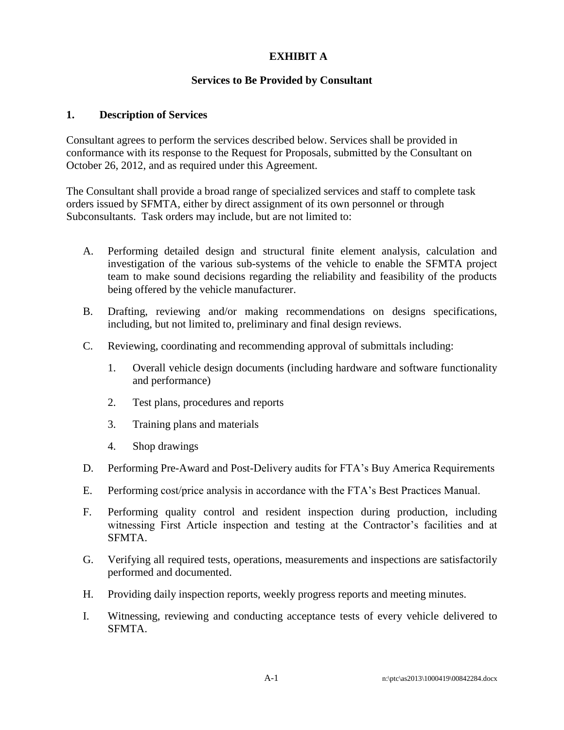# EXHIBIT A

## Services to Be Provided by Consultant

### 1. Description of Services

Consultant agrees to perform the services described below. Services shall be provided in conformance with its response to the Request for Proposals, submitted by the Consultant on October 26, 2012, and as required under this Agreement.

The Consultant shall provide a broad range of specialized services and staff to complete task orders issued by SFMTA, either by direct assignment of its own personnel or through Subconsultants. Task orders may include, but are not limited to:

A. Performing detailed design and structural finite element analysis, calculation and investigation of the various sub-systems of the vehicle to enable the SFMTA project team to make sound decisions regarding the reliability and feasibility of the products being offered by the vehicle manufacturer.

B. Drafting, reviewing and/or making recommendations on designs specifications, including, but not limited to, preliminary and final design reviews.

C. Reviewing, coordinating and recommending approval of submittals including:

   1. Overall vehicle design documents (including hardware and software functionality and performance)

   2. Test plans, procedures and reports

   3. Training plans and materials

   4. Shop drawings

D. Performing Pre-Award and Post-Delivery audits for FTA's Buy America Requirements

E. Performing cost/price analysis in accordance with the FTA's Best Practices Manual.

F. Performing quality control and resident inspection during production, including witnessing First Article inspection and testing at the Contractor's facilities and at SFMTA.

G. Verifying all required tests, operations, measurements and inspections are satisfactorily performed and documented.

H. Providing daily inspection reports, weekly progress reports and meeting minutes.

I. Witnessing, reviewing and conducting acceptance tests of every vehicle delivered to SFMTA.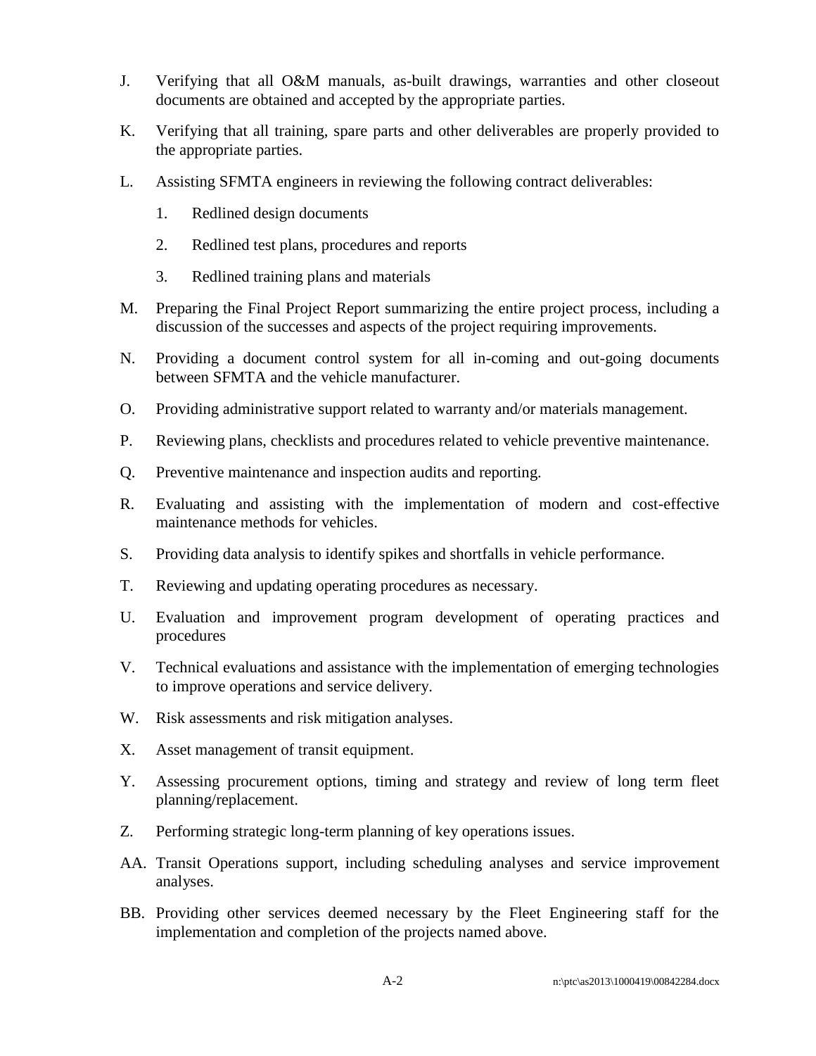J. Verifying that all O&M manuals, as-built drawings, warranties and other closeout documents are obtained and accepted by the appropriate parties.

K. Verifying that all training, spare parts and other deliverables are properly provided to the appropriate parties.

L. Assisting SFMTA engineers in reviewing the following contract deliverables:

   1. Redlined design documents

   2. Redlined test plans, procedures and reports

   3. Redlined training plans and materials

M. Preparing the Final Project Report summarizing the entire project process, including a discussion of the successes and aspects of the project requiring improvements.

N. Providing a document control system for all in-coming and out-going documents between SFMTA and the vehicle manufacturer.

O. Providing administrative support related to warranty and/or materials management.

P. Reviewing plans, checklists and procedures related to vehicle preventive maintenance.

Q. Preventive maintenance and inspection audits and reporting.

R. Evaluating and assisting with the implementation of modern and cost-effective maintenance methods for vehicles.

S. Providing data analysis to identify spikes and shortfalls in vehicle performance.

T. Reviewing and updating operating procedures as necessary.

U. Evaluation and improvement program development of operating practices and procedures

V. Technical evaluations and assistance with the implementation of emerging technologies to improve operations and service delivery.

W. Risk assessments and risk mitigation analyses.

X. Asset management of transit equipment.

Y. Assessing procurement options, timing and strategy and review of long term fleet planning/replacement.

Z. Performing strategic long-term planning of key operations issues.

AA. Transit Operations support, including scheduling analyses and service improvement analyses.

BB. Providing other services deemed necessary by the Fleet Engineering staff for the implementation and completion of the projects named above.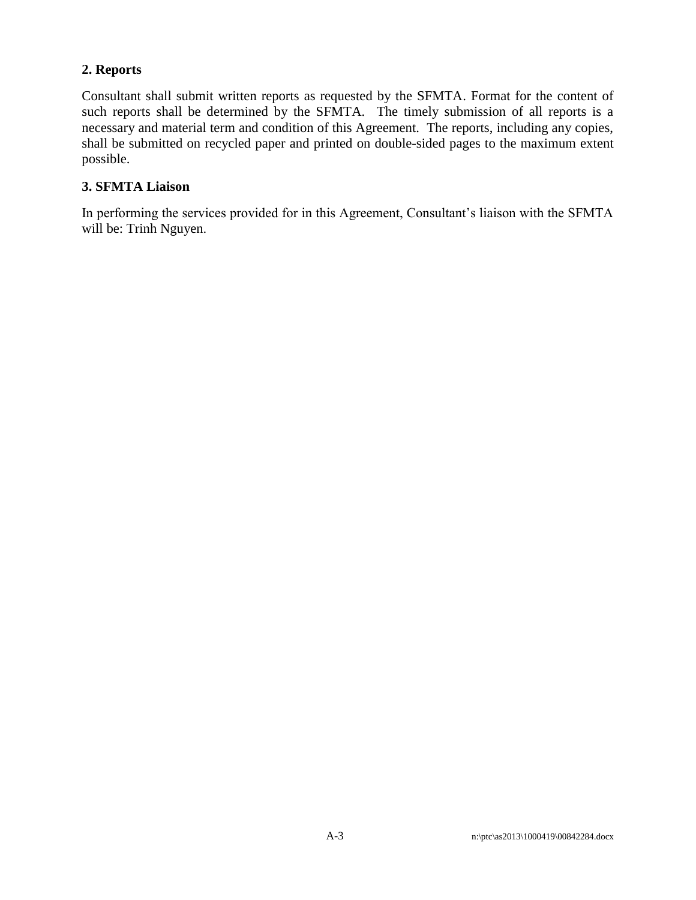## 2. Reports

Consultant shall submit written reports as requested by the SFMTA. Format for the content of such reports shall be determined by the SFMTA. The timely submission of all reports is a necessary and material term and condition of this Agreement. The reports, including any copies, shall be submitted on recycled paper and printed on double-sided pages to the maximum extent possible.

## 3. SFMTA Liaison

In performing the services provided for in this Agreement, Consultant's liaison with the SFMTA will be: Trinh Nguyen.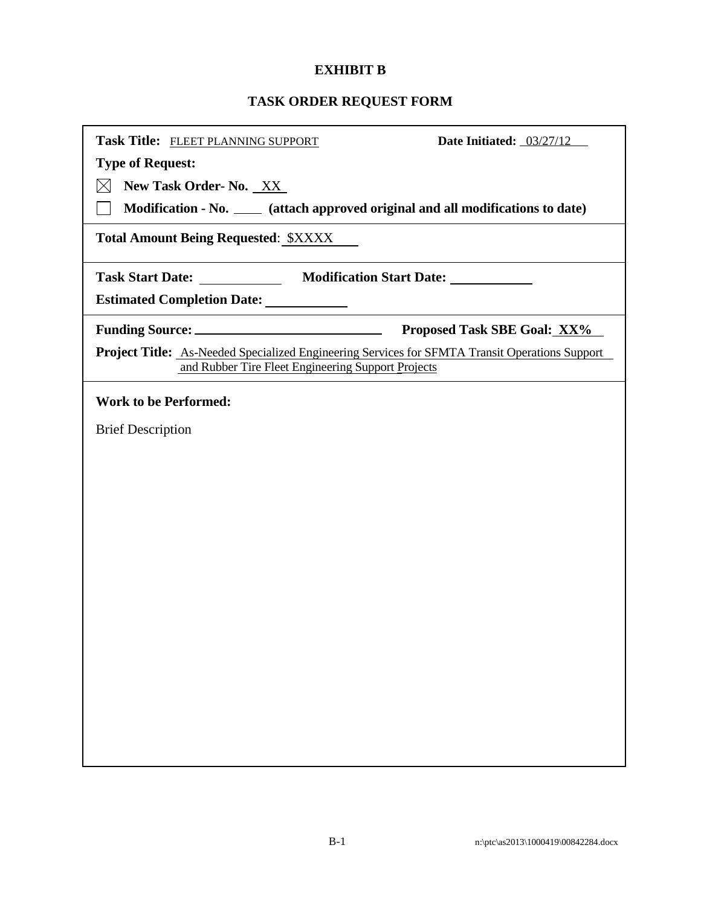# EXHIBIT B

## TASK ORDER REQUEST FORM

**Task Title:** FLEET PLANNING SUPPORT **Date Initiated:** 03/27/12

**Type of Request:**

☒ **New Task Order- No.** XX

☐ **Modification - No.** ____ **(attach approved original and all modifications to date)**

**Total Amount Being Requested**: $XXXX

**Task Start Date:** ____________ **Modification Start Date:** ____________

**Estimated Completion Date:** ____________

**Funding Source:** ____________________________ **Proposed Task SBE Goal:** **XX%**

**Project Title:** As-Needed Specialized Engineering Services for SFMTA Transit Operations Support and Rubber Tire Fleet Engineering Support Projects

**Work to be Performed:**

Brief Description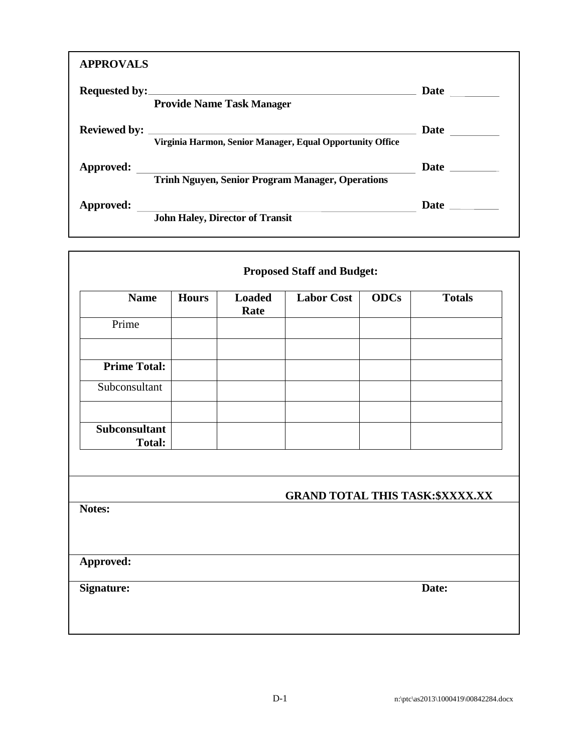**APPROVALS**

**Requested by:**\_\_\_\_\_\_\_\_\_\_\_\_\_\_\_\_\_\_\_\_\_\_\_\_\_\_\_\_\_\_\_\_\_\_\_\_\_\_\_\_ **Date** \_\_\_\_\_\_\_\_
**Provide Name Task Manager**

**Reviewed by:** \_\_\_\_\_\_\_\_\_\_\_\_\_\_\_\_\_\_\_\_\_\_\_\_\_\_\_\_\_\_\_\_\_\_\_\_\_\_\_\_ **Date** \_\_\_\_\_\_\_\_
**Virginia Harmon, Senior Manager, Equal Opportunity Office**

**Approved:** \_\_\_\_\_\_\_\_\_\_\_\_\_\_\_\_\_\_\_\_\_\_\_\_\_\_\_\_\_\_\_\_\_\_\_\_\_\_\_\_ **Date** \_\_\_\_\_\_\_\_
**Trinh Nguyen, Senior Program Manager, Operations**

**Approved:** \_\_\_\_\_\_\_\_\_\_\_\_\_\_\_\_\_\_\_\_\_\_\_\_\_\_\_\_\_\_\_\_\_\_\_\_\_\_\_\_ **Date** \_\_\_\_\_\_\_\_
**John Haley, Director of Transit**

**Proposed Staff and Budget:**

| Name | Hours | Loaded Rate | Labor Cost | ODCs | Totals |
|---|---|---|---|---|---|
| Prime | | | | | |
| | | | | | |
| **Prime Total:** | | | | | |
| Subconsultant | | | | | |
| | | | | | |
| **Subconsultant Total:** | | | | | |

**GRAND TOTAL THIS TASK:$XXXX.XX**

**Notes:**

**Approved:**

**Signature:** **Date:**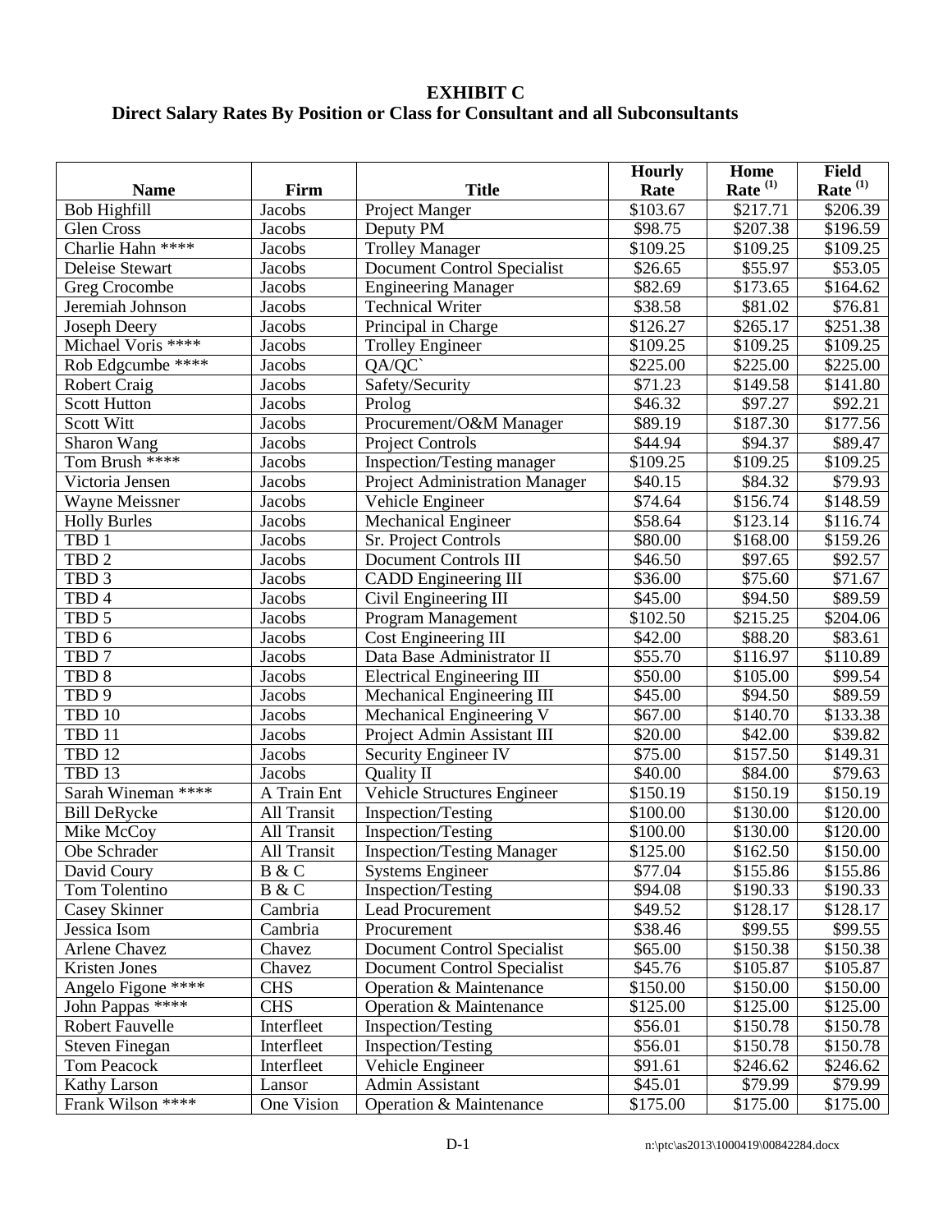# EXHIBIT C

## Direct Salary Rates By Position or Class for Consultant and all Subconsultants

| Name | Firm | Title | Hourly Rate | Home Rate [(1)] | Field Rate [(1)] |
|---|---|---|---|---|---|
| Bob Highfill | Jacobs | Project Manger | $103.67 | $217.71 | $206.39 |
| Glen Cross | Jacobs | Deputy PM | $98.75 | $207.38 | $196.59 |
| Charlie Hahn **** | Jacobs | Trolley Manager | $109.25 | $109.25 | $109.25 |
| Deleise Stewart | Jacobs | Document Control Specialist | $26.65 | $55.97 | $53.05 |
| Greg Crocombe | Jacobs | Engineering Manager | $82.69 | $173.65 | $164.62 |
| Jeremiah Johnson | Jacobs | Technical Writer | $38.58 | $81.02 | $76.81 |
| Joseph Deery | Jacobs | Principal in Charge | $126.27 | $265.17 | $251.38 |
| Michael Voris **** | Jacobs | Trolley Engineer | $109.25 | $109.25 | $109.25 |
| Rob Edgcumbe **** | Jacobs | QA/QC` | $225.00 | $225.00 | $225.00 |
| Robert Craig | Jacobs | Safety/Security | $71.23 | $149.58 | $141.80 |
| Scott Hutton | Jacobs | Prolog | $46.32 | $97.27 | $92.21 |
| Scott Witt | Jacobs | Procurement/O&M Manager | $89.19 | $187.30 | $177.56 |
| Sharon Wang | Jacobs | Project Controls | $44.94 | $94.37 | $89.47 |
| Tom Brush **** | Jacobs | Inspection/Testing manager | $109.25 | $109.25 | $109.25 |
| Victoria Jensen | Jacobs | Project Administration Manager | $40.15 | $84.32 | $79.93 |
| Wayne Meissner | Jacobs | Vehicle Engineer | $74.64 | $156.74 | $148.59 |
| Holly Burles | Jacobs | Mechanical Engineer | $58.64 | $123.14 | $116.74 |
| TBD 1 | Jacobs | Sr. Project Controls | $80.00 | $168.00 | $159.26 |
| TBD 2 | Jacobs | Document Controls III | $46.50 | $97.65 | $92.57 |
| TBD 3 | Jacobs | CADD Engineering III | $36.00 | $75.60 | $71.67 |
| TBD 4 | Jacobs | Civil Engineering III | $45.00 | $94.50 | $89.59 |
| TBD 5 | Jacobs | Program Management | $102.50 | $215.25 | $204.06 |
| TBD 6 | Jacobs | Cost Engineering III | $42.00 | $88.20 | $83.61 |
| TBD 7 | Jacobs | Data Base Administrator II | $55.70 | $116.97 | $110.89 |
| TBD 8 | Jacobs | Electrical Engineering III | $50.00 | $105.00 | $99.54 |
| TBD 9 | Jacobs | Mechanical Engineering III | $45.00 | $94.50 | $89.59 |
| TBD 10 | Jacobs | Mechanical Engineering V | $67.00 | $140.70 | $133.38 |
| TBD 11 | Jacobs | Project Admin Assistant III | $20.00 | $42.00 | $39.82 |
| TBD 12 | Jacobs | Security Engineer IV | $75.00 | $157.50 | $149.31 |
| TBD 13 | Jacobs | Quality II | $40.00 | $84.00 | $79.63 |
| Sarah Wineman **** | A Train Ent | Vehicle Structures Engineer | $150.19 | $150.19 | $150.19 |
| Bill DeRycke | All Transit | Inspection/Testing | $100.00 | $130.00 | $120.00 |
| Mike McCoy | All Transit | Inspection/Testing | $100.00 | $130.00 | $120.00 |
| Obe Schrader | All Transit | Inspection/Testing Manager | $125.00 | $162.50 | $150.00 |
| David Coury | B & C | Systems Engineer | $77.04 | $155.86 | $155.86 |
| Tom Tolentino | B & C | Inspection/Testing | $94.08 | $190.33 | $190.33 |
| Casey Skinner | Cambria | Lead Procurement | $49.52 | $128.17 | $128.17 |
| Jessica Isom | Cambria | Procurement | $38.46 | $99.55 | $99.55 |
| Arlene Chavez | Chavez | Document Control Specialist | $65.00 | $150.38 | $150.38 |
| Kristen Jones | Chavez | Document Control Specialist | $45.76 | $105.87 | $105.87 |
| Angelo Figone **** | CHS | Operation & Maintenance | $150.00 | $150.00 | $150.00 |
| John Pappas **** | CHS | Operation & Maintenance | $125.00 | $125.00 | $125.00 |
| Robert Fauvelle | Interfleet | Inspection/Testing | $56.01 | $150.78 | $150.78 |
| Steven Finegan | Interfleet | Inspection/Testing | $56.01 | $150.78 | $150.78 |
| Tom Peacock | Interfleet | Vehicle Engineer | $91.61 | $246.62 | $246.62 |
| Kathy Larson | Lansor | Admin Assistant | $45.01 | $79.99 | $79.99 |
| Frank Wilson **** | One Vision | Operation & Maintenance | $175.00 | $175.00 | $175.00 |

D-1 n:\ptc\as2013\1000419\00842284.docx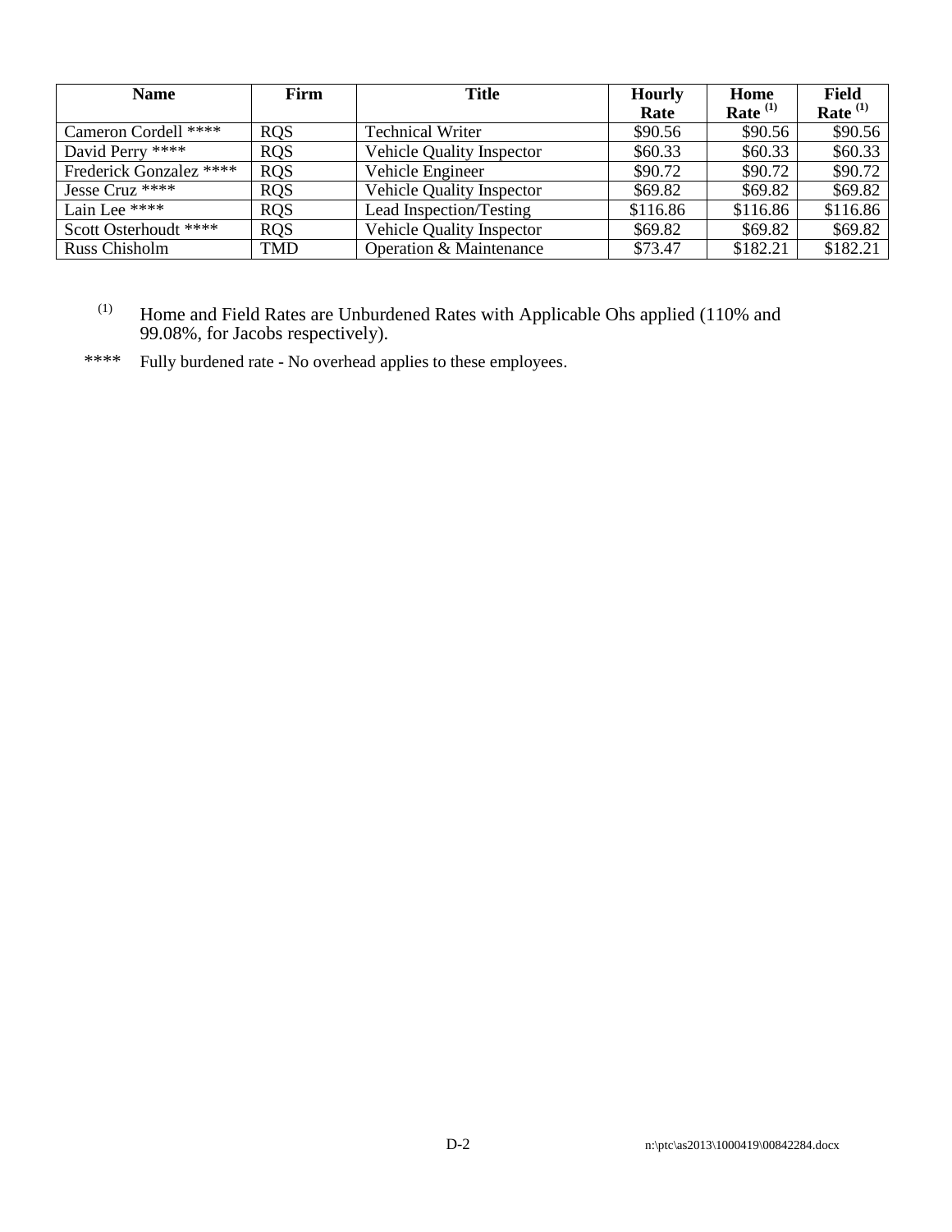| Name | Firm | Title | Hourly Rate | Home Rate [(1)] | Field Rate [(1)] |
|---|---|---|---|---|---|
| Cameron Cordell **** | RQS | Technical Writer | $90.56 | $90.56 | $90.56 |
| David Perry **** | RQS | Vehicle Quality Inspector | $60.33 | $60.33 | $60.33 |
| Frederick Gonzalez **** | RQS | Vehicle Engineer | $90.72 | $90.72 | $90.72 |
| Jesse Cruz **** | RQS | Vehicle Quality Inspector | $69.82 | $69.82 | $69.82 |
| Lain Lee **** | RQS | Lead Inspection/Testing | $116.86 | $116.86 | $116.86 |
| Scott Osterhoudt **** | RQS | Vehicle Quality Inspector | $69.82 | $69.82 | $69.82 |
| Russ Chisholm | TMD | Operation & Maintenance | $73.47 | $182.21 | $182.21 |

(1) Home and Field Rates are Unburdened Rates with Applicable Ohs applied (110% and 99.08%, for Jacobs respectively).

**** Fully burdened rate - No overhead applies to these employees.

n:\ptc\as2013\1000419\00842284.docx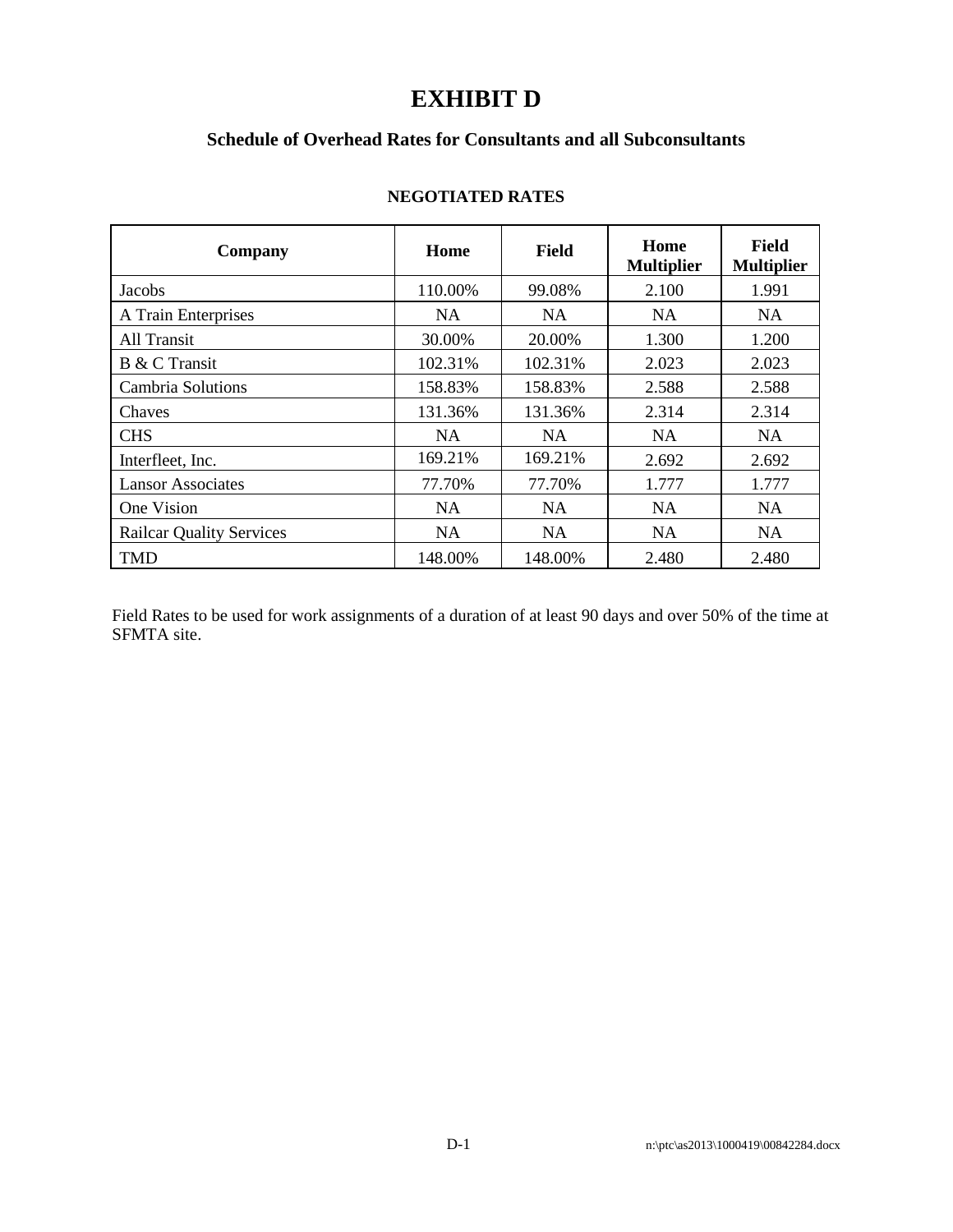# EXHIBIT D

## Schedule of Overhead Rates for Consultants and all Subconsultants

### NEGOTIATED RATES

| Company | Home | Field | Home Multiplier | Field Multiplier |
|---|---|---|---|---|
| Jacobs | 110.00% | 99.08% | 2.100 | 1.991 |
| A Train Enterprises | NA | NA | NA | NA |
| All Transit | 30.00% | 20.00% | 1.300 | 1.200 |
| B & C Transit | 102.31% | 102.31% | 2.023 | 2.023 |
| Cambria Solutions | 158.83% | 158.83% | 2.588 | 2.588 |
| Chaves | 131.36% | 131.36% | 2.314 | 2.314 |
| CHS | NA | NA | NA | NA |
| Interfleet, Inc. | 169.21% | 169.21% | 2.692 | 2.692 |
| Lansor Associates | 77.70% | 77.70% | 1.777 | 1.777 |
| One Vision | NA | NA | NA | NA |
| Railcar Quality Services | NA | NA | NA | NA |
| TMD | 148.00% | 148.00% | 2.480 | 2.480 |

Field Rates to be used for work assignments of a duration of at least 90 days and over 50% of the time at SFMTA site.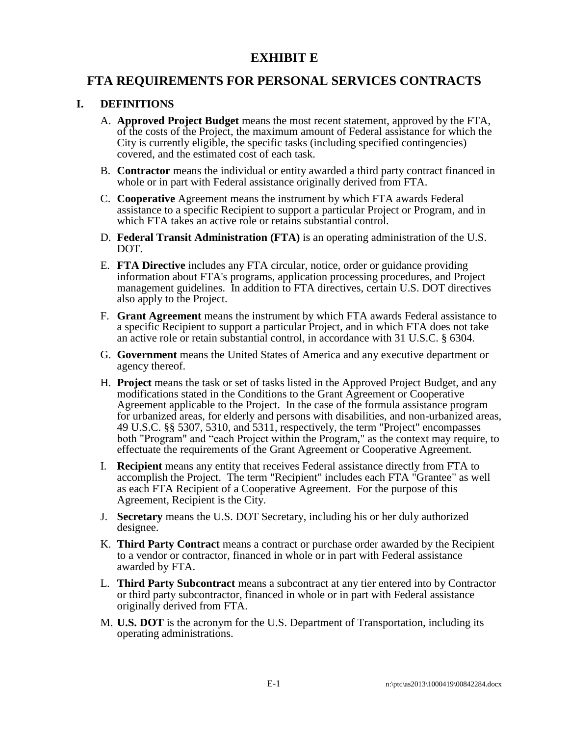# EXHIBIT E

# FTA REQUIREMENTS FOR PERSONAL SERVICES CONTRACTS

## I. DEFINITIONS

A. **Approved Project Budget** means the most recent statement, approved by the FTA, of the costs of the Project, the maximum amount of Federal assistance for which the City is currently eligible, the specific tasks (including specified contingencies) covered, and the estimated cost of each task.

B. **Contractor** means the individual or entity awarded a third party contract financed in whole or in part with Federal assistance originally derived from FTA.

C. **Cooperative** Agreement means the instrument by which FTA awards Federal assistance to a specific Recipient to support a particular Project or Program, and in which FTA takes an active role or retains substantial control.

D. **Federal Transit Administration (FTA)** is an operating administration of the U.S. DOT.

E. **FTA Directive** includes any FTA circular, notice, order or guidance providing information about FTA's programs, application processing procedures, and Project management guidelines. In addition to FTA directives, certain U.S. DOT directives also apply to the Project.

F. **Grant Agreement** means the instrument by which FTA awards Federal assistance to a specific Recipient to support a particular Project, and in which FTA does not take an active role or retain substantial control, in accordance with 31 U.S.C. § 6304.

G. **Government** means the United States of America and any executive department or agency thereof.

H. **Project** means the task or set of tasks listed in the Approved Project Budget, and any modifications stated in the Conditions to the Grant Agreement or Cooperative Agreement applicable to the Project. In the case of the formula assistance program for urbanized areas, for elderly and persons with disabilities, and non-urbanized areas, 49 U.S.C. §§ 5307, 5310, and 5311, respectively, the term "Project" encompasses both "Program" and "each Project within the Program," as the context may require, to effectuate the requirements of the Grant Agreement or Cooperative Agreement.

I. **Recipient** means any entity that receives Federal assistance directly from FTA to accomplish the Project. The term "Recipient" includes each FTA "Grantee" as well as each FTA Recipient of a Cooperative Agreement. For the purpose of this Agreement, Recipient is the City.

J. **Secretary** means the U.S. DOT Secretary, including his or her duly authorized designee.

K. **Third Party Contract** means a contract or purchase order awarded by the Recipient to a vendor or contractor, financed in whole or in part with Federal assistance awarded by FTA.

L. **Third Party Subcontract** means a subcontract at any tier entered into by Contractor or third party subcontractor, financed in whole or in part with Federal assistance originally derived from FTA.

M. **U.S. DOT** is the acronym for the U.S. Department of Transportation, including its operating administrations.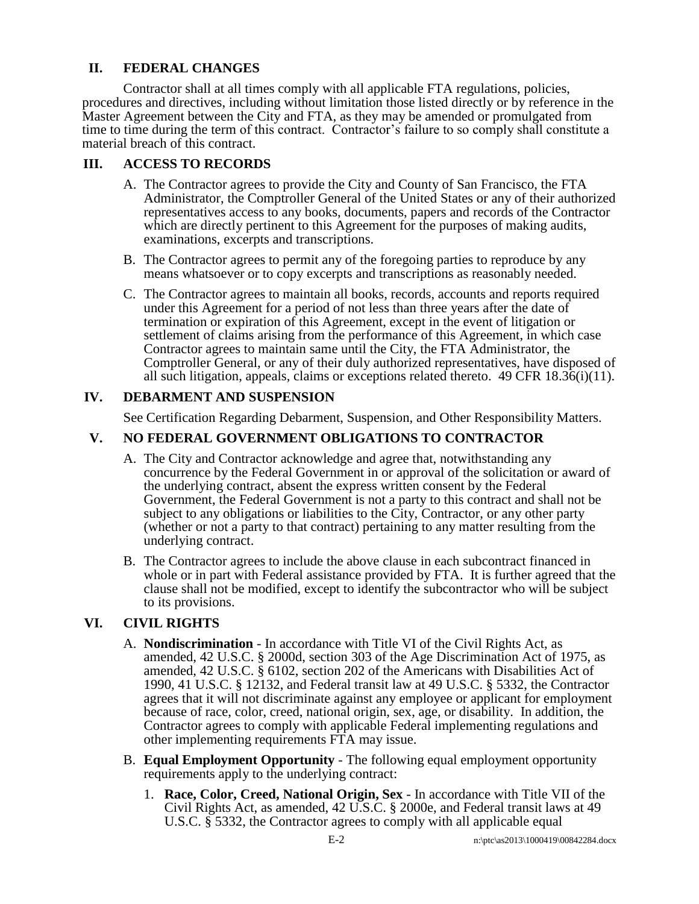## II. FEDERAL CHANGES

Contractor shall at all times comply with all applicable FTA regulations, policies, procedures and directives, including without limitation those listed directly or by reference in the Master Agreement between the City and FTA, as they may be amended or promulgated from time to time during the term of this contract. Contractor's failure to so comply shall constitute a material breach of this contract.

## III. ACCESS TO RECORDS

A. The Contractor agrees to provide the City and County of San Francisco, the FTA Administrator, the Comptroller General of the United States or any of their authorized representatives access to any books, documents, papers and records of the Contractor which are directly pertinent to this Agreement for the purposes of making audits, examinations, excerpts and transcriptions.

B. The Contractor agrees to permit any of the foregoing parties to reproduce by any means whatsoever or to copy excerpts and transcriptions as reasonably needed.

C. The Contractor agrees to maintain all books, records, accounts and reports required under this Agreement for a period of not less than three years after the date of termination or expiration of this Agreement, except in the event of litigation or settlement of claims arising from the performance of this Agreement, in which case Contractor agrees to maintain same until the City, the FTA Administrator, the Comptroller General, or any of their duly authorized representatives, have disposed of all such litigation, appeals, claims or exceptions related thereto. 49 CFR 18.36(i)(11).

## IV. DEBARMENT AND SUSPENSION

See Certification Regarding Debarment, Suspension, and Other Responsibility Matters.

## V. NO FEDERAL GOVERNMENT OBLIGATIONS TO CONTRACTOR

A. The City and Contractor acknowledge and agree that, notwithstanding any concurrence by the Federal Government in or approval of the solicitation or award of the underlying contract, absent the express written consent by the Federal Government, the Federal Government is not a party to this contract and shall not be subject to any obligations or liabilities to the City, Contractor, or any other party (whether or not a party to that contract) pertaining to any matter resulting from the underlying contract.

B. The Contractor agrees to include the above clause in each subcontract financed in whole or in part with Federal assistance provided by FTA. It is further agreed that the clause shall not be modified, except to identify the subcontractor who will be subject to its provisions.

## VI. CIVIL RIGHTS

A. **Nondiscrimination** - In accordance with Title VI of the Civil Rights Act, as amended, 42 U.S.C. § 2000d, section 303 of the Age Discrimination Act of 1975, as amended, 42 U.S.C. § 6102, section 202 of the Americans with Disabilities Act of 1990, 41 U.S.C. § 12132, and Federal transit law at 49 U.S.C. § 5332, the Contractor agrees that it will not discriminate against any employee or applicant for employment because of race, color, creed, national origin, sex, age, or disability. In addition, the Contractor agrees to comply with applicable Federal implementing regulations and other implementing requirements FTA may issue.

B. **Equal Employment Opportunity** - The following equal employment opportunity requirements apply to the underlying contract:

1. **Race, Color, Creed, National Origin, Sex** - In accordance with Title VII of the Civil Rights Act, as amended, 42 U.S.C. § 2000e, and Federal transit laws at 49 U.S.C. § 5332, the Contractor agrees to comply with all applicable equal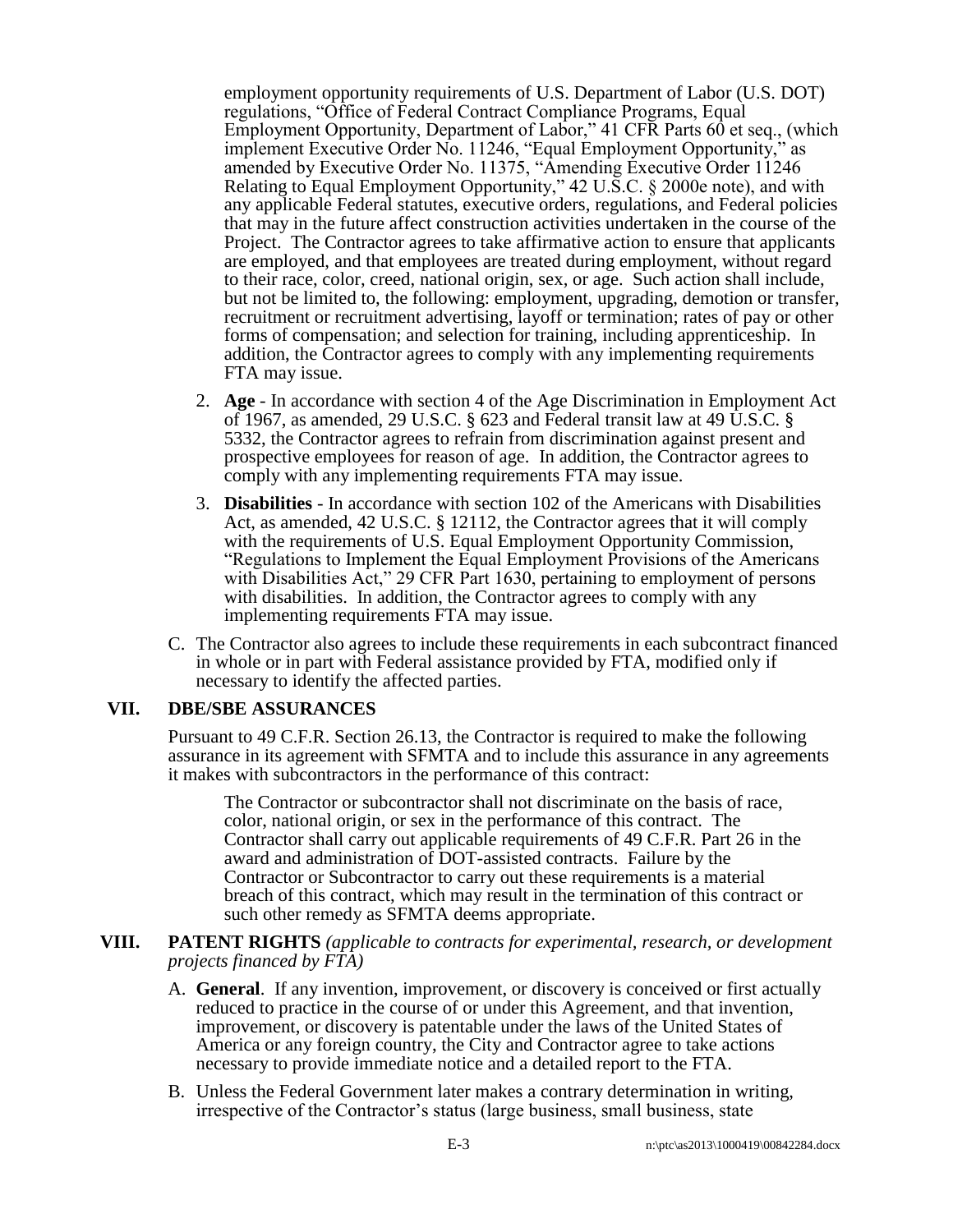employment opportunity requirements of U.S. Department of Labor (U.S. DOT) regulations, "Office of Federal Contract Compliance Programs, Equal Employment Opportunity, Department of Labor," 41 CFR Parts 60 et seq., (which implement Executive Order No. 11246, "Equal Employment Opportunity," as amended by Executive Order No. 11375, "Amending Executive Order 11246 Relating to Equal Employment Opportunity," 42 U.S.C. § 2000e note), and with any applicable Federal statutes, executive orders, regulations, and Federal policies that may in the future affect construction activities undertaken in the course of the Project. The Contractor agrees to take affirmative action to ensure that applicants are employed, and that employees are treated during employment, without regard to their race, color, creed, national origin, sex, or age. Such action shall include, but not be limited to, the following: employment, upgrading, demotion or transfer, recruitment or recruitment advertising, layoff or termination; rates of pay or other forms of compensation; and selection for training, including apprenticeship. In addition, the Contractor agrees to comply with any implementing requirements FTA may issue.

2. **Age** - In accordance with section 4 of the Age Discrimination in Employment Act of 1967, as amended, 29 U.S.C. § 623 and Federal transit law at 49 U.S.C. § 5332, the Contractor agrees to refrain from discrimination against present and prospective employees for reason of age. In addition, the Contractor agrees to comply with any implementing requirements FTA may issue.

3. **Disabilities** - In accordance with section 102 of the Americans with Disabilities Act, as amended, 42 U.S.C. § 12112, the Contractor agrees that it will comply with the requirements of U.S. Equal Employment Opportunity Commission, "Regulations to Implement the Equal Employment Provisions of the Americans with Disabilities Act," 29 CFR Part 1630, pertaining to employment of persons with disabilities. In addition, the Contractor agrees to comply with any implementing requirements FTA may issue.

C. The Contractor also agrees to include these requirements in each subcontract financed in whole or in part with Federal assistance provided by FTA, modified only if necessary to identify the affected parties.

## VII. DBE/SBE ASSURANCES

Pursuant to 49 C.F.R. Section 26.13, the Contractor is required to make the following assurance in its agreement with SFMTA and to include this assurance in any agreements it makes with subcontractors in the performance of this contract:

> The Contractor or subcontractor shall not discriminate on the basis of race, color, national origin, or sex in the performance of this contract. The Contractor shall carry out applicable requirements of 49 C.F.R. Part 26 in the award and administration of DOT-assisted contracts. Failure by the Contractor or Subcontractor to carry out these requirements is a material breach of this contract, which may result in the termination of this contract or such other remedy as SFMTA deems appropriate.

## VIII. PATENT RIGHTS *(applicable to contracts for experimental, research, or development projects financed by FTA)*

A. **General**. If any invention, improvement, or discovery is conceived or first actually reduced to practice in the course of or under this Agreement, and that invention, improvement, or discovery is patentable under the laws of the United States of America or any foreign country, the City and Contractor agree to take actions necessary to provide immediate notice and a detailed report to the FTA.

B. Unless the Federal Government later makes a contrary determination in writing, irrespective of the Contractor's status (large business, small business, state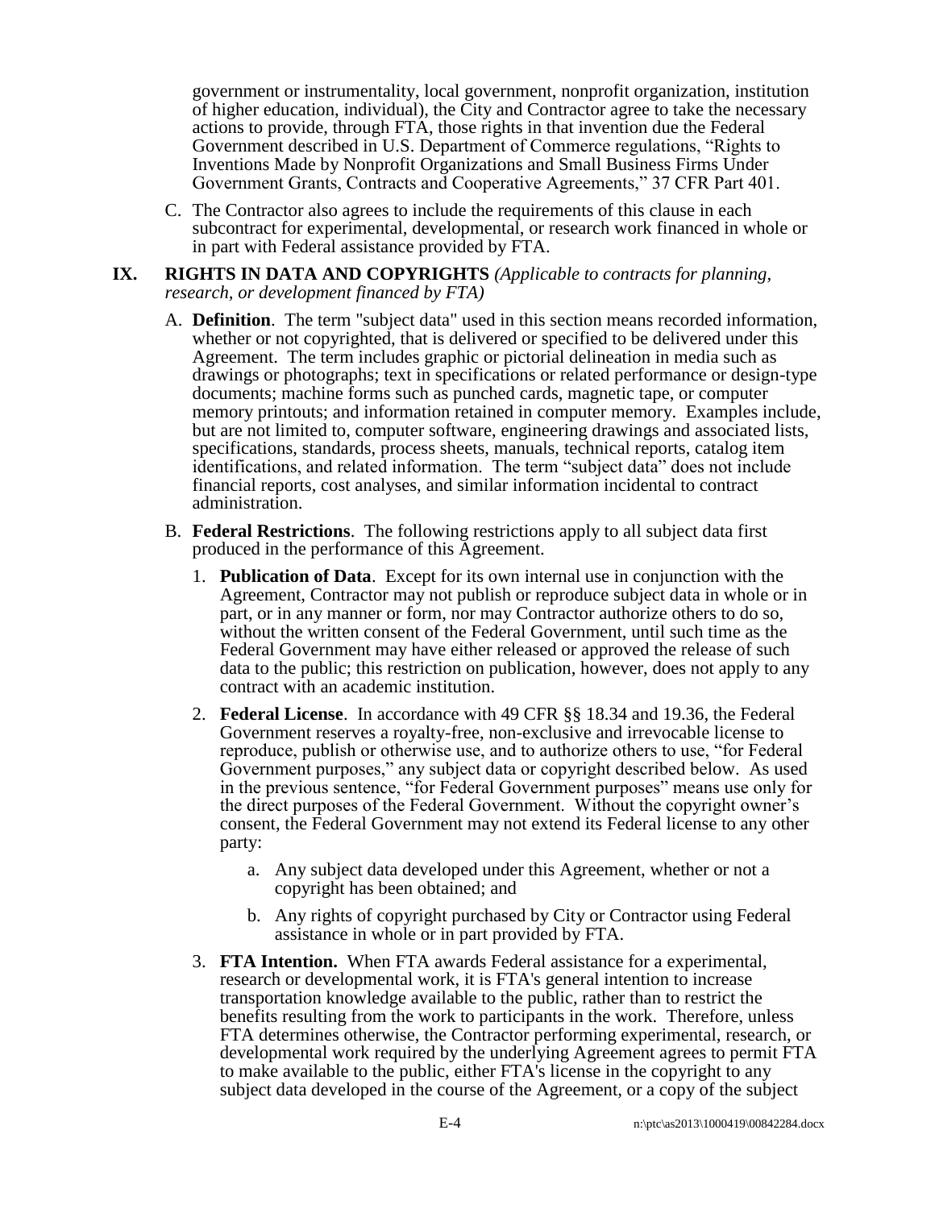government or instrumentality, local government, nonprofit organization, institution of higher education, individual), the City and Contractor agree to take the necessary actions to provide, through FTA, those rights in that invention due the Federal Government described in U.S. Department of Commerce regulations, "Rights to Inventions Made by Nonprofit Organizations and Small Business Firms Under Government Grants, Contracts and Cooperative Agreements," 37 CFR Part 401.

C. The Contractor also agrees to include the requirements of this clause in each subcontract for experimental, developmental, or research work financed in whole or in part with Federal assistance provided by FTA.

## IX. RIGHTS IN DATA AND COPYRIGHTS *(Applicable to contracts for planning, research, or development financed by FTA)*

A. **Definition**. The term "subject data" used in this section means recorded information, whether or not copyrighted, that is delivered or specified to be delivered under this Agreement. The term includes graphic or pictorial delineation in media such as drawings or photographs; text in specifications or related performance or design-type documents; machine forms such as punched cards, magnetic tape, or computer memory printouts; and information retained in computer memory. Examples include, but are not limited to, computer software, engineering drawings and associated lists, specifications, standards, process sheets, manuals, technical reports, catalog item identifications, and related information. The term "subject data" does not include financial reports, cost analyses, and similar information incidental to contract administration.

B. **Federal Restrictions**. The following restrictions apply to all subject data first produced in the performance of this Agreement.

1. **Publication of Data**. Except for its own internal use in conjunction with the Agreement, Contractor may not publish or reproduce subject data in whole or in part, or in any manner or form, nor may Contractor authorize others to do so, without the written consent of the Federal Government, until such time as the Federal Government may have either released or approved the release of such data to the public; this restriction on publication, however, does not apply to any contract with an academic institution.

2. **Federal License**. In accordance with 49 CFR §§ 18.34 and 19.36, the Federal Government reserves a royalty-free, non-exclusive and irrevocable license to reproduce, publish or otherwise use, and to authorize others to use, "for Federal Government purposes," any subject data or copyright described below. As used in the previous sentence, "for Federal Government purposes" means use only for the direct purposes of the Federal Government. Without the copyright owner's consent, the Federal Government may not extend its Federal license to any other party:

   a. Any subject data developed under this Agreement, whether or not a copyright has been obtained; and

   b. Any rights of copyright purchased by City or Contractor using Federal assistance in whole or in part provided by FTA.

3. **FTA Intention.** When FTA awards Federal assistance for a experimental, research or developmental work, it is FTA's general intention to increase transportation knowledge available to the public, rather than to restrict the benefits resulting from the work to participants in the work. Therefore, unless FTA determines otherwise, the Contractor performing experimental, research, or developmental work required by the underlying Agreement agrees to permit FTA to make available to the public, either FTA's license in the copyright to any subject data developed in the course of the Agreement, or a copy of the subject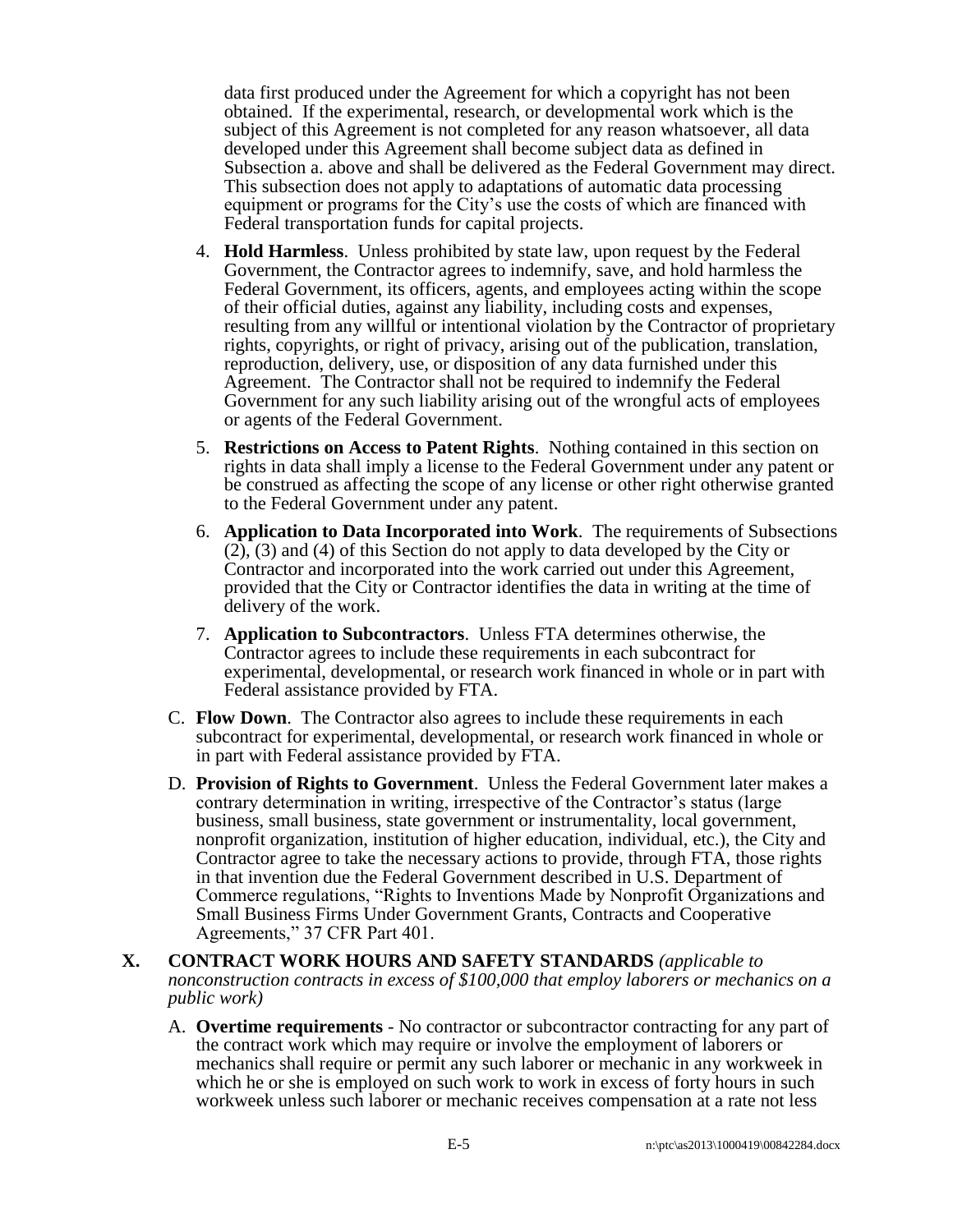data first produced under the Agreement for which a copyright has not been obtained. If the experimental, research, or developmental work which is the subject of this Agreement is not completed for any reason whatsoever, all data developed under this Agreement shall become subject data as defined in Subsection a. above and shall be delivered as the Federal Government may direct. This subsection does not apply to adaptations of automatic data processing equipment or programs for the City's use the costs of which are financed with Federal transportation funds for capital projects.

4. **Hold Harmless**. Unless prohibited by state law, upon request by the Federal Government, the Contractor agrees to indemnify, save, and hold harmless the Federal Government, its officers, agents, and employees acting within the scope of their official duties, against any liability, including costs and expenses, resulting from any willful or intentional violation by the Contractor of proprietary rights, copyrights, or right of privacy, arising out of the publication, translation, reproduction, delivery, use, or disposition of any data furnished under this Agreement. The Contractor shall not be required to indemnify the Federal Government for any such liability arising out of the wrongful acts of employees or agents of the Federal Government.

5. **Restrictions on Access to Patent Rights**. Nothing contained in this section on rights in data shall imply a license to the Federal Government under any patent or be construed as affecting the scope of any license or other right otherwise granted to the Federal Government under any patent.

6. **Application to Data Incorporated into Work**. The requirements of Subsections (2), (3) and (4) of this Section do not apply to data developed by the City or Contractor and incorporated into the work carried out under this Agreement, provided that the City or Contractor identifies the data in writing at the time of delivery of the work.

7. **Application to Subcontractors**. Unless FTA determines otherwise, the Contractor agrees to include these requirements in each subcontract for experimental, developmental, or research work financed in whole or in part with Federal assistance provided by FTA.

C. **Flow Down**. The Contractor also agrees to include these requirements in each subcontract for experimental, developmental, or research work financed in whole or in part with Federal assistance provided by FTA.

D. **Provision of Rights to Government**. Unless the Federal Government later makes a contrary determination in writing, irrespective of the Contractor's status (large business, small business, state government or instrumentality, local government, nonprofit organization, institution of higher education, individual, etc.), the City and Contractor agree to take the necessary actions to provide, through FTA, those rights in that invention due the Federal Government described in U.S. Department of Commerce regulations, "Rights to Inventions Made by Nonprofit Organizations and Small Business Firms Under Government Grants, Contracts and Cooperative Agreements," 37 CFR Part 401.

## X. CONTRACT WORK HOURS AND SAFETY STANDARDS *(applicable to nonconstruction contracts in excess of $100,000 that employ laborers or mechanics on a public work)*

A. **Overtime requirements** - No contractor or subcontractor contracting for any part of the contract work which may require or involve the employment of laborers or mechanics shall require or permit any such laborer or mechanic in any workweek in which he or she is employed on such work to work in excess of forty hours in such workweek unless such laborer or mechanic receives compensation at a rate not less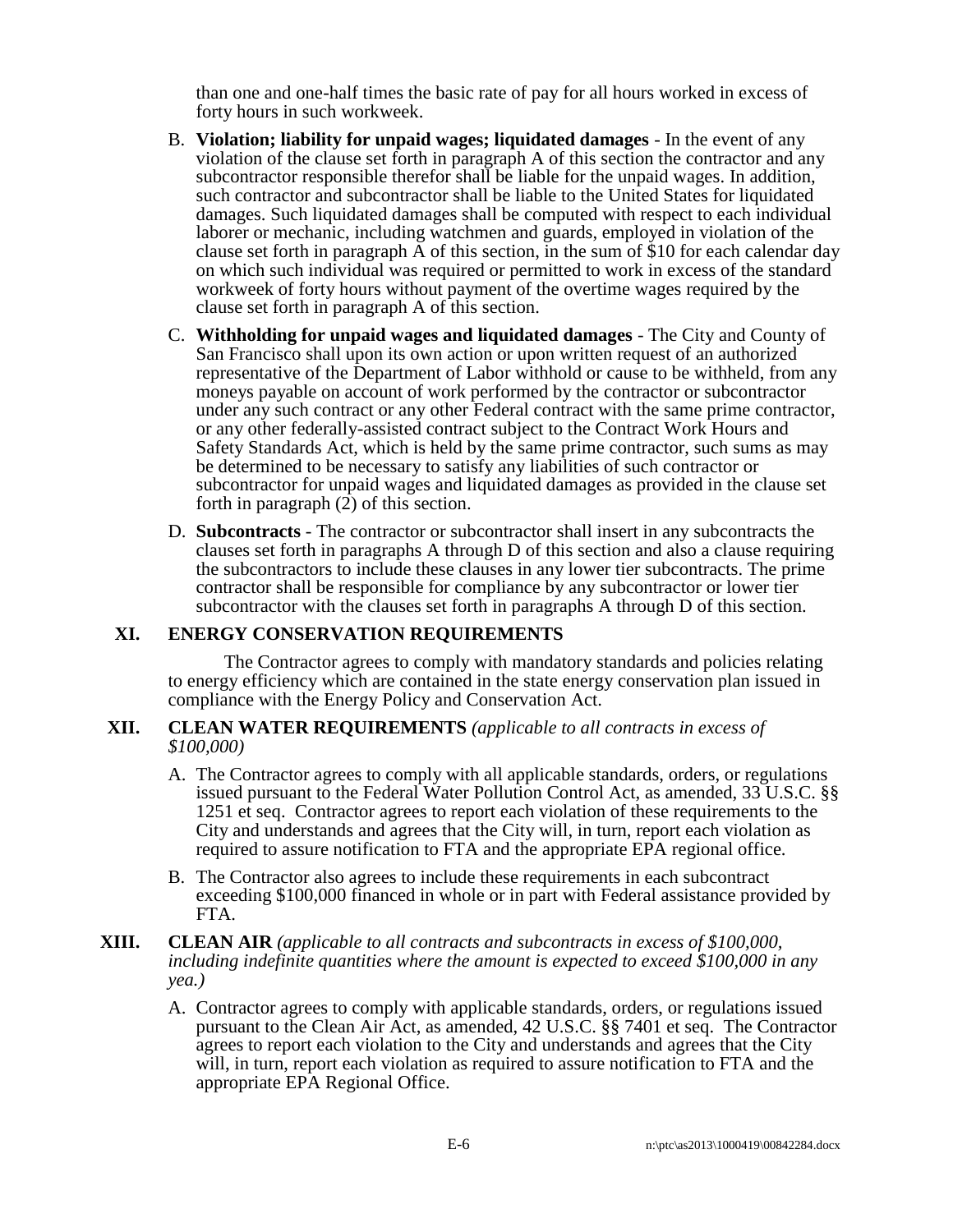than one and one-half times the basic rate of pay for all hours worked in excess of forty hours in such workweek.

B. **Violation; liability for unpaid wages; liquidated damages** - In the event of any violation of the clause set forth in paragraph A of this section the contractor and any subcontractor responsible therefor shall be liable for the unpaid wages. In addition, such contractor and subcontractor shall be liable to the United States for liquidated damages. Such liquidated damages shall be computed with respect to each individual laborer or mechanic, including watchmen and guards, employed in violation of the clause set forth in paragraph A of this section, in the sum of $10 for each calendar day on which such individual was required or permitted to work in excess of the standard workweek of forty hours without payment of the overtime wages required by the clause set forth in paragraph A of this section.

C. **Withholding for unpaid wages and liquidated damages** - The City and County of San Francisco shall upon its own action or upon written request of an authorized representative of the Department of Labor withhold or cause to be withheld, from any moneys payable on account of work performed by the contractor or subcontractor under any such contract or any other Federal contract with the same prime contractor, or any other federally-assisted contract subject to the Contract Work Hours and Safety Standards Act, which is held by the same prime contractor, such sums as may be determined to be necessary to satisfy any liabilities of such contractor or subcontractor for unpaid wages and liquidated damages as provided in the clause set forth in paragraph (2) of this section.

D. **Subcontracts** - The contractor or subcontractor shall insert in any subcontracts the clauses set forth in paragraphs A through D of this section and also a clause requiring the subcontractors to include these clauses in any lower tier subcontracts. The prime contractor shall be responsible for compliance by any subcontractor or lower tier subcontractor with the clauses set forth in paragraphs A through D of this section.

## XI. ENERGY CONSERVATION REQUIREMENTS

The Contractor agrees to comply with mandatory standards and policies relating to energy efficiency which are contained in the state energy conservation plan issued in compliance with the Energy Policy and Conservation Act.

## XII. CLEAN WATER REQUIREMENTS *(applicable to all contracts in excess of $100,000)*

A. The Contractor agrees to comply with all applicable standards, orders, or regulations issued pursuant to the Federal Water Pollution Control Act, as amended, 33 U.S.C. §§ 1251 et seq. Contractor agrees to report each violation of these requirements to the City and understands and agrees that the City will, in turn, report each violation as required to assure notification to FTA and the appropriate EPA regional office.

B. The Contractor also agrees to include these requirements in each subcontract exceeding $100,000 financed in whole or in part with Federal assistance provided by FTA.

## XIII. CLEAN AIR *(applicable to all contracts and subcontracts in excess of $100,000, including indefinite quantities where the amount is expected to exceed $100,000 in any yea.)*

A. Contractor agrees to comply with applicable standards, orders, or regulations issued pursuant to the Clean Air Act, as amended, 42 U.S.C. §§ 7401 et seq. The Contractor agrees to report each violation to the City and understands and agrees that the City will, in turn, report each violation as required to assure notification to FTA and the appropriate EPA Regional Office.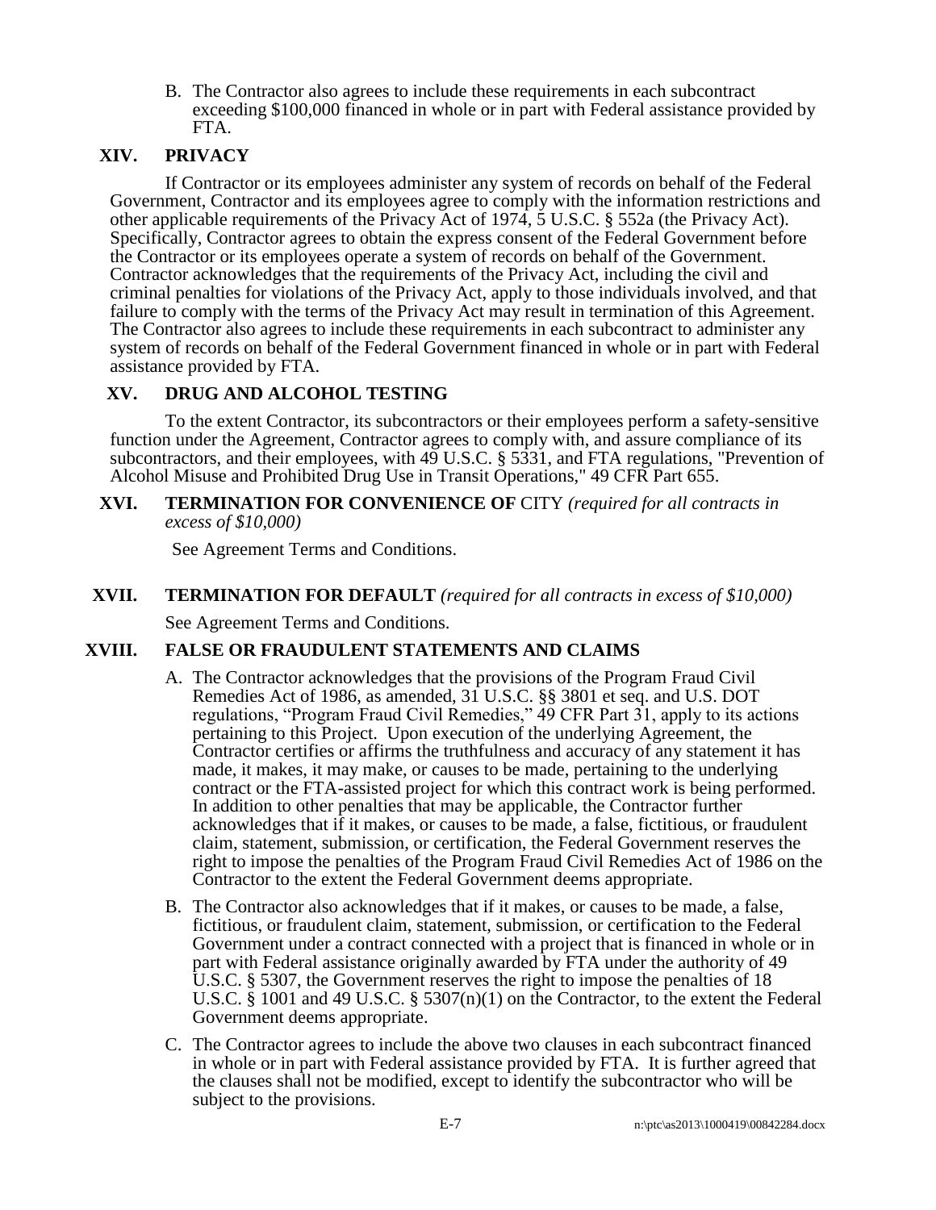B. The Contractor also agrees to include these requirements in each subcontract exceeding $100,000 financed in whole or in part with Federal assistance provided by FTA.

## XIV. PRIVACY

If Contractor or its employees administer any system of records on behalf of the Federal Government, Contractor and its employees agree to comply with the information restrictions and other applicable requirements of the Privacy Act of 1974, 5 U.S.C. § 552a (the Privacy Act). Specifically, Contractor agrees to obtain the express consent of the Federal Government before the Contractor or its employees operate a system of records on behalf of the Government. Contractor acknowledges that the requirements of the Privacy Act, including the civil and criminal penalties for violations of the Privacy Act, apply to those individuals involved, and that failure to comply with the terms of the Privacy Act may result in termination of this Agreement. The Contractor also agrees to include these requirements in each subcontract to administer any system of records on behalf of the Federal Government financed in whole or in part with Federal assistance provided by FTA.

## XV. DRUG AND ALCOHOL TESTING

To the extent Contractor, its subcontractors or their employees perform a safety-sensitive function under the Agreement, Contractor agrees to comply with, and assure compliance of its subcontractors, and their employees, with 49 U.S.C. § 5331, and FTA regulations, "Prevention of Alcohol Misuse and Prohibited Drug Use in Transit Operations," 49 CFR Part 655.

## XVI. TERMINATION FOR CONVENIENCE OF CITY *(required for all contracts in excess of $10,000)*

See Agreement Terms and Conditions.

## XVII. TERMINATION FOR DEFAULT *(required for all contracts in excess of $10,000)*

See Agreement Terms and Conditions.

## XVIII. FALSE OR FRAUDULENT STATEMENTS AND CLAIMS

A. The Contractor acknowledges that the provisions of the Program Fraud Civil Remedies Act of 1986, as amended, 31 U.S.C. §§ 3801 et seq. and U.S. DOT regulations, "Program Fraud Civil Remedies," 49 CFR Part 31, apply to its actions pertaining to this Project. Upon execution of the underlying Agreement, the Contractor certifies or affirms the truthfulness and accuracy of any statement it has made, it makes, it may make, or causes to be made, pertaining to the underlying contract or the FTA-assisted project for which this contract work is being performed. In addition to other penalties that may be applicable, the Contractor further acknowledges that if it makes, or causes to be made, a false, fictitious, or fraudulent claim, statement, submission, or certification, the Federal Government reserves the right to impose the penalties of the Program Fraud Civil Remedies Act of 1986 on the Contractor to the extent the Federal Government deems appropriate.

B. The Contractor also acknowledges that if it makes, or causes to be made, a false, fictitious, or fraudulent claim, statement, submission, or certification to the Federal Government under a contract connected with a project that is financed in whole or in part with Federal assistance originally awarded by FTA under the authority of 49 U.S.C. § 5307, the Government reserves the right to impose the penalties of 18 U.S.C. § 1001 and 49 U.S.C. § 5307(n)(1) on the Contractor, to the extent the Federal Government deems appropriate.

C. The Contractor agrees to include the above two clauses in each subcontract financed in whole or in part with Federal assistance provided by FTA. It is further agreed that the clauses shall not be modified, except to identify the subcontractor who will be subject to the provisions.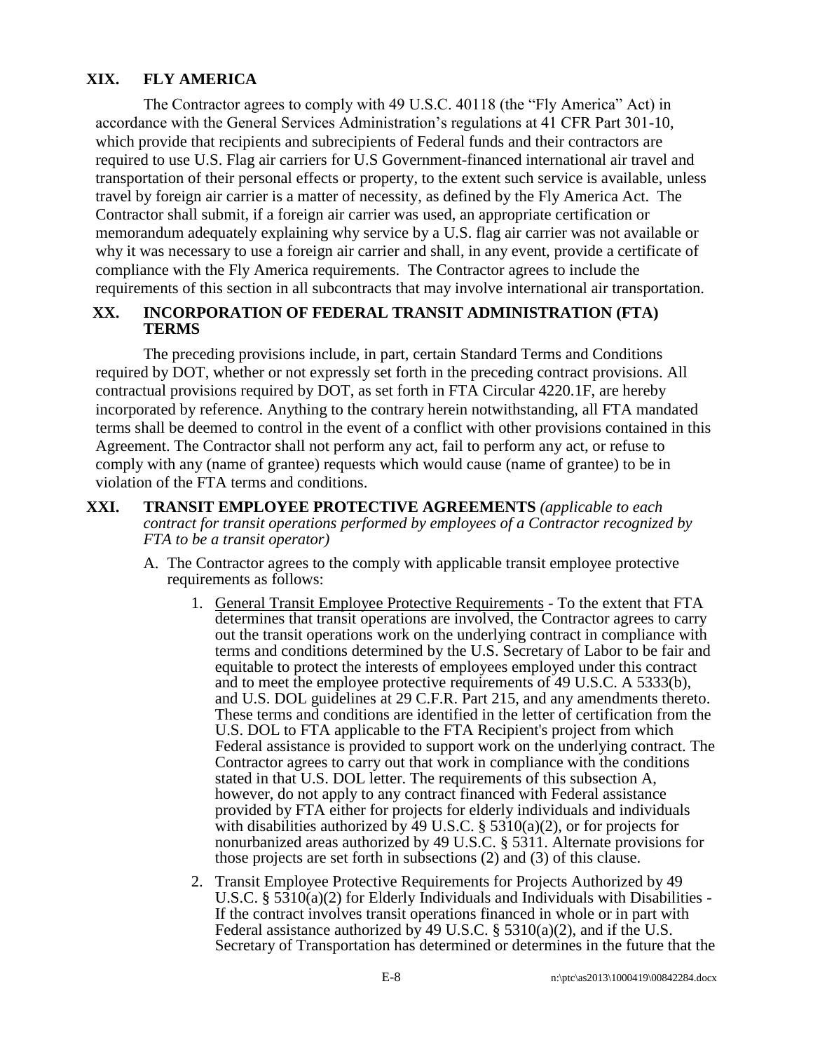## XIX. FLY AMERICA

The Contractor agrees to comply with 49 U.S.C. 40118 (the "Fly America" Act) in accordance with the General Services Administration's regulations at 41 CFR Part 301-10, which provide that recipients and subrecipients of Federal funds and their contractors are required to use U.S. Flag air carriers for U.S Government-financed international air travel and transportation of their personal effects or property, to the extent such service is available, unless travel by foreign air carrier is a matter of necessity, as defined by the Fly America Act. The Contractor shall submit, if a foreign air carrier was used, an appropriate certification or memorandum adequately explaining why service by a U.S. flag air carrier was not available or why it was necessary to use a foreign air carrier and shall, in any event, provide a certificate of compliance with the Fly America requirements. The Contractor agrees to include the requirements of this section in all subcontracts that may involve international air transportation.

## XX. INCORPORATION OF FEDERAL TRANSIT ADMINISTRATION (FTA) TERMS

The preceding provisions include, in part, certain Standard Terms and Conditions required by DOT, whether or not expressly set forth in the preceding contract provisions. All contractual provisions required by DOT, as set forth in FTA Circular 4220.1F, are hereby incorporated by reference. Anything to the contrary herein notwithstanding, all FTA mandated terms shall be deemed to control in the event of a conflict with other provisions contained in this Agreement. The Contractor shall not perform any act, fail to perform any act, or refuse to comply with any (name of grantee) requests which would cause (name of grantee) to be in violation of the FTA terms and conditions.

## XXI. TRANSIT EMPLOYEE PROTECTIVE AGREEMENTS *(applicable to each contract for transit operations performed by employees of a Contractor recognized by FTA to be a transit operator)*

A. The Contractor agrees to the comply with applicable transit employee protective requirements as follows:

1. General Transit Employee Protective Requirements - To the extent that FTA determines that transit operations are involved, the Contractor agrees to carry out the transit operations work on the underlying contract in compliance with terms and conditions determined by the U.S. Secretary of Labor to be fair and equitable to protect the interests of employees employed under this contract and to meet the employee protective requirements of 49 U.S.C. A 5333(b), and U.S. DOL guidelines at 29 C.F.R. Part 215, and any amendments thereto. These terms and conditions are identified in the letter of certification from the U.S. DOL to FTA applicable to the FTA Recipient's project from which Federal assistance is provided to support work on the underlying contract. The Contractor agrees to carry out that work in compliance with the conditions stated in that U.S. DOL letter. The requirements of this subsection A, however, do not apply to any contract financed with Federal assistance provided by FTA either for projects for elderly individuals and individuals with disabilities authorized by 49 U.S.C. § 5310(a)(2), or for projects for nonurbanized areas authorized by 49 U.S.C. § 5311. Alternate provisions for those projects are set forth in subsections (2) and (3) of this clause.

2. Transit Employee Protective Requirements for Projects Authorized by 49 U.S.C. § 5310(a)(2) for Elderly Individuals and Individuals with Disabilities - If the contract involves transit operations financed in whole or in part with Federal assistance authorized by 49 U.S.C. § 5310(a)(2), and if the U.S. Secretary of Transportation has determined or determines in the future that the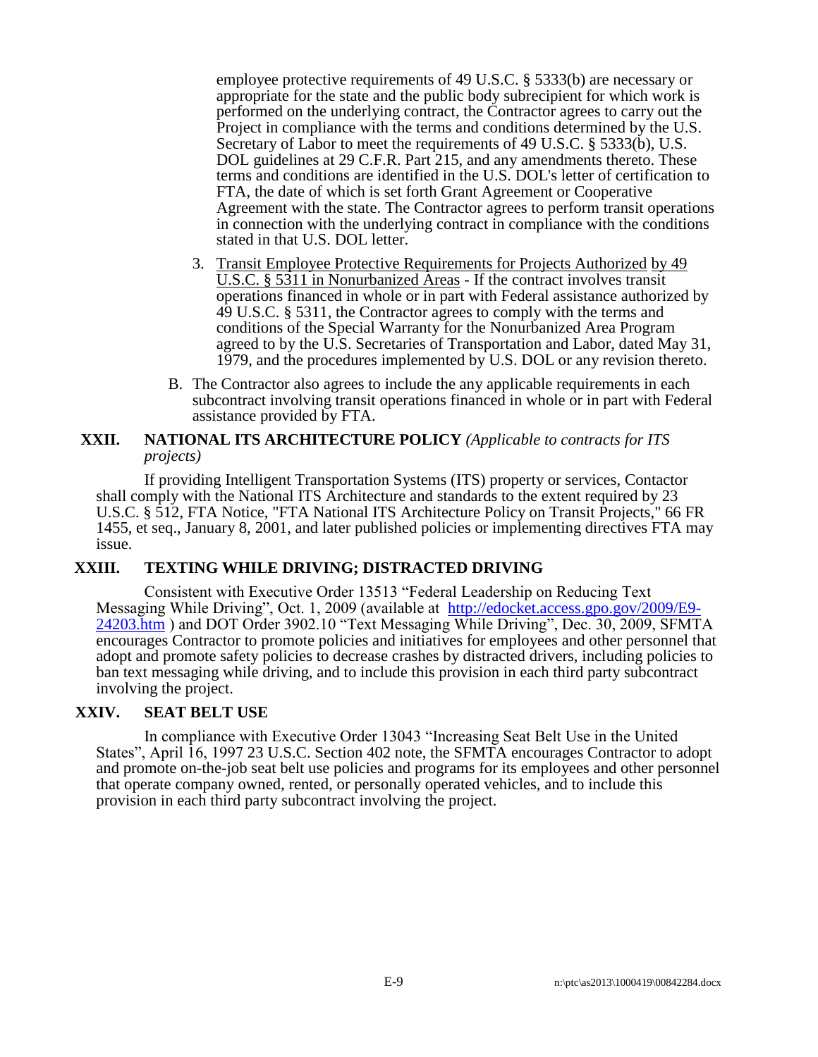employee protective requirements of 49 U.S.C. § 5333(b) are necessary or appropriate for the state and the public body subrecipient for which work is performed on the underlying contract, the Contractor agrees to carry out the Project in compliance with the terms and conditions determined by the U.S. Secretary of Labor to meet the requirements of 49 U.S.C. § 5333(b), U.S. DOL guidelines at 29 C.F.R. Part 215, and any amendments thereto. These terms and conditions are identified in the U.S. DOL's letter of certification to FTA, the date of which is set forth Grant Agreement or Cooperative Agreement with the state. The Contractor agrees to perform transit operations in connection with the underlying contract in compliance with the conditions stated in that U.S. DOL letter.

3. Transit Employee Protective Requirements for Projects Authorized by 49 U.S.C. § 5311 in Nonurbanized Areas - If the contract involves transit operations financed in whole or in part with Federal assistance authorized by 49 U.S.C. § 5311, the Contractor agrees to comply with the terms and conditions of the Special Warranty for the Nonurbanized Area Program agreed to by the U.S. Secretaries of Transportation and Labor, dated May 31, 1979, and the procedures implemented by U.S. DOL or any revision thereto.

B. The Contractor also agrees to include the any applicable requirements in each subcontract involving transit operations financed in whole or in part with Federal assistance provided by FTA.

## XXII. NATIONAL ITS ARCHITECTURE POLICY *(Applicable to contracts for ITS projects)*

If providing Intelligent Transportation Systems (ITS) property or services, Contactor shall comply with the National ITS Architecture and standards to the extent required by 23 U.S.C. § 512, FTA Notice, "FTA National ITS Architecture Policy on Transit Projects," 66 FR 1455, et seq., January 8, 2001, and later published policies or implementing directives FTA may issue.

## XXIII. TEXTING WHILE DRIVING; DISTRACTED DRIVING

Consistent with Executive Order 13513 "Federal Leadership on Reducing Text Messaging While Driving", Oct. 1, 2009 (available at [http://edocket.access.gpo.gov/2009/E9-24203.htm](http://edocket.access.gpo.gov/2009/E9-24203.htm) ) and DOT Order 3902.10 "Text Messaging While Driving", Dec. 30, 2009, SFMTA encourages Contractor to promote policies and initiatives for employees and other personnel that adopt and promote safety policies to decrease crashes by distracted drivers, including policies to ban text messaging while driving, and to include this provision in each third party subcontract involving the project.

## XXIV. SEAT BELT USE

In compliance with Executive Order 13043 "Increasing Seat Belt Use in the United States", April 16, 1997 23 U.S.C. Section 402 note, the SFMTA encourages Contractor to adopt and promote on-the-job seat belt use policies and programs for its employees and other personnel that operate company owned, rented, or personally operated vehicles, and to include this provision in each third party subcontract involving the project.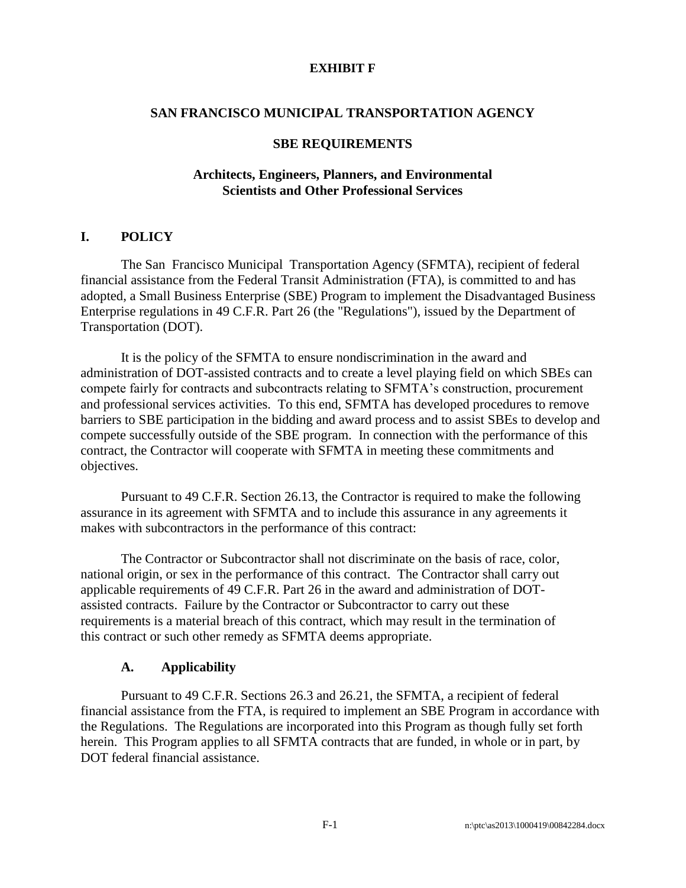**EXHIBIT F**

**SAN FRANCISCO MUNICIPAL TRANSPORTATION AGENCY**

**SBE REQUIREMENTS**

**Architects, Engineers, Planners, and Environmental Scientists and Other Professional Services**

## I. POLICY

The San Francisco Municipal Transportation Agency (SFMTA), recipient of federal financial assistance from the Federal Transit Administration (FTA), is committed to and has adopted, a Small Business Enterprise (SBE) Program to implement the Disadvantaged Business Enterprise regulations in 49 C.F.R. Part 26 (the "Regulations"), issued by the Department of Transportation (DOT).

It is the policy of the SFMTA to ensure nondiscrimination in the award and administration of DOT-assisted contracts and to create a level playing field on which SBEs can compete fairly for contracts and subcontracts relating to SFMTA's construction, procurement and professional services activities. To this end, SFMTA has developed procedures to remove barriers to SBE participation in the bidding and award process and to assist SBEs to develop and compete successfully outside of the SBE program. In connection with the performance of this contract, the Contractor will cooperate with SFMTA in meeting these commitments and objectives.

Pursuant to 49 C.F.R. Section 26.13, the Contractor is required to make the following assurance in its agreement with SFMTA and to include this assurance in any agreements it makes with subcontractors in the performance of this contract:

The Contractor or Subcontractor shall not discriminate on the basis of race, color, national origin, or sex in the performance of this contract. The Contractor shall carry out applicable requirements of 49 C.F.R. Part 26 in the award and administration of DOT-assisted contracts. Failure by the Contractor or Subcontractor to carry out these requirements is a material breach of this contract, which may result in the termination of this contract or such other remedy as SFMTA deems appropriate.

### A. Applicability

Pursuant to 49 C.F.R. Sections 26.3 and 26.21, the SFMTA, a recipient of federal financial assistance from the FTA, is required to implement an SBE Program in accordance with the Regulations. The Regulations are incorporated into this Program as though fully set forth herein. This Program applies to all SFMTA contracts that are funded, in whole or in part, by DOT federal financial assistance.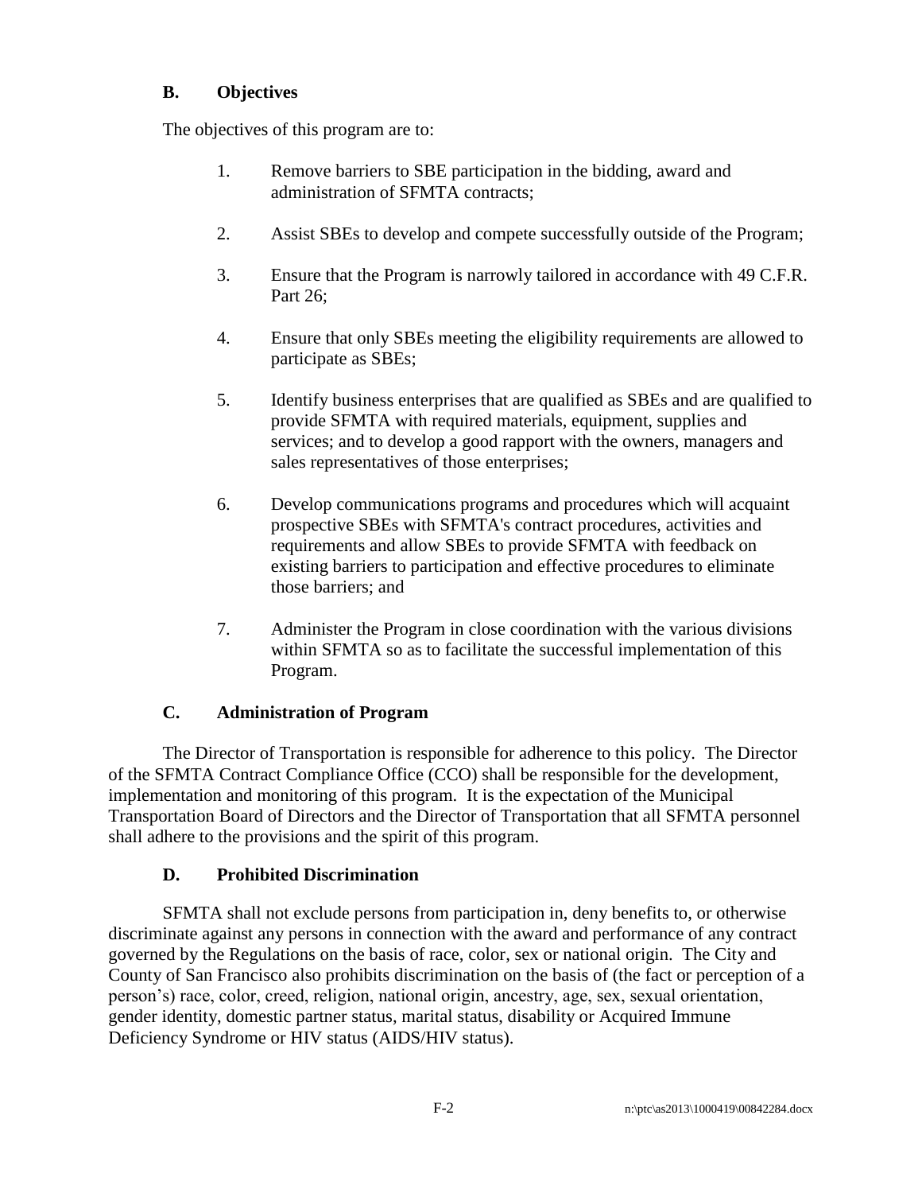## B. Objectives

The objectives of this program are to:

1. Remove barriers to SBE participation in the bidding, award and administration of SFMTA contracts;

2. Assist SBEs to develop and compete successfully outside of the Program;

3. Ensure that the Program is narrowly tailored in accordance with 49 C.F.R. Part 26;

4. Ensure that only SBEs meeting the eligibility requirements are allowed to participate as SBEs;

5. Identify business enterprises that are qualified as SBEs and are qualified to provide SFMTA with required materials, equipment, supplies and services; and to develop a good rapport with the owners, managers and sales representatives of those enterprises;

6. Develop communications programs and procedures which will acquaint prospective SBEs with SFMTA's contract procedures, activities and requirements and allow SBEs to provide SFMTA with feedback on existing barriers to participation and effective procedures to eliminate those barriers; and

7. Administer the Program in close coordination with the various divisions within SFMTA so as to facilitate the successful implementation of this Program.

## C. Administration of Program

The Director of Transportation is responsible for adherence to this policy. The Director of the SFMTA Contract Compliance Office (CCO) shall be responsible for the development, implementation and monitoring of this program. It is the expectation of the Municipal Transportation Board of Directors and the Director of Transportation that all SFMTA personnel shall adhere to the provisions and the spirit of this program.

## D. Prohibited Discrimination

SFMTA shall not exclude persons from participation in, deny benefits to, or otherwise discriminate against any persons in connection with the award and performance of any contract governed by the Regulations on the basis of race, color, sex or national origin. The City and County of San Francisco also prohibits discrimination on the basis of (the fact or perception of a person's) race, color, creed, religion, national origin, ancestry, age, sex, sexual orientation, gender identity, domestic partner status, marital status, disability or Acquired Immune Deficiency Syndrome or HIV status (AIDS/HIV status).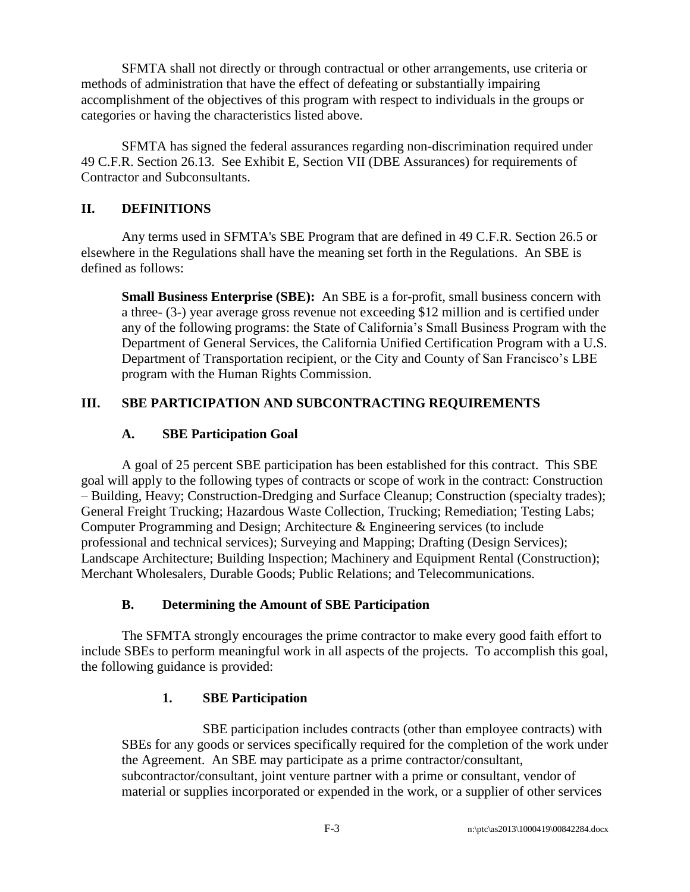SFMTA shall not directly or through contractual or other arrangements, use criteria or methods of administration that have the effect of defeating or substantially impairing accomplishment of the objectives of this program with respect to individuals in the groups or categories or having the characteristics listed above.

SFMTA has signed the federal assurances regarding non-discrimination required under 49 C.F.R. Section 26.13. See Exhibit E, Section VII (DBE Assurances) for requirements of Contractor and Subconsultants.

## II. DEFINITIONS

Any terms used in SFMTA's SBE Program that are defined in 49 C.F.R. Section 26.5 or elsewhere in the Regulations shall have the meaning set forth in the Regulations. An SBE is defined as follows:

> **Small Business Enterprise (SBE):** An SBE is a for-profit, small business concern with a three- (3-) year average gross revenue not exceeding $12 million and is certified under any of the following programs: the State of California's Small Business Program with the Department of General Services, the California Unified Certification Program with a U.S. Department of Transportation recipient, or the City and County of San Francisco's LBE program with the Human Rights Commission.

## III. SBE PARTICIPATION AND SUBCONTRACTING REQUIREMENTS

### A. SBE Participation Goal

A goal of 25 percent SBE participation has been established for this contract. This SBE goal will apply to the following types of contracts or scope of work in the contract: Construction – Building, Heavy; Construction-Dredging and Surface Cleanup; Construction (specialty trades); General Freight Trucking; Hazardous Waste Collection, Trucking; Remediation; Testing Labs; Computer Programming and Design; Architecture & Engineering services (to include professional and technical services); Surveying and Mapping; Drafting (Design Services); Landscape Architecture; Building Inspection; Machinery and Equipment Rental (Construction); Merchant Wholesalers, Durable Goods; Public Relations; and Telecommunications.

### B. Determining the Amount of SBE Participation

The SFMTA strongly encourages the prime contractor to make every good faith effort to include SBEs to perform meaningful work in all aspects of the projects. To accomplish this goal, the following guidance is provided:

#### 1. SBE Participation

SBE participation includes contracts (other than employee contracts) with SBEs for any goods or services specifically required for the completion of the work under the Agreement. An SBE may participate as a prime contractor/consultant, subcontractor/consultant, joint venture partner with a prime or consultant, vendor of material or supplies incorporated or expended in the work, or a supplier of other services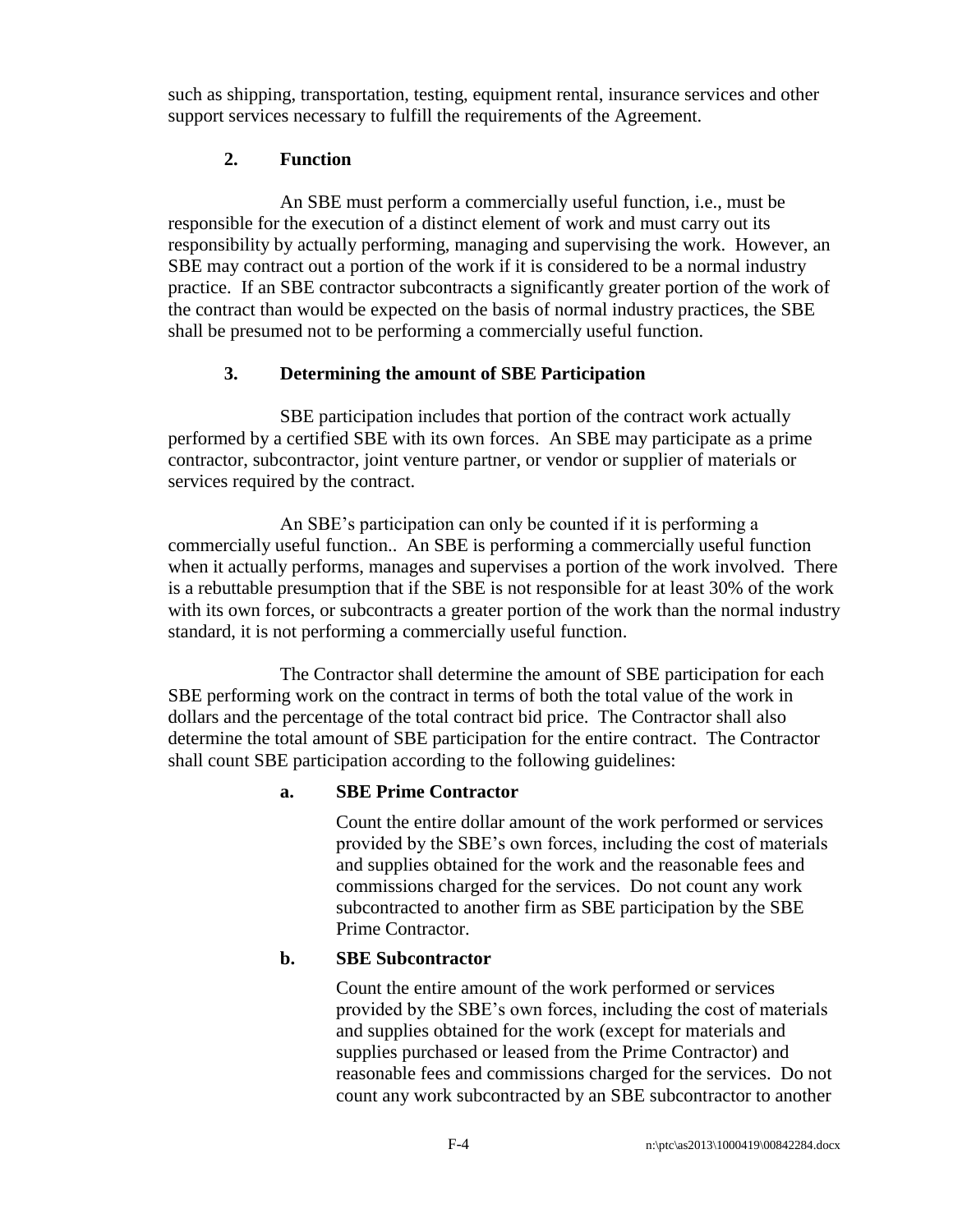such as shipping, transportation, testing, equipment rental, insurance services and other support services necessary to fulfill the requirements of the Agreement.

### 2. Function

An SBE must perform a commercially useful function, i.e., must be responsible for the execution of a distinct element of work and must carry out its responsibility by actually performing, managing and supervising the work. However, an SBE may contract out a portion of the work if it is considered to be a normal industry practice. If an SBE contractor subcontracts a significantly greater portion of the work of the contract than would be expected on the basis of normal industry practices, the SBE shall be presumed not to be performing a commercially useful function.

### 3. Determining the amount of SBE Participation

SBE participation includes that portion of the contract work actually performed by a certified SBE with its own forces. An SBE may participate as a prime contractor, subcontractor, joint venture partner, or vendor or supplier of materials or services required by the contract.

An SBE's participation can only be counted if it is performing a commercially useful function.. An SBE is performing a commercially useful function when it actually performs, manages and supervises a portion of the work involved. There is a rebuttable presumption that if the SBE is not responsible for at least 30% of the work with its own forces, or subcontracts a greater portion of the work than the normal industry standard, it is not performing a commercially useful function.

The Contractor shall determine the amount of SBE participation for each SBE performing work on the contract in terms of both the total value of the work in dollars and the percentage of the total contract bid price. The Contractor shall also determine the total amount of SBE participation for the entire contract. The Contractor shall count SBE participation according to the following guidelines:

#### a. SBE Prime Contractor

Count the entire dollar amount of the work performed or services provided by the SBE's own forces, including the cost of materials and supplies obtained for the work and the reasonable fees and commissions charged for the services. Do not count any work subcontracted to another firm as SBE participation by the SBE Prime Contractor.

#### b. SBE Subcontractor

Count the entire amount of the work performed or services provided by the SBE's own forces, including the cost of materials and supplies obtained for the work (except for materials and supplies purchased or leased from the Prime Contractor) and reasonable fees and commissions charged for the services. Do not count any work subcontracted by an SBE subcontractor to another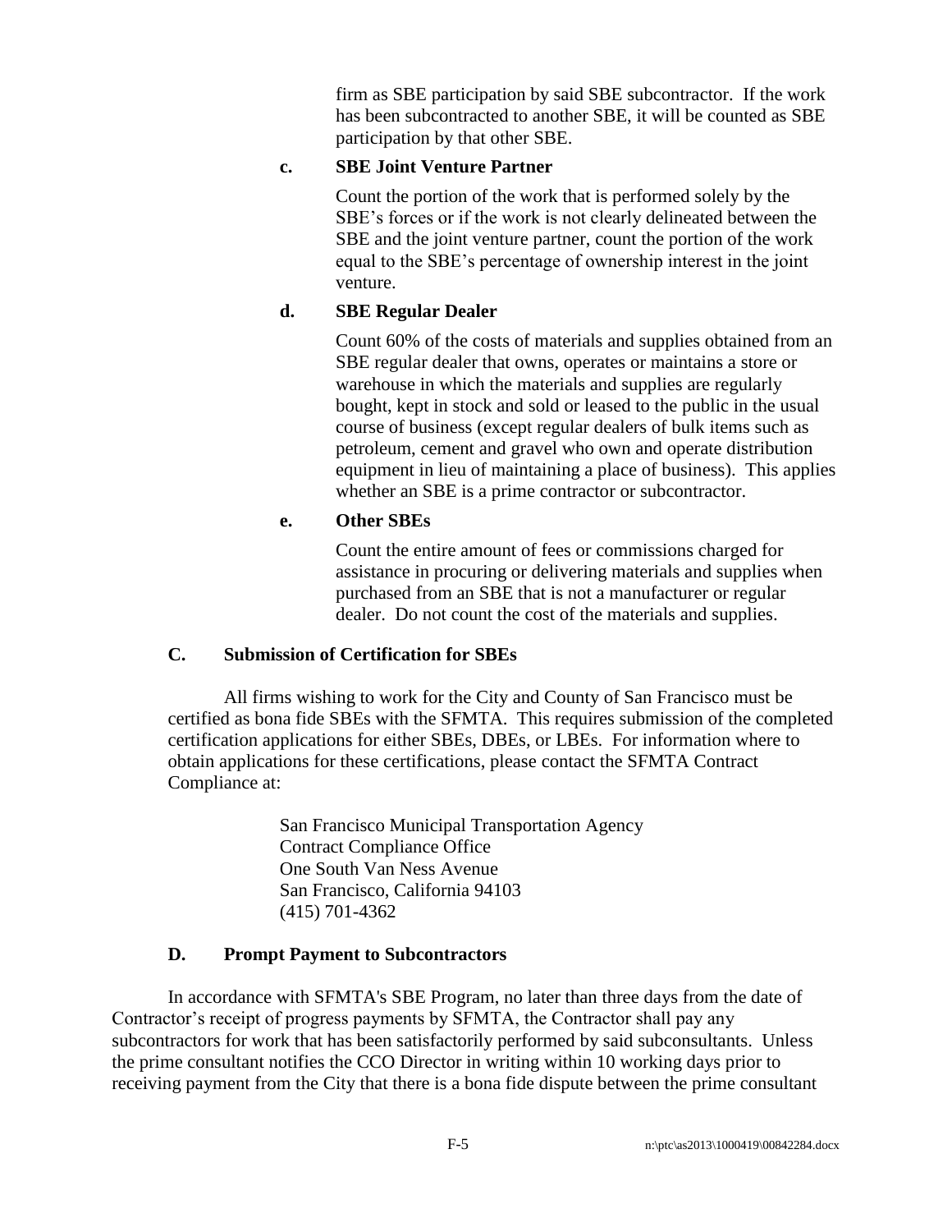firm as SBE participation by said SBE subcontractor. If the work has been subcontracted to another SBE, it will be counted as SBE participation by that other SBE.

**c. SBE Joint Venture Partner**

Count the portion of the work that is performed solely by the SBE's forces or if the work is not clearly delineated between the SBE and the joint venture partner, count the portion of the work equal to the SBE's percentage of ownership interest in the joint venture.

**d. SBE Regular Dealer**

Count 60% of the costs of materials and supplies obtained from an SBE regular dealer that owns, operates or maintains a store or warehouse in which the materials and supplies are regularly bought, kept in stock and sold or leased to the public in the usual course of business (except regular dealers of bulk items such as petroleum, cement and gravel who own and operate distribution equipment in lieu of maintaining a place of business). This applies whether an SBE is a prime contractor or subcontractor.

**e. Other SBEs**

Count the entire amount of fees or commissions charged for assistance in procuring or delivering materials and supplies when purchased from an SBE that is not a manufacturer or regular dealer. Do not count the cost of the materials and supplies.

### C. Submission of Certification for SBEs

All firms wishing to work for the City and County of San Francisco must be certified as bona fide SBEs with the SFMTA. This requires submission of the completed certification applications for either SBEs, DBEs, or LBEs. For information where to obtain applications for these certifications, please contact the SFMTA Contract Compliance at:

San Francisco Municipal Transportation Agency
Contract Compliance Office
One South Van Ness Avenue
San Francisco, California 94103
(415) 701-4362

### D. Prompt Payment to Subcontractors

In accordance with SFMTA's SBE Program, no later than three days from the date of Contractor's receipt of progress payments by SFMTA, the Contractor shall pay any subcontractors for work that has been satisfactorily performed by said subconsultants. Unless the prime consultant notifies the CCO Director in writing within 10 working days prior to receiving payment from the City that there is a bona fide dispute between the prime consultant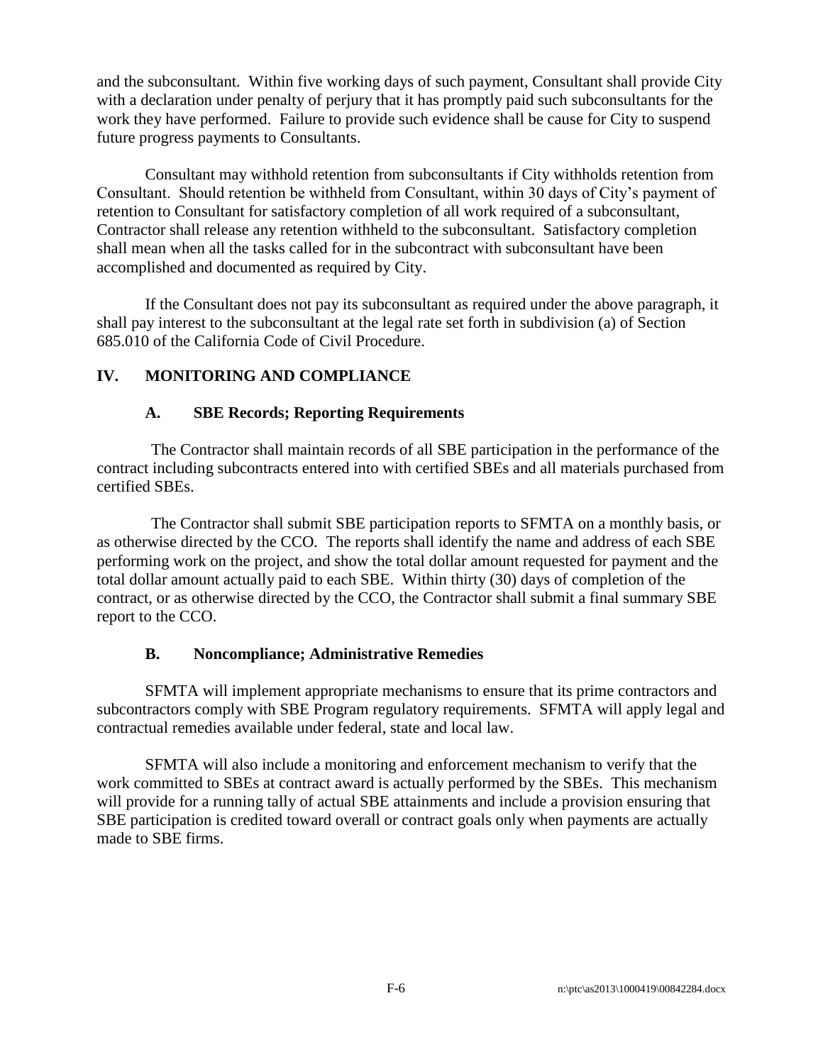and the subconsultant. Within five working days of such payment, Consultant shall provide City with a declaration under penalty of perjury that it has promptly paid such subconsultants for the work they have performed. Failure to provide such evidence shall be cause for City to suspend future progress payments to Consultants.

Consultant may withhold retention from subconsultants if City withholds retention from Consultant. Should retention be withheld from Consultant, within 30 days of City's payment of retention to Consultant for satisfactory completion of all work required of a subconsultant, Contractor shall release any retention withheld to the subconsultant. Satisfactory completion shall mean when all the tasks called for in the subcontract with subconsultant have been accomplished and documented as required by City.

If the Consultant does not pay its subconsultant as required under the above paragraph, it shall pay interest to the subconsultant at the legal rate set forth in subdivision (a) of Section 685.010 of the California Code of Civil Procedure.

## IV. MONITORING AND COMPLIANCE

### A. SBE Records; Reporting Requirements

The Contractor shall maintain records of all SBE participation in the performance of the contract including subcontracts entered into with certified SBEs and all materials purchased from certified SBEs.

The Contractor shall submit SBE participation reports to SFMTA on a monthly basis, or as otherwise directed by the CCO. The reports shall identify the name and address of each SBE performing work on the project, and show the total dollar amount requested for payment and the total dollar amount actually paid to each SBE. Within thirty (30) days of completion of the contract, or as otherwise directed by the CCO, the Contractor shall submit a final summary SBE report to the CCO.

### B. Noncompliance; Administrative Remedies

SFMTA will implement appropriate mechanisms to ensure that its prime contractors and subcontractors comply with SBE Program regulatory requirements. SFMTA will apply legal and contractual remedies available under federal, state and local law.

SFMTA will also include a monitoring and enforcement mechanism to verify that the work committed to SBEs at contract award is actually performed by the SBEs. This mechanism will provide for a running tally of actual SBE attainments and include a provision ensuring that SBE participation is credited toward overall or contract goals only when payments are actually made to SBE firms.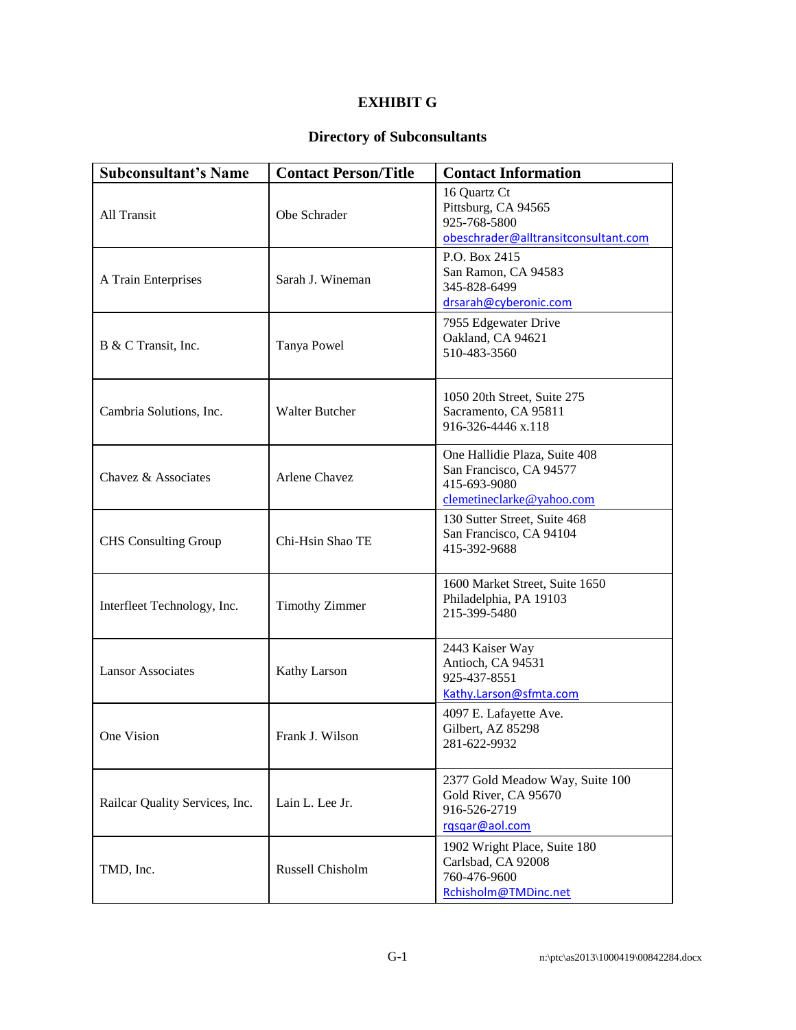# EXHIBIT G

## Directory of Subconsultants

| Subconsultant's Name | Contact Person/Title | Contact Information |
|---|---|---|
| All Transit | Obe Schrader | 16 Quartz Ct<br>Pittsburg, CA 94565<br>925-768-5800<br>obeschrader@alltransitconsultant.com |
| A Train Enterprises | Sarah J. Wineman | P.O. Box 2415<br>San Ramon, CA 94583<br>345-828-6499<br>drsarah@cyberonic.com |
| B & C Transit, Inc. | Tanya Powel | 7955 Edgewater Drive<br>Oakland, CA 94621<br>510-483-3560 |
| Cambria Solutions, Inc. | Walter Butcher | 1050 20th Street, Suite 275<br>Sacramento, CA 95811<br>916-326-4446 x.118 |
| Chavez & Associates | Arlene Chavez | One Hallidie Plaza, Suite 408<br>San Francisco, CA 94577<br>415-693-9080<br>clemetineclarke@yahoo.com |
| CHS Consulting Group | Chi-Hsin Shao TE | 130 Sutter Street, Suite 468<br>San Francisco, CA 94104<br>415-392-9688 |
| Interfleet Technology, Inc. | Timothy Zimmer | 1600 Market Street, Suite 1650<br>Philadelphia, PA 19103<br>215-399-5480 |
| Lansor Associates | Kathy Larson | 2443 Kaiser Way<br>Antioch, CA 94531<br>925-437-8551<br>Kathy.Larson@sfmta.com |
| One Vision | Frank J. Wilson | 4097 E. Lafayette Ave.<br>Gilbert, AZ 85298<br>281-622-9932 |
| Railcar Quality Services, Inc. | Lain L. Lee Jr. | 2377 Gold Meadow Way, Suite 100<br>Gold River, CA 95670<br>916-526-2719<br>rqsqar@aol.com |
| TMD, Inc. | Russell Chisholm | 1902 Wright Place, Suite 180<br>Carlsbad, CA 92008<br>760-476-9600<br>Rchisholm@TMDinc.net |

G-1

n:\ptc\as2013\1000419\00842284.docx